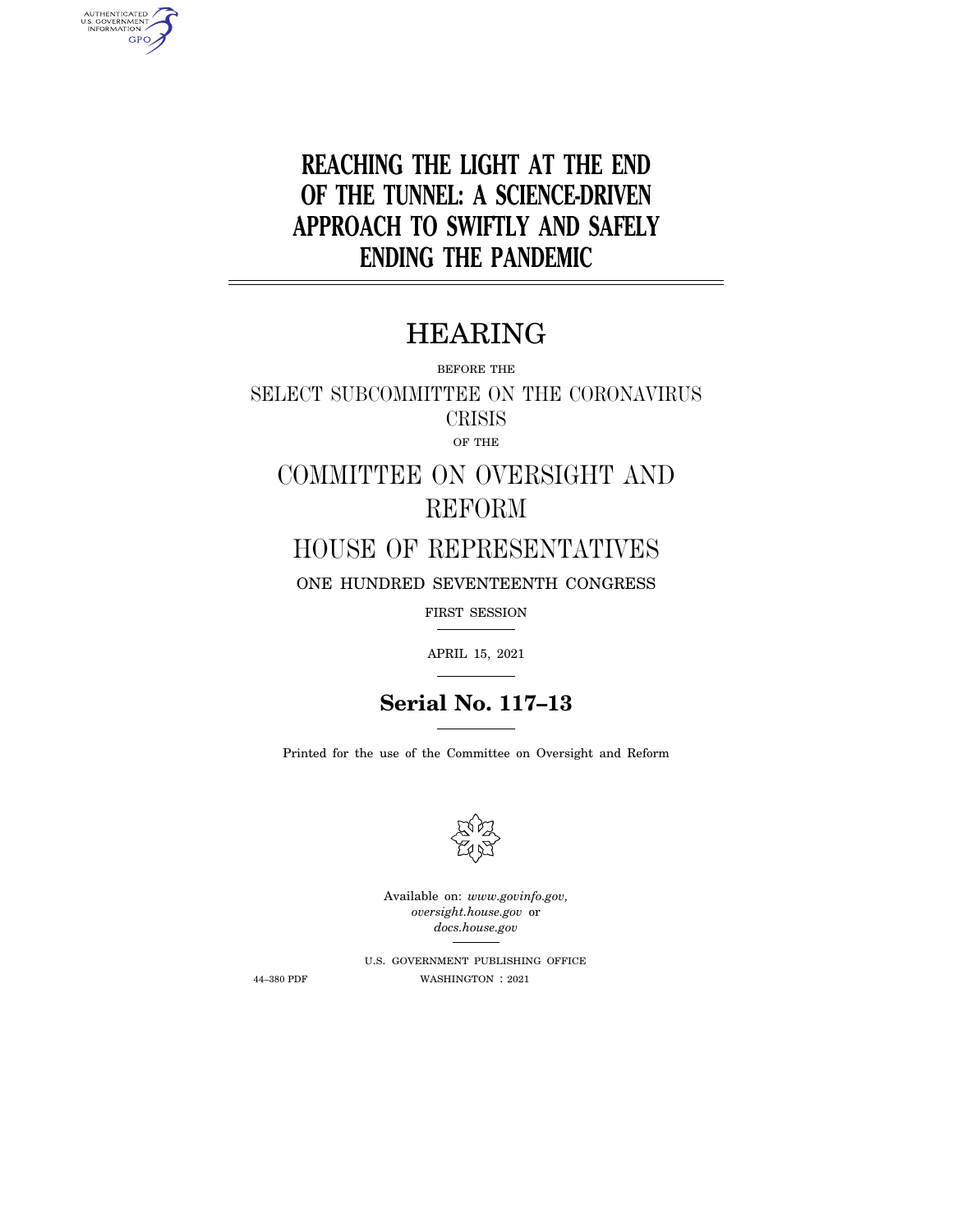# REACHING THE LIGHT AT THE END OF THE TUNNEL: A SCIENCE-DRIVEN APPROACH TO SWIFTLY AND SAFELY ENDING THE PANDEMIC

---

## HEARING

BEFORE THE

SELECT SUBCOMMITTEE ON THE CORONAVIRUS CRISIS

OF THE

COMMITTEE ON OVERSIGHT AND REFORM

HOUSE OF REPRESENTATIVES

ONE HUNDRED SEVENTEENTH CONGRESS

FIRST SESSION

---

APRIL 15, 2021

---

**Serial No. 117–13**

---

Printed for the use of the Committee on Oversight and Reform

Available on: *www.govinfo.gov*, *oversight.house.gov* or *docs.house.gov*

---

U.S. GOVERNMENT PUBLISHING OFFICE

44–380 PDF WASHINGTON : 2021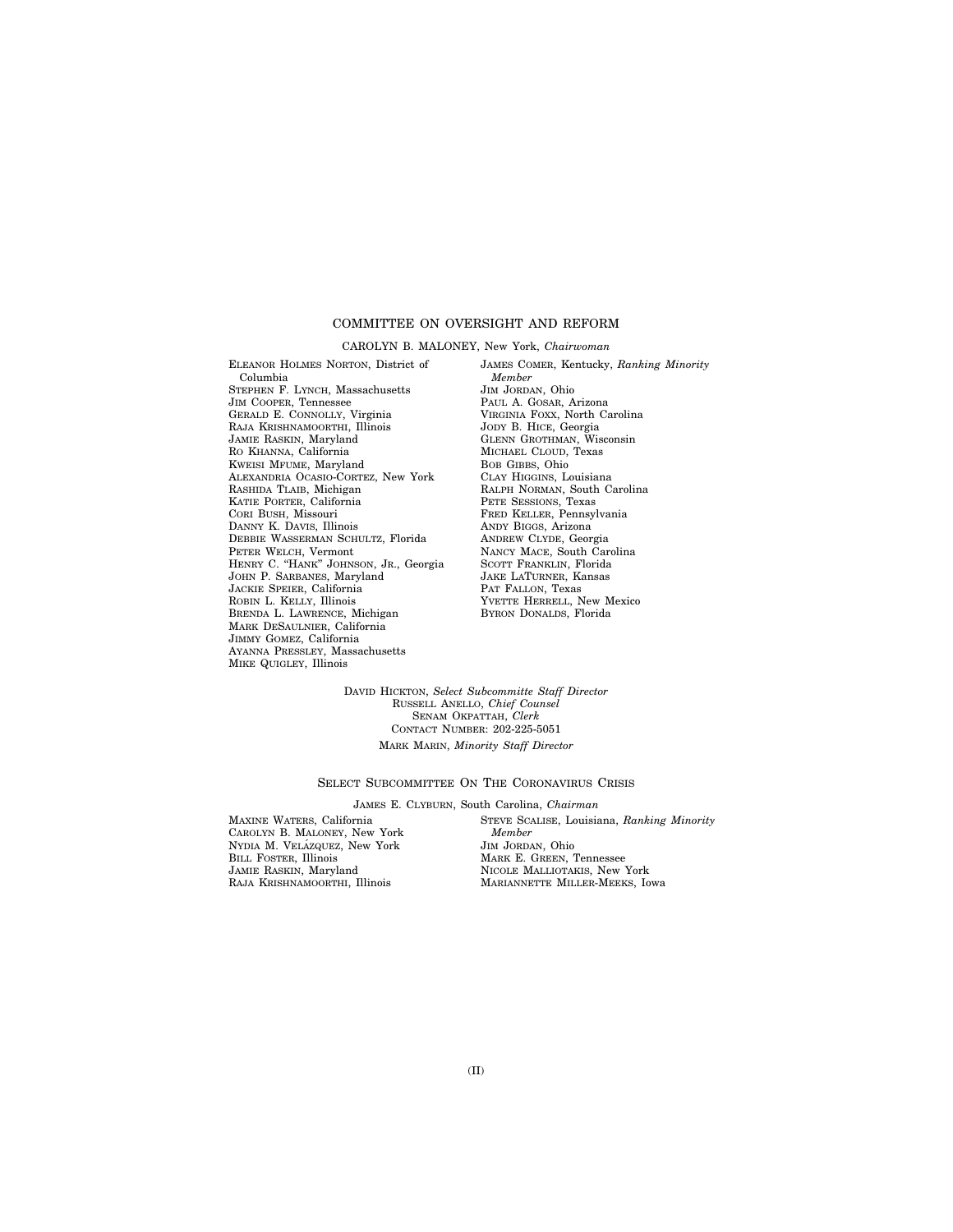## COMMITTEE ON OVERSIGHT AND REFORM

CAROLYN B. MALONEY, New York, *Chairwoman*

ELEANOR HOLMES NORTON, District of Columbia
STEPHEN F. LYNCH, Massachusetts
JIM COOPER, Tennessee
GERALD E. CONNOLLY, Virginia
RAJA KRISHNAMOORTHI, Illinois
JAMIE RASKIN, Maryland
RO KHANNA, California
KWEISI MFUME, Maryland
ALEXANDRIA OCASIO-CORTEZ, New York
RASHIDA TLAIB, Michigan
KATIE PORTER, California
CORI BUSH, Missouri
DANNY K. DAVIS, Illinois
DEBBIE WASSERMAN SCHULTZ, Florida
PETER WELCH, Vermont
HENRY C. "HANK" JOHNSON, JR., Georgia
JOHN P. SARBANES, Maryland
JACKIE SPEIER, California
ROBIN L. KELLY, Illinois
BRENDA L. LAWRENCE, Michigan
MARK DESAULNIER, California
JIMMY GOMEZ, California
AYANNA PRESSLEY, Massachusetts
MIKE QUIGLEY, Illinois

JAMES COMER, Kentucky, *Ranking Minority Member*
JIM JORDAN, Ohio
PAUL A. GOSAR, Arizona
VIRGINIA FOXX, North Carolina
JODY B. HICE, Georgia
GLENN GROTHMAN, Wisconsin
MICHAEL CLOUD, Texas
BOB GIBBS, Ohio
CLAY HIGGINS, Louisiana
RALPH NORMAN, South Carolina
PETE SESSIONS, Texas
FRED KELLER, Pennsylvania
ANDY BIGGS, Arizona
ANDREW CLYDE, Georgia
NANCY MACE, South Carolina
SCOTT FRANKLIN, Florida
JAKE LATURNER, Kansas
PAT FALLON, Texas
YVETTE HERRELL, New Mexico
BYRON DONALDS, Florida

DAVID HICKTON, *Select Subcommitte Staff Director*
RUSSELL ANELLO, *Chief Counsel*
SENAM OKPATTAH, *Clerk*
CONTACT NUMBER: 202-225-5051
MARK MARIN, *Minority Staff Director*

## SELECT SUBCOMMITTEE ON THE CORONAVIRUS CRISIS

JAMES E. CLYBURN, South Carolina, *Chairman*

MAXINE WATERS, California
CAROLYN B. MALONEY, New York
NYDIA M. VELÁZQUEZ, New York
BILL FOSTER, Illinois
JAMIE RASKIN, Maryland
RAJA KRISHNAMOORTHI, Illinois

STEVE SCALISE, Louisiana, *Ranking Minority Member*
JIM JORDAN, Ohio
MARK E. GREEN, Tennessee
NICOLE MALLIOTAKIS, New York
MARIANNETTE MILLER-MEEKS, Iowa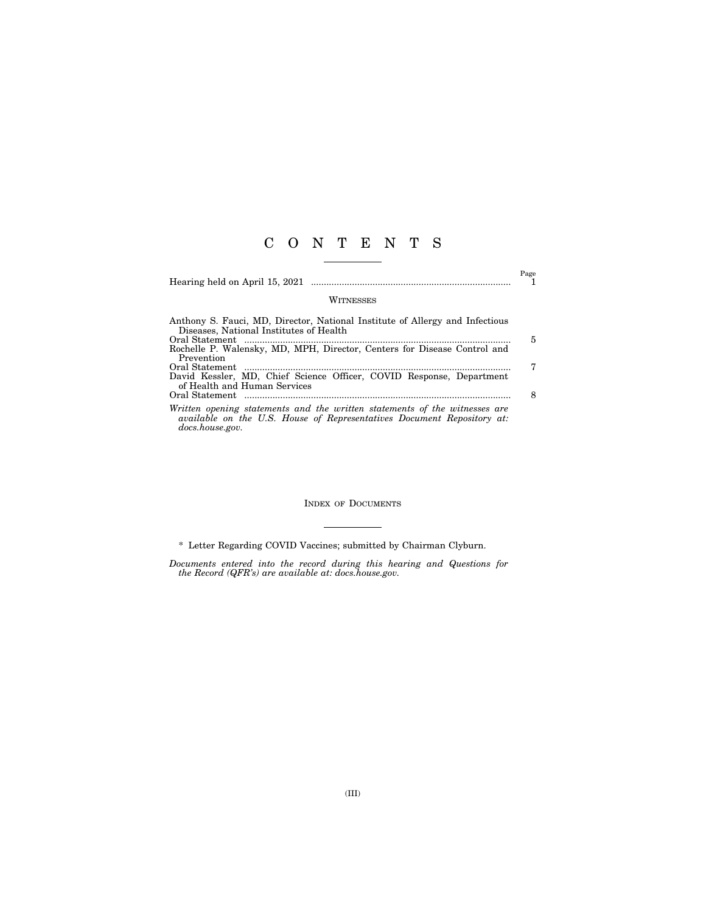# C O N T E N T S

| | Page |
|---|---|
| Hearing held on April 15, 2021 | 1 |

## Witnesses

| | |
|---|---|
| Anthony S. Fauci, MD, Director, National Institute of Allergy and Infectious Diseases, National Institutes of Health | |
| Oral Statement | 5 |
| Rochelle P. Walensky, MD, MPH, Director, Centers for Disease Control and Prevention | |
| Oral Statement | 7 |
| David Kessler, MD, Chief Science Officer, COVID Response, Department of Health and Human Services | |
| Oral Statement | 8 |

*Written opening statements and the written statements of the witnesses are available on the U.S. House of Representatives Document Repository at: docs.house.gov.*

## Index of Documents

\* Letter Regarding COVID Vaccines; submitted by Chairman Clyburn.

*Documents entered into the record during this hearing and Questions for the Record (QFR's) are available at: docs.house.gov.*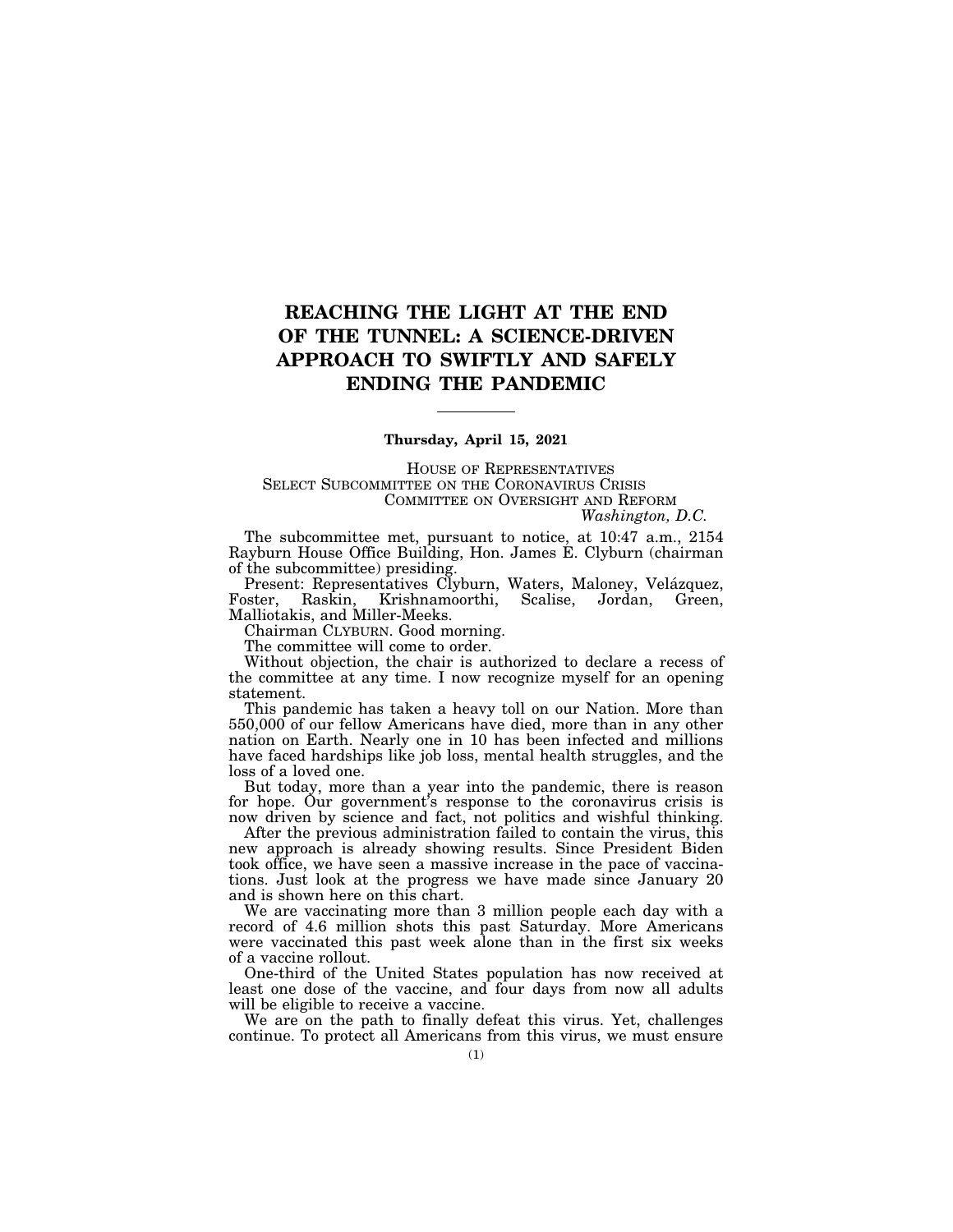# REACHING THE LIGHT AT THE END OF THE TUNNEL: A SCIENCE-DRIVEN APPROACH TO SWIFTLY AND SAFELY ENDING THE PANDEMIC

---

**Thursday, April 15, 2021**

HOUSE OF REPRESENTATIVES
SELECT SUBCOMMITTEE ON THE CORONAVIRUS CRISIS
COMMITTEE ON OVERSIGHT AND REFORM
*Washington, D.C.*

The subcommittee met, pursuant to notice, at 10:47 a.m., 2154 Rayburn House Office Building, Hon. James E. Clyburn (chairman of the subcommittee) presiding.

Present: Representatives Clyburn, Waters, Maloney, Velázquez, Foster, Raskin, Krishnamoorthi, Scalise, Jordan, Green, Malliotakis, and Miller-Meeks.

Chairman CLYBURN. Good morning.

The committee will come to order.

Without objection, the chair is authorized to declare a recess of the committee at any time. I now recognize myself for an opening statement.

This pandemic has taken a heavy toll on our Nation. More than 550,000 of our fellow Americans have died, more than in any other nation on Earth. Nearly one in 10 has been infected and millions have faced hardships like job loss, mental health struggles, and the loss of a loved one.

But today, more than a year into the pandemic, there is reason for hope. Our government's response to the coronavirus crisis is now driven by science and fact, not politics and wishful thinking.

After the previous administration failed to contain the virus, this new approach is already showing results. Since President Biden took office, we have seen a massive increase in the pace of vaccinations. Just look at the progress we have made since January 20 and is shown here on this chart.

We are vaccinating more than 3 million people each day with a record of 4.6 million shots this past Saturday. More Americans were vaccinated this past week alone than in the first six weeks of a vaccine rollout.

One-third of the United States population has now received at least one dose of the vaccine, and four days from now all adults will be eligible to receive a vaccine.

We are on the path to finally defeat this virus. Yet, challenges continue. To protect all Americans from this virus, we must ensure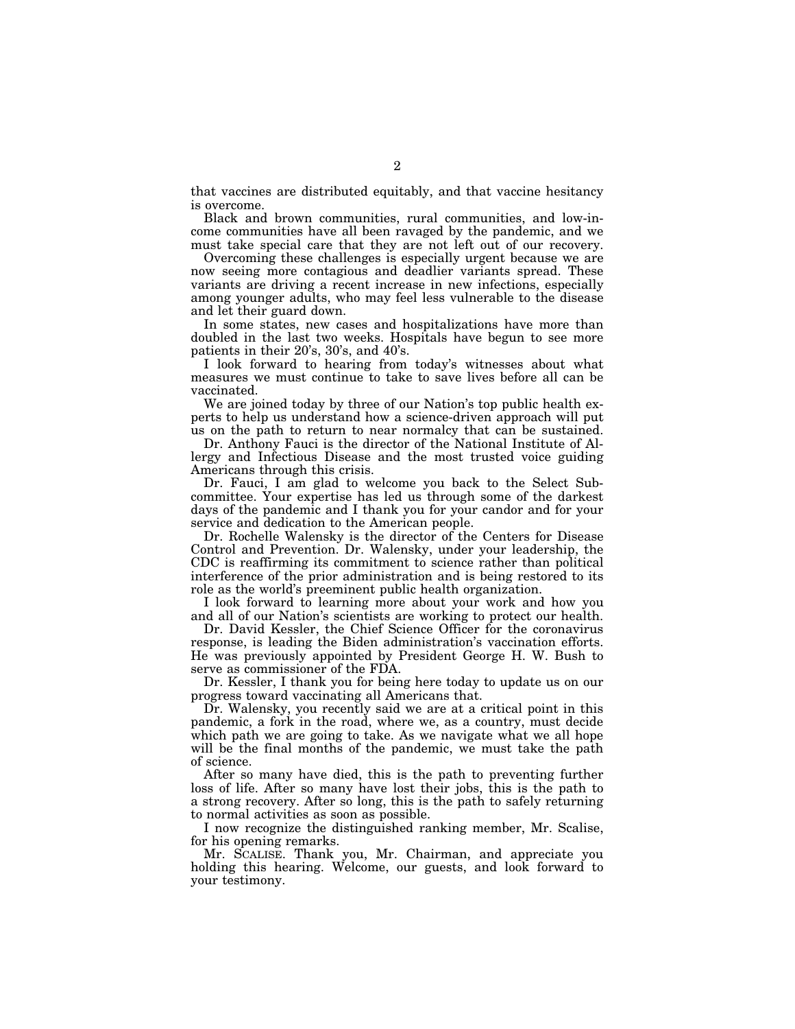that vaccines are distributed equitably, and that vaccine hesitancy is overcome.

Black and brown communities, rural communities, and low-income communities have all been ravaged by the pandemic, and we must take special care that they are not left out of our recovery.

Overcoming these challenges is especially urgent because we are now seeing more contagious and deadlier variants spread. These variants are driving a recent increase in new infections, especially among younger adults, who may feel less vulnerable to the disease and let their guard down.

In some states, new cases and hospitalizations have more than doubled in the last two weeks. Hospitals have begun to see more patients in their 20's, 30's, and 40's.

I look forward to hearing from today's witnesses about what measures we must continue to take to save lives before all can be vaccinated.

We are joined today by three of our Nation's top public health experts to help us understand how a science-driven approach will put us on the path to return to near normalcy that can be sustained.

Dr. Anthony Fauci is the director of the National Institute of Allergy and Infectious Disease and the most trusted voice guiding Americans through this crisis.

Dr. Fauci, I am glad to welcome you back to the Select Subcommittee. Your expertise has led us through some of the darkest days of the pandemic and I thank you for your candor and for your service and dedication to the American people.

Dr. Rochelle Walensky is the director of the Centers for Disease Control and Prevention. Dr. Walensky, under your leadership, the CDC is reaffirming its commitment to science rather than political interference of the prior administration and is being restored to its role as the world's preeminent public health organization.

I look forward to learning more about your work and how you and all of our Nation's scientists are working to protect our health.

Dr. David Kessler, the Chief Science Officer for the coronavirus response, is leading the Biden administration's vaccination efforts. He was previously appointed by President George H. W. Bush to serve as commissioner of the FDA.

Dr. Kessler, I thank you for being here today to update us on our progress toward vaccinating all Americans that.

Dr. Walensky, you recently said we are at a critical point in this pandemic, a fork in the road, where we, as a country, must decide which path we are going to take. As we navigate what we all hope will be the final months of the pandemic, we must take the path of science.

After so many have died, this is the path to preventing further loss of life. After so many have lost their jobs, this is the path to a strong recovery. After so long, this is the path to safely returning to normal activities as soon as possible.

I now recognize the distinguished ranking member, Mr. Scalise, for his opening remarks.

Mr. SCALISE. Thank you, Mr. Chairman, and appreciate you holding this hearing. Welcome, our guests, and look forward to your testimony.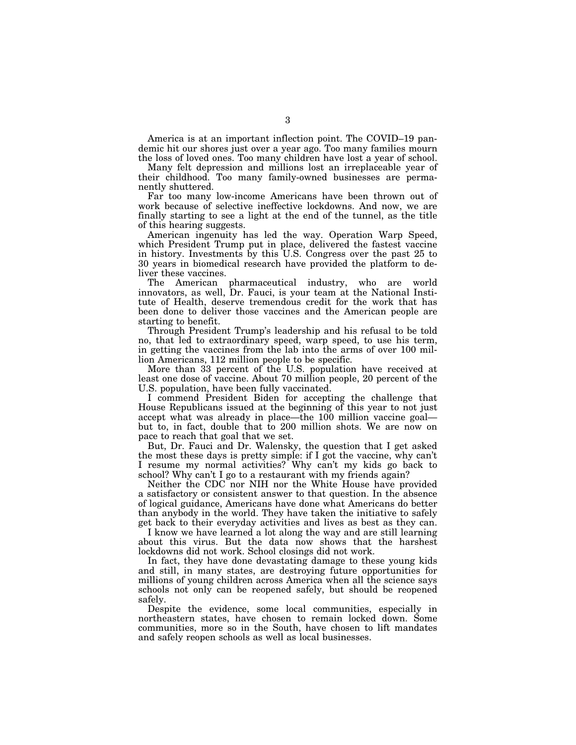America is at an important inflection point. The COVID–19 pandemic hit our shores just over a year ago. Too many families mourn the loss of loved ones. Too many children have lost a year of school.

Many felt depression and millions lost an irreplaceable year of their childhood. Too many family-owned businesses are permanently shuttered.

Far too many low-income Americans have been thrown out of work because of selective ineffective lockdowns. And now, we are finally starting to see a light at the end of the tunnel, as the title of this hearing suggests.

American ingenuity has led the way. Operation Warp Speed, which President Trump put in place, delivered the fastest vaccine in history. Investments by this U.S. Congress over the past 25 to 30 years in biomedical research have provided the platform to deliver these vaccines.

The American pharmaceutical industry, who are world innovators, as well, Dr. Fauci, is your team at the National Institute of Health, deserve tremendous credit for the work that has been done to deliver those vaccines and the American people are starting to benefit.

Through President Trump's leadership and his refusal to be told no, that led to extraordinary speed, warp speed, to use his term, in getting the vaccines from the lab into the arms of over 100 million Americans, 112 million people to be specific.

More than 33 percent of the U.S. population have received at least one dose of vaccine. About 70 million people, 20 percent of the U.S. population, have been fully vaccinated.

I commend President Biden for accepting the challenge that House Republicans issued at the beginning of this year to not just accept what was already in place—the 100 million vaccine goal—but to, in fact, double that to 200 million shots. We are now on pace to reach that goal that we set.

But, Dr. Fauci and Dr. Walensky, the question that I get asked the most these days is pretty simple: if I got the vaccine, why can't I resume my normal activities? Why can't my kids go back to school? Why can't I go to a restaurant with my friends again?

Neither the CDC nor NIH nor the White House have provided a satisfactory or consistent answer to that question. In the absence of logical guidance, Americans have done what Americans do better than anybody in the world. They have taken the initiative to safely get back to their everyday activities and lives as best as they can.

I know we have learned a lot along the way and are still learning about this virus. But the data now shows that the harshest lockdowns did not work. School closings did not work.

In fact, they have done devastating damage to these young kids and still, in many states, are destroying future opportunities for millions of young children across America when all the science says schools not only can be reopened safely, but should be reopened safely.

Despite the evidence, some local communities, especially in northeastern states, have chosen to remain locked down. Some communities, more so in the South, have chosen to lift mandates and safely reopen schools as well as local businesses.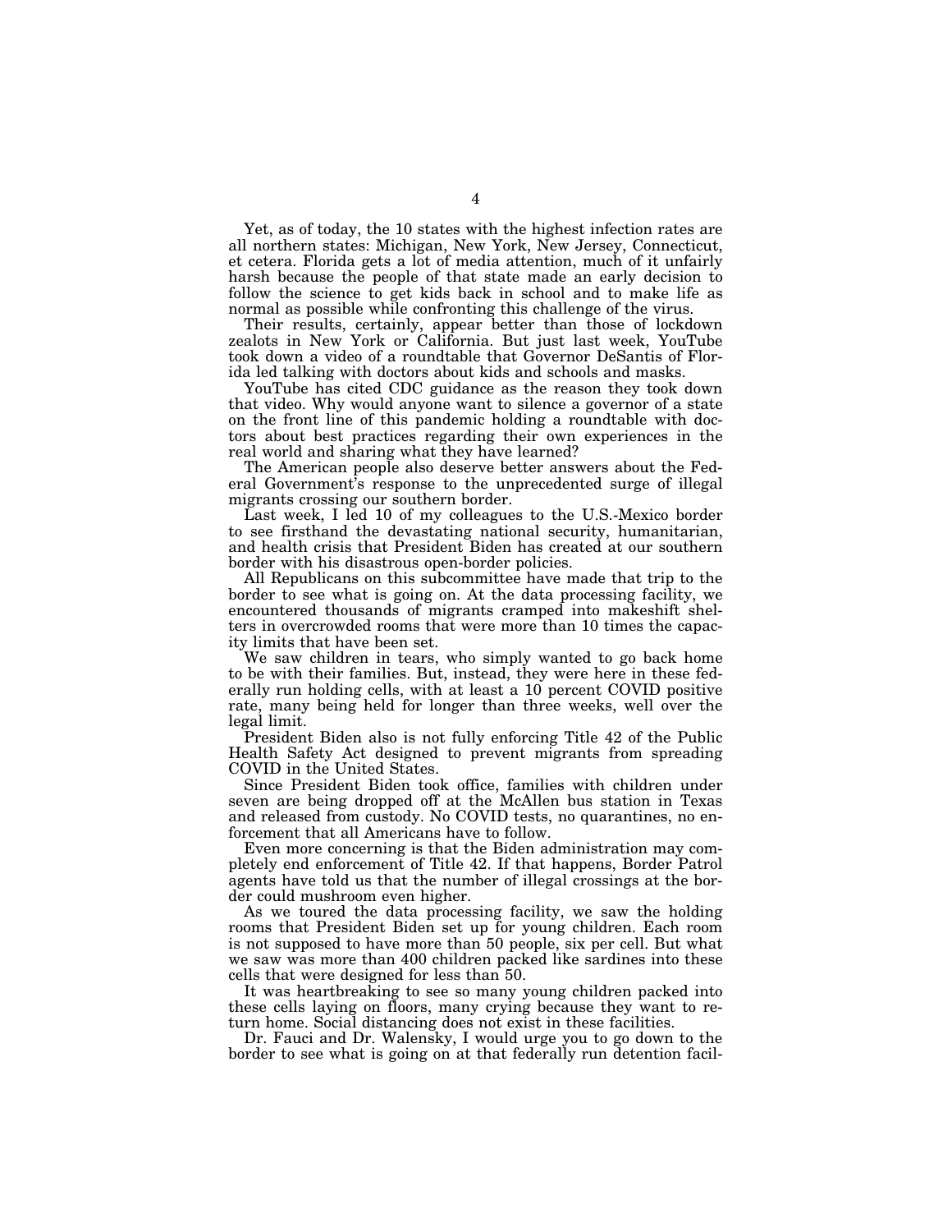Yet, as of today, the 10 states with the highest infection rates are all northern states: Michigan, New York, New Jersey, Connecticut, et cetera. Florida gets a lot of media attention, much of it unfairly harsh because the people of that state made an early decision to follow the science to get kids back in school and to make life as normal as possible while confronting this challenge of the virus.

Their results, certainly, appear better than those of lockdown zealots in New York or California. But just last week, YouTube took down a video of a roundtable that Governor DeSantis of Florida led talking with doctors about kids and schools and masks.

YouTube has cited CDC guidance as the reason they took down that video. Why would anyone want to silence a governor of a state on the front line of this pandemic holding a roundtable with doctors about best practices regarding their own experiences in the real world and sharing what they have learned?

The American people also deserve better answers about the Federal Government's response to the unprecedented surge of illegal migrants crossing our southern border.

Last week, I led 10 of my colleagues to the U.S.-Mexico border to see firsthand the devastating national security, humanitarian, and health crisis that President Biden has created at our southern border with his disastrous open-border policies.

All Republicans on this subcommittee have made that trip to the border to see what is going on. At the data processing facility, we encountered thousands of migrants cramped into makeshift shelters in overcrowded rooms that were more than 10 times the capacity limits that have been set.

We saw children in tears, who simply wanted to go back home to be with their families. But, instead, they were here in these federally run holding cells, with at least a 10 percent COVID positive rate, many being held for longer than three weeks, well over the legal limit.

President Biden also is not fully enforcing Title 42 of the Public Health Safety Act designed to prevent migrants from spreading COVID in the United States.

Since President Biden took office, families with children under seven are being dropped off at the McAllen bus station in Texas and released from custody. No COVID tests, no quarantines, no enforcement that all Americans have to follow.

Even more concerning is that the Biden administration may completely end enforcement of Title 42. If that happens, Border Patrol agents have told us that the number of illegal crossings at the border could mushroom even higher.

As we toured the data processing facility, we saw the holding rooms that President Biden set up for young children. Each room is not supposed to have more than 50 people, six per cell. But what we saw was more than 400 children packed like sardines into these cells that were designed for less than 50.

It was heartbreaking to see so many young children packed into these cells laying on floors, many crying because they want to return home. Social distancing does not exist in these facilities.

Dr. Fauci and Dr. Walensky, I would urge you to go down to the border to see what is going on at that federally run detention facil-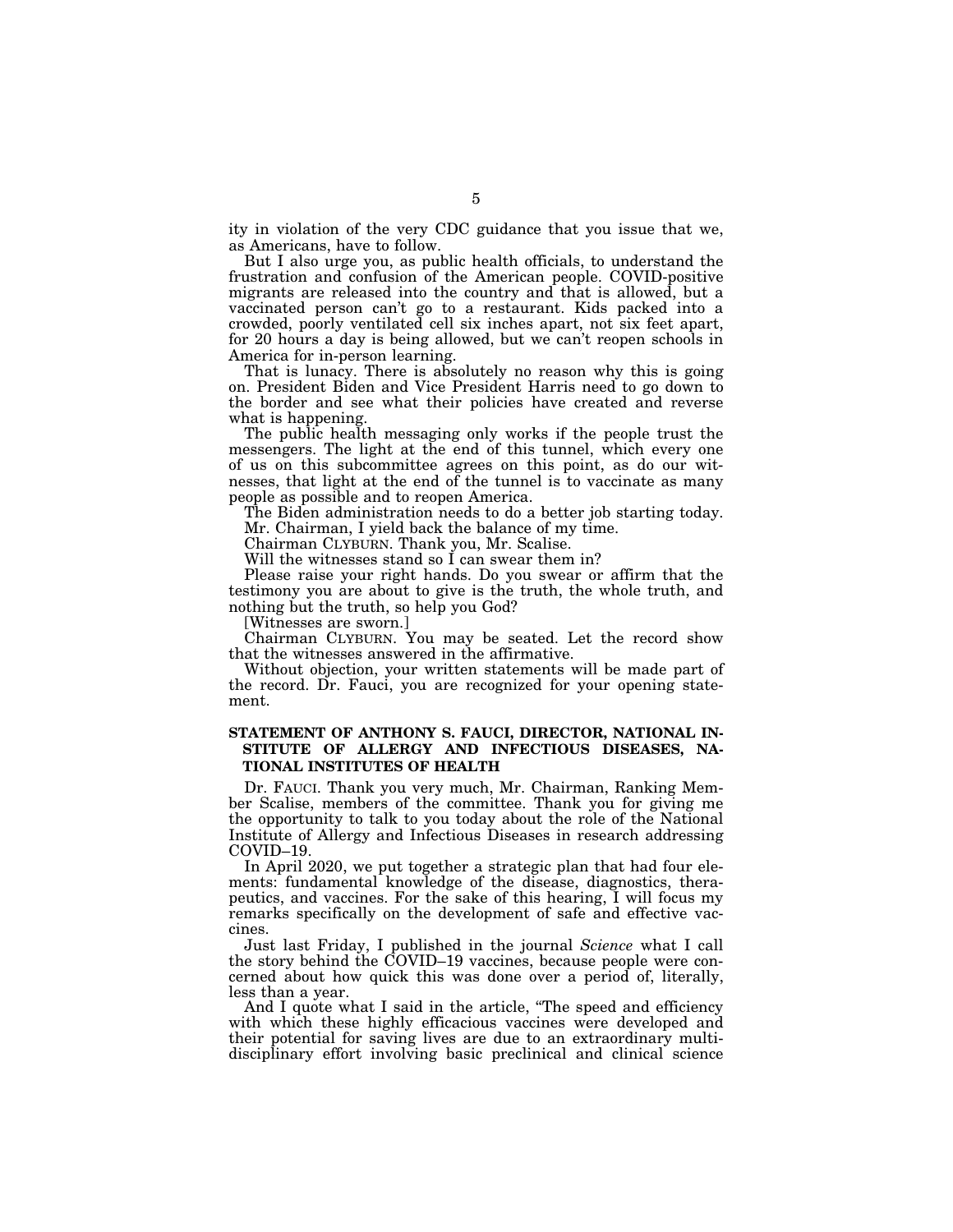ity in violation of the very CDC guidance that you issue that we, as Americans, have to follow.

But I also urge you, as public health officials, to understand the frustration and confusion of the American people. COVID-positive migrants are released into the country and that is allowed, but a vaccinated person can't go to a restaurant. Kids packed into a crowded, poorly ventilated cell six inches apart, not six feet apart, for 20 hours a day is being allowed, but we can't reopen schools in America for in-person learning.

That is lunacy. There is absolutely no reason why this is going on. President Biden and Vice President Harris need to go down to the border and see what their policies have created and reverse what is happening.

The public health messaging only works if the people trust the messengers. The light at the end of this tunnel, which every one of us on this subcommittee agrees on this point, as do our witnesses, that light at the end of the tunnel is to vaccinate as many people as possible and to reopen America.

The Biden administration needs to do a better job starting today.

Mr. Chairman, I yield back the balance of my time.

Chairman CLYBURN. Thank you, Mr. Scalise.

Will the witnesses stand so I can swear them in?

Please raise your right hands. Do you swear or affirm that the testimony you are about to give is the truth, the whole truth, and nothing but the truth, so help you God?

[Witnesses are sworn.]

Chairman CLYBURN. You may be seated. Let the record show that the witnesses answered in the affirmative.

Without objection, your written statements will be made part of the record. Dr. Fauci, you are recognized for your opening statement.

## STATEMENT OF ANTHONY S. FAUCI, DIRECTOR, NATIONAL INSTITUTE OF ALLERGY AND INFECTIOUS DISEASES, NATIONAL INSTITUTES OF HEALTH

Dr. FAUCI. Thank you very much, Mr. Chairman, Ranking Member Scalise, members of the committee. Thank you for giving me the opportunity to talk to you today about the role of the National Institute of Allergy and Infectious Diseases in research addressing COVID–19.

In April 2020, we put together a strategic plan that had four elements: fundamental knowledge of the disease, diagnostics, therapeutics, and vaccines. For the sake of this hearing, I will focus my remarks specifically on the development of safe and effective vaccines.

Just last Friday, I published in the journal *Science* what I call the story behind the COVID–19 vaccines, because people were concerned about how quick this was done over a period of, literally, less than a year.

And I quote what I said in the article, "The speed and efficiency with which these highly efficacious vaccines were developed and their potential for saving lives are due to an extraordinary multidisciplinary effort involving basic preclinical and clinical science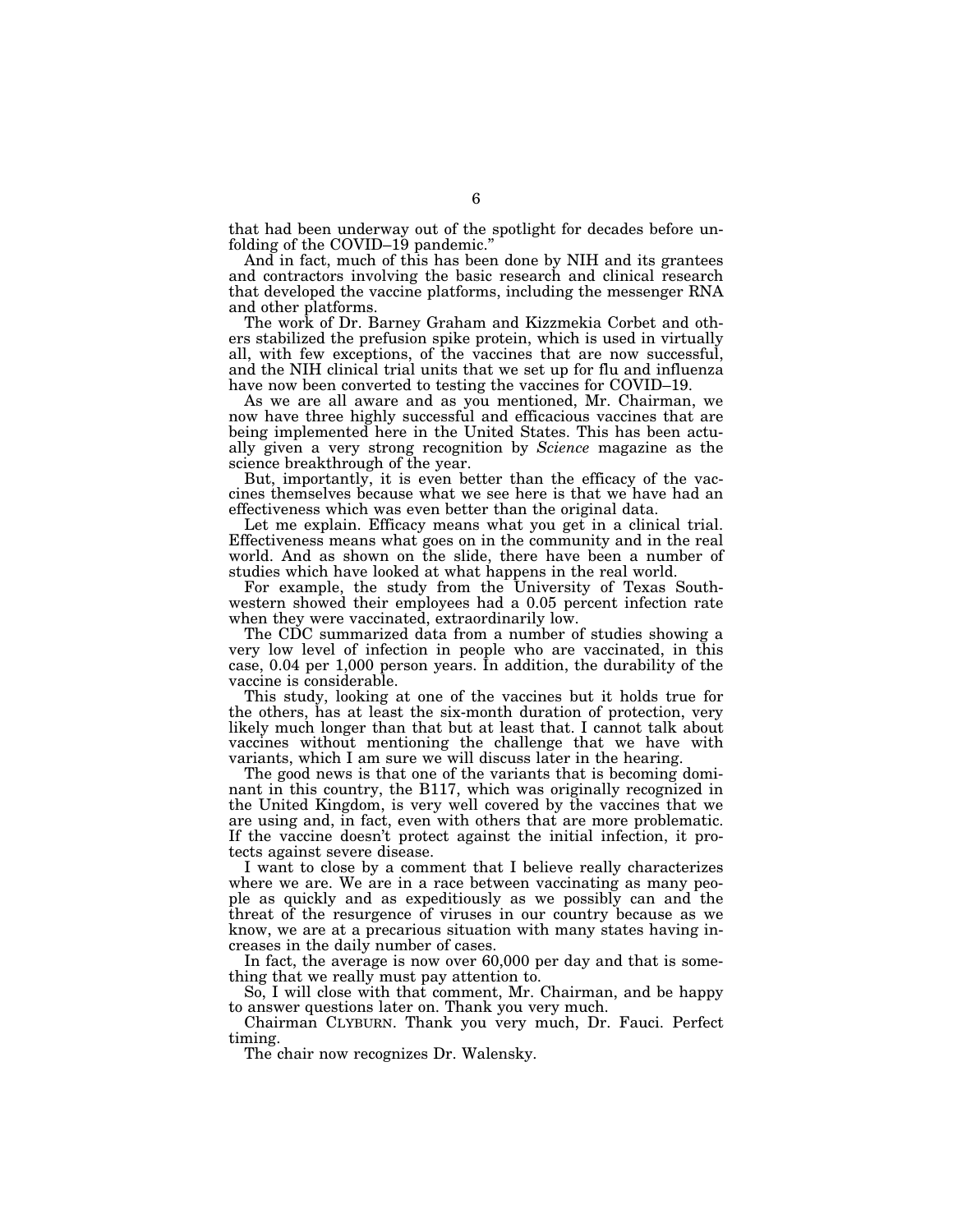that had been underway out of the spotlight for decades before unfolding of the COVID–19 pandemic."

And in fact, much of this has been done by NIH and its grantees and contractors involving the basic research and clinical research that developed the vaccine platforms, including the messenger RNA and other platforms.

The work of Dr. Barney Graham and Kizzmekia Corbet and others stabilized the prefusion spike protein, which is used in virtually all, with few exceptions, of the vaccines that are now successful, and the NIH clinical trial units that we set up for flu and influenza have now been converted to testing the vaccines for COVID–19.

As we are all aware and as you mentioned, Mr. Chairman, we now have three highly successful and efficacious vaccines that are being implemented here in the United States. This has been actually given a very strong recognition by *Science* magazine as the science breakthrough of the year.

But, importantly, it is even better than the efficacy of the vaccines themselves because what we see here is that we have had an effectiveness which was even better than the original data.

Let me explain. Efficacy means what you get in a clinical trial. Effectiveness means what goes on in the community and in the real world. And as shown on the slide, there have been a number of studies which have looked at what happens in the real world.

For example, the study from the University of Texas Southwestern showed their employees had a 0.05 percent infection rate when they were vaccinated, extraordinarily low.

The CDC summarized data from a number of studies showing a very low level of infection in people who are vaccinated, in this case, 0.04 per 1,000 person years. In addition, the durability of the vaccine is considerable.

This study, looking at one of the vaccines but it holds true for the others, has at least the six-month duration of protection, very likely much longer than that but at least that. I cannot talk about vaccines without mentioning the challenge that we have with variants, which I am sure we will discuss later in the hearing.

The good news is that one of the variants that is becoming dominant in this country, the B117, which was originally recognized in the United Kingdom, is very well covered by the vaccines that we are using and, in fact, even with others that are more problematic. If the vaccine doesn't protect against the initial infection, it protects against severe disease.

I want to close by a comment that I believe really characterizes where we are. We are in a race between vaccinating as many people as quickly and as expeditiously as we possibly can and the threat of the resurgence of viruses in our country because as we know, we are at a precarious situation with many states having increases in the daily number of cases.

In fact, the average is now over 60,000 per day and that is something that we really must pay attention to.

So, I will close with that comment, Mr. Chairman, and be happy to answer questions later on. Thank you very much.

Chairman CLYBURN. Thank you very much, Dr. Fauci. Perfect timing.

The chair now recognizes Dr. Walensky.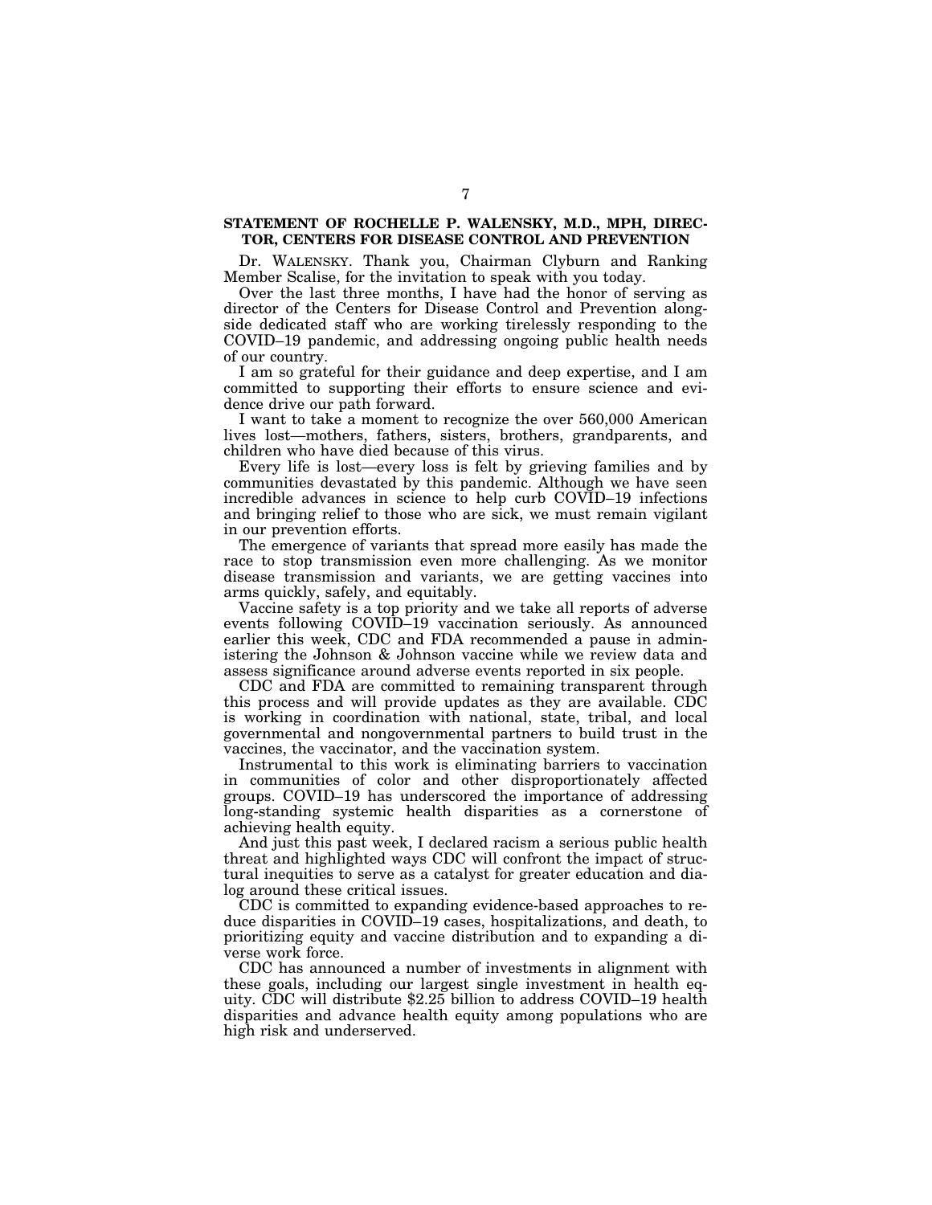**STATEMENT OF ROCHELLE P. WALENSKY, M.D., MPH, DIRECTOR, CENTERS FOR DISEASE CONTROL AND PREVENTION**

Dr. WALENSKY. Thank you, Chairman Clyburn and Ranking Member Scalise, for the invitation to speak with you today.

Over the last three months, I have had the honor of serving as director of the Centers for Disease Control and Prevention alongside dedicated staff who are working tirelessly responding to the COVID–19 pandemic, and addressing ongoing public health needs of our country.

I am so grateful for their guidance and deep expertise, and I am committed to supporting their efforts to ensure science and evidence drive our path forward.

I want to take a moment to recognize the over 560,000 American lives lost—mothers, fathers, sisters, brothers, grandparents, and children who have died because of this virus.

Every life is lost—every loss is felt by grieving families and by communities devastated by this pandemic. Although we have seen incredible advances in science to help curb COVID–19 infections and bringing relief to those who are sick, we must remain vigilant in our prevention efforts.

The emergence of variants that spread more easily has made the race to stop transmission even more challenging. As we monitor disease transmission and variants, we are getting vaccines into arms quickly, safely, and equitably.

Vaccine safety is a top priority and we take all reports of adverse events following COVID–19 vaccination seriously. As announced earlier this week, CDC and FDA recommended a pause in administering the Johnson & Johnson vaccine while we review data and assess significance around adverse events reported in six people.

CDC and FDA are committed to remaining transparent through this process and will provide updates as they are available. CDC is working in coordination with national, state, tribal, and local governmental and nongovernmental partners to build trust in the vaccines, the vaccinator, and the vaccination system.

Instrumental to this work is eliminating barriers to vaccination in communities of color and other disproportionately affected groups. COVID–19 has underscored the importance of addressing long-standing systemic health disparities as a cornerstone of achieving health equity.

And just this past week, I declared racism a serious public health threat and highlighted ways CDC will confront the impact of structural inequities to serve as a catalyst for greater education and dialog around these critical issues.

CDC is committed to expanding evidence-based approaches to reduce disparities in COVID–19 cases, hospitalizations, and death, to prioritizing equity and vaccine distribution and to expanding a diverse work force.

CDC has announced a number of investments in alignment with these goals, including our largest single investment in health equity. CDC will distribute $2.25 billion to address COVID–19 health disparities and advance health equity among populations who are high risk and underserved.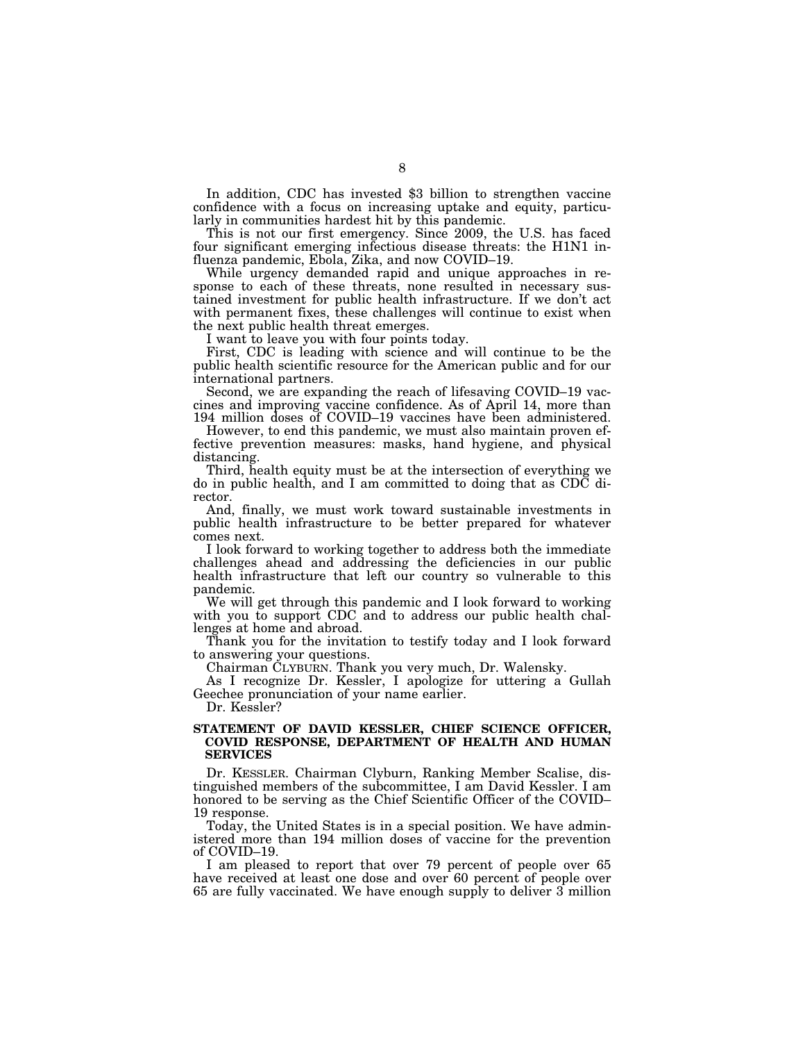In addition, CDC has invested $3 billion to strengthen vaccine confidence with a focus on increasing uptake and equity, particularly in communities hardest hit by this pandemic.

This is not our first emergency. Since 2009, the U.S. has faced four significant emerging infectious disease threats: the H1N1 influenza pandemic, Ebola, Zika, and now COVID–19.

While urgency demanded rapid and unique approaches in response to each of these threats, none resulted in necessary sustained investment for public health infrastructure. If we don't act with permanent fixes, these challenges will continue to exist when the next public health threat emerges.

I want to leave you with four points today.

First, CDC is leading with science and will continue to be the public health scientific resource for the American public and for our international partners.

Second, we are expanding the reach of lifesaving COVID–19 vaccines and improving vaccine confidence. As of April 14, more than 194 million doses of COVID–19 vaccines have been administered.

However, to end this pandemic, we must also maintain proven effective prevention measures: masks, hand hygiene, and physical distancing.

Third, health equity must be at the intersection of everything we do in public health, and I am committed to doing that as CDC director.

And, finally, we must work toward sustainable investments in public health infrastructure to be better prepared for whatever comes next.

I look forward to working together to address both the immediate challenges ahead and addressing the deficiencies in our public health infrastructure that left our country so vulnerable to this pandemic.

We will get through this pandemic and I look forward to working with you to support CDC and to address our public health challenges at home and abroad.

Thank you for the invitation to testify today and I look forward to answering your questions.

Chairman CLYBURN. Thank you very much, Dr. Walensky.

As I recognize Dr. Kessler, I apologize for uttering a Gullah Geechee pronunciation of your name earlier.

Dr. Kessler?

**STATEMENT OF DAVID KESSLER, CHIEF SCIENCE OFFICER, COVID RESPONSE, DEPARTMENT OF HEALTH AND HUMAN SERVICES**

Dr. KESSLER. Chairman Clyburn, Ranking Member Scalise, distinguished members of the subcommittee, I am David Kessler. I am honored to be serving as the Chief Scientific Officer of the COVID–19 response.

Today, the United States is in a special position. We have administered more than 194 million doses of vaccine for the prevention of COVID–19.

I am pleased to report that over 79 percent of people over 65 have received at least one dose and over 60 percent of people over 65 are fully vaccinated. We have enough supply to deliver 3 million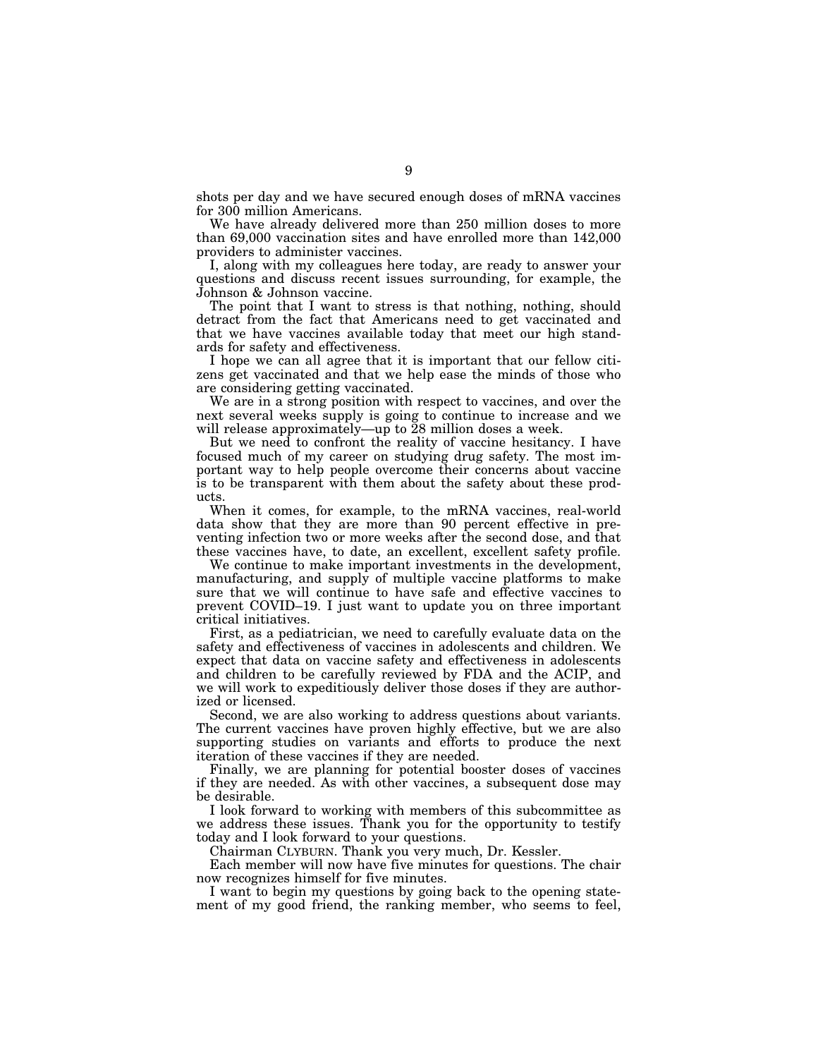shots per day and we have secured enough doses of mRNA vaccines for 300 million Americans.

We have already delivered more than 250 million doses to more than 69,000 vaccination sites and have enrolled more than 142,000 providers to administer vaccines.

I, along with my colleagues here today, are ready to answer your questions and discuss recent issues surrounding, for example, the Johnson & Johnson vaccine.

The point that I want to stress is that nothing, nothing, should detract from the fact that Americans need to get vaccinated and that we have vaccines available today that meet our high standards for safety and effectiveness.

I hope we can all agree that it is important that our fellow citizens get vaccinated and that we help ease the minds of those who are considering getting vaccinated.

We are in a strong position with respect to vaccines, and over the next several weeks supply is going to continue to increase and we will release approximately—up to 28 million doses a week.

But we need to confront the reality of vaccine hesitancy. I have focused much of my career on studying drug safety. The most important way to help people overcome their concerns about vaccine is to be transparent with them about the safety about these products.

When it comes, for example, to the mRNA vaccines, real-world data show that they are more than 90 percent effective in preventing infection two or more weeks after the second dose, and that these vaccines have, to date, an excellent, excellent safety profile.

We continue to make important investments in the development, manufacturing, and supply of multiple vaccine platforms to make sure that we will continue to have safe and effective vaccines to prevent COVID–19. I just want to update you on three important critical initiatives.

First, as a pediatrician, we need to carefully evaluate data on the safety and effectiveness of vaccines in adolescents and children. We expect that data on vaccine safety and effectiveness in adolescents and children to be carefully reviewed by FDA and the ACIP, and we will work to expeditiously deliver those doses if they are authorized or licensed.

Second, we are also working to address questions about variants. The current vaccines have proven highly effective, but we are also supporting studies on variants and efforts to produce the next iteration of these vaccines if they are needed.

Finally, we are planning for potential booster doses of vaccines if they are needed. As with other vaccines, a subsequent dose may be desirable.

I look forward to working with members of this subcommittee as we address these issues. Thank you for the opportunity to testify today and I look forward to your questions.

Chairman CLYBURN. Thank you very much, Dr. Kessler.

Each member will now have five minutes for questions. The chair now recognizes himself for five minutes.

I want to begin my questions by going back to the opening statement of my good friend, the ranking member, who seems to feel,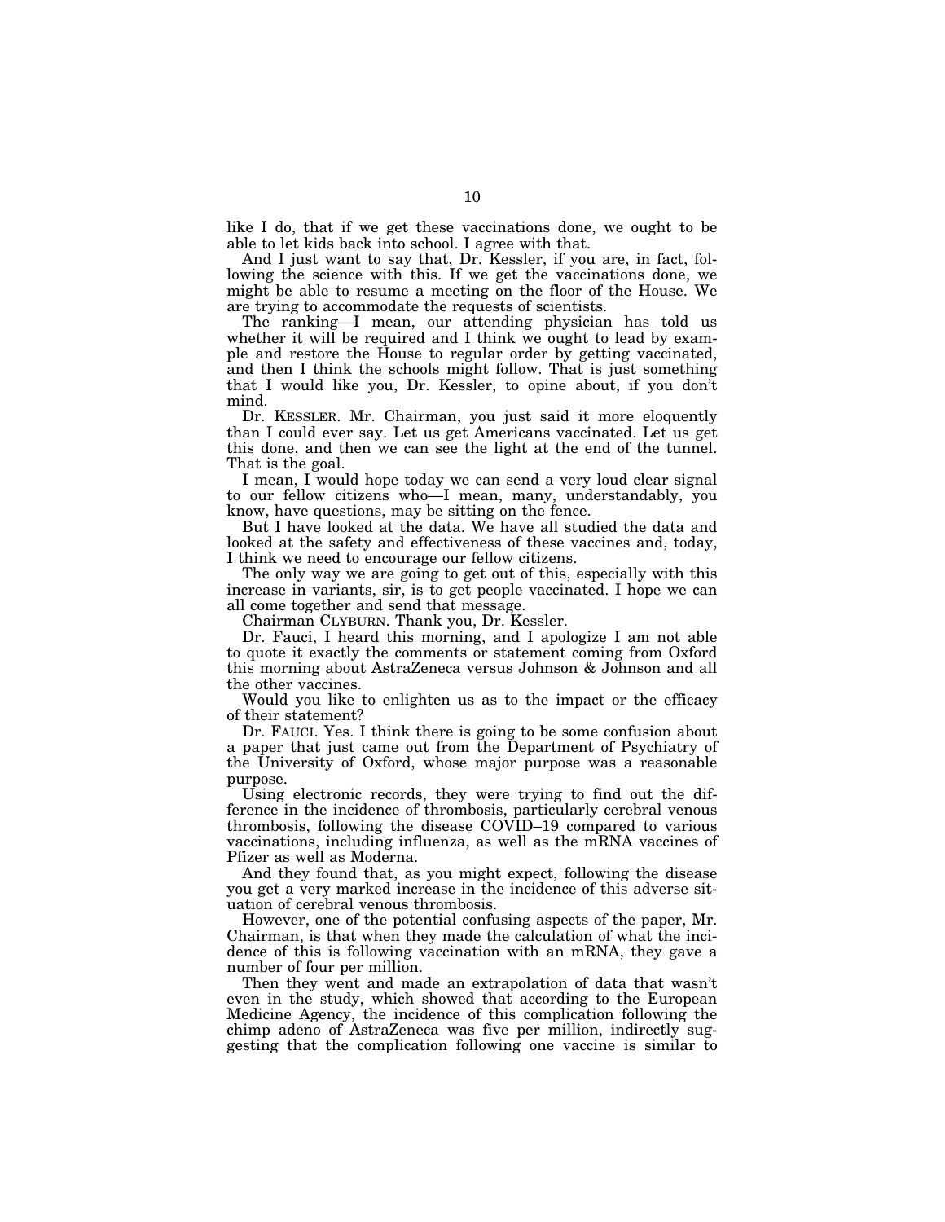like I do, that if we get these vaccinations done, we ought to be able to let kids back into school. I agree with that.

And I just want to say that, Dr. Kessler, if you are, in fact, following the science with this. If we get the vaccinations done, we might be able to resume a meeting on the floor of the House. We are trying to accommodate the requests of scientists.

The ranking—I mean, our attending physician has told us whether it will be required and I think we ought to lead by example and restore the House to regular order by getting vaccinated, and then I think the schools might follow. That is just something that I would like you, Dr. Kessler, to opine about, if you don't mind.

Dr. KESSLER. Mr. Chairman, you just said it more eloquently than I could ever say. Let us get Americans vaccinated. Let us get this done, and then we can see the light at the end of the tunnel. That is the goal.

I mean, I would hope today we can send a very loud clear signal to our fellow citizens who—I mean, many, understandably, you know, have questions, may be sitting on the fence.

But I have looked at the data. We have all studied the data and looked at the safety and effectiveness of these vaccines and, today, I think we need to encourage our fellow citizens.

The only way we are going to get out of this, especially with this increase in variants, sir, is to get people vaccinated. I hope we can all come together and send that message.

Chairman CLYBURN. Thank you, Dr. Kessler.

Dr. Fauci, I heard this morning, and I apologize I am not able to quote it exactly the comments or statement coming from Oxford this morning about AstraZeneca versus Johnson & Johnson and all the other vaccines.

Would you like to enlighten us as to the impact or the efficacy of their statement?

Dr. FAUCI. Yes. I think there is going to be some confusion about a paper that just came out from the Department of Psychiatry of the University of Oxford, whose major purpose was a reasonable purpose.

Using electronic records, they were trying to find out the difference in the incidence of thrombosis, particularly cerebral venous thrombosis, following the disease COVID–19 compared to various vaccinations, including influenza, as well as the mRNA vaccines of Pfizer as well as Moderna.

And they found that, as you might expect, following the disease you get a very marked increase in the incidence of this adverse situation of cerebral venous thrombosis.

However, one of the potential confusing aspects of the paper, Mr. Chairman, is that when they made the calculation of what the incidence of this is following vaccination with an mRNA, they gave a number of four per million.

Then they went and made an extrapolation of data that wasn't even in the study, which showed that according to the European Medicine Agency, the incidence of this complication following the chimp adeno of AstraZeneca was five per million, indirectly suggesting that the complication following one vaccine is similar to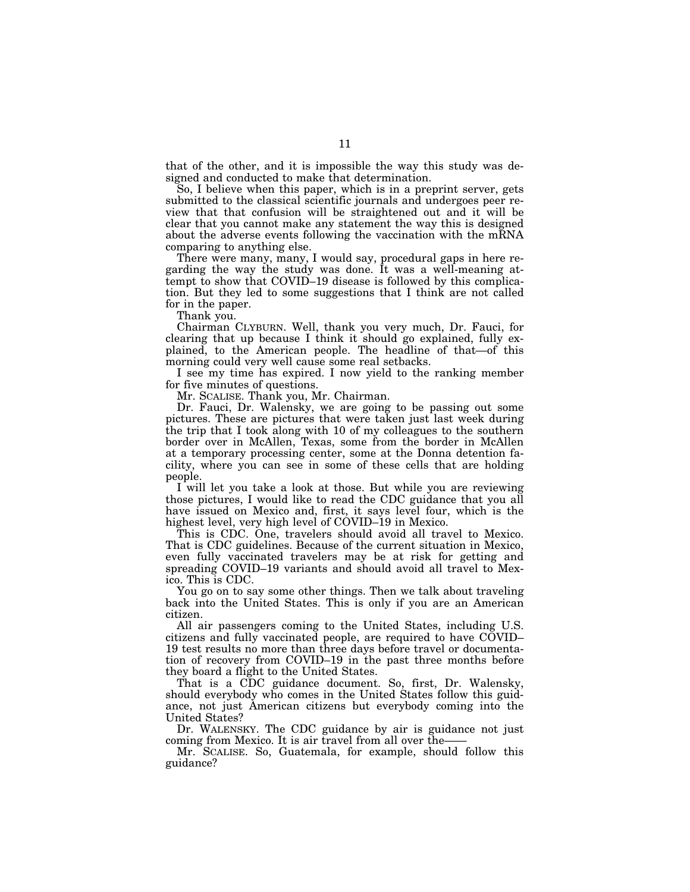that of the other, and it is impossible the way this study was designed and conducted to make that determination.

So, I believe when this paper, which is in a preprint server, gets submitted to the classical scientific journals and undergoes peer review that that confusion will be straightened out and it will be clear that you cannot make any statement the way this is designed about the adverse events following the vaccination with the mRNA comparing to anything else.

There were many, many, I would say, procedural gaps in here regarding the way the study was done. It was a well-meaning attempt to show that COVID–19 disease is followed by this complication. But they led to some suggestions that I think are not called for in the paper.

Thank you.

Chairman CLYBURN. Well, thank you very much, Dr. Fauci, for clearing that up because I think it should go explained, fully explained, to the American people. The headline of that—of this morning could very well cause some real setbacks.

I see my time has expired. I now yield to the ranking member for five minutes of questions.

Mr. SCALISE. Thank you, Mr. Chairman.

Dr. Fauci, Dr. Walensky, we are going to be passing out some pictures. These are pictures that were taken just last week during the trip that I took along with 10 of my colleagues to the southern border over in McAllen, Texas, some from the border in McAllen at a temporary processing center, some at the Donna detention facility, where you can see in some of these cells that are holding people.

I will let you take a look at those. But while you are reviewing those pictures, I would like to read the CDC guidance that you all have issued on Mexico and, first, it says level four, which is the highest level, very high level of COVID–19 in Mexico.

This is CDC. One, travelers should avoid all travel to Mexico. That is CDC guidelines. Because of the current situation in Mexico, even fully vaccinated travelers may be at risk for getting and spreading COVID–19 variants and should avoid all travel to Mexico. This is CDC.

You go on to say some other things. Then we talk about traveling back into the United States. This is only if you are an American citizen.

All air passengers coming to the United States, including U.S. citizens and fully vaccinated people, are required to have COVID–19 test results no more than three days before travel or documentation of recovery from COVID–19 in the past three months before they board a flight to the United States.

That is a CDC guidance document. So, first, Dr. Walensky, should everybody who comes in the United States follow this guidance, not just American citizens but everybody coming into the United States?

Dr. WALENSKY. The CDC guidance by air is guidance not just coming from Mexico. It is air travel from all over the——

Mr. SCALISE. So, Guatemala, for example, should follow this guidance?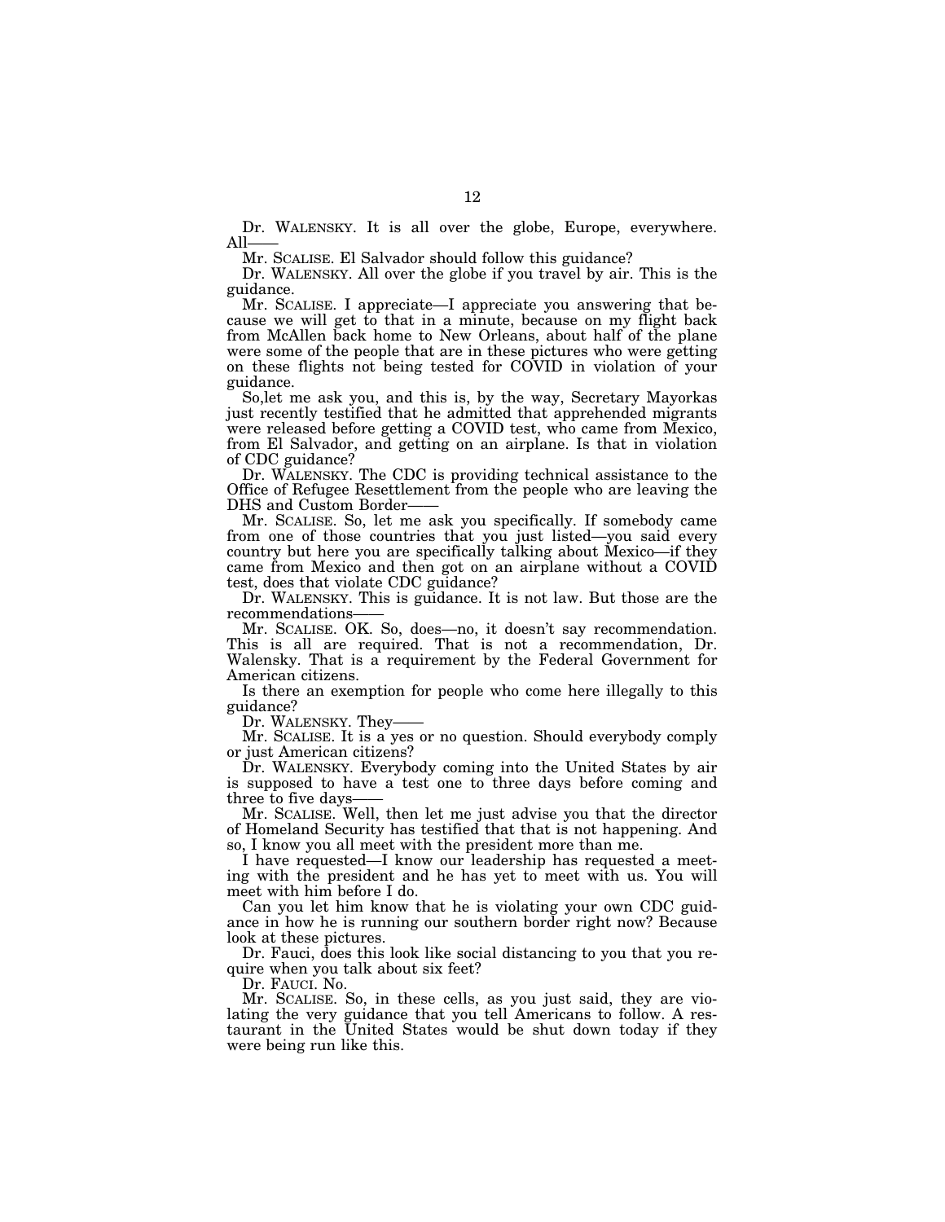Dr. WALENSKY. It is all over the globe, Europe, everywhere. All——

Mr. SCALISE. El Salvador should follow this guidance?

Dr. WALENSKY. All over the globe if you travel by air. This is the guidance.

Mr. SCALISE. I appreciate—I appreciate you answering that because we will get to that in a minute, because on my flight back from McAllen back home to New Orleans, about half of the plane were some of the people that are in these pictures who were getting on these flights not being tested for COVID in violation of your guidance.

So,let me ask you, and this is, by the way, Secretary Mayorkas just recently testified that he admitted that apprehended migrants were released before getting a COVID test, who came from Mexico, from El Salvador, and getting on an airplane. Is that in violation of CDC guidance?

Dr. WALENSKY. The CDC is providing technical assistance to the Office of Refugee Resettlement from the people who are leaving the DHS and Custom Border——

Mr. SCALISE. So, let me ask you specifically. If somebody came from one of those countries that you just listed—you said every country but here you are specifically talking about Mexico—if they came from Mexico and then got on an airplane without a COVID test, does that violate CDC guidance?

Dr. WALENSKY. This is guidance. It is not law. But those are the recommendations——

Mr. SCALISE. OK. So, does—no, it doesn't say recommendation. This is all are required. That is not a recommendation, Dr. Walensky. That is a requirement by the Federal Government for American citizens.

Is there an exemption for people who come here illegally to this guidance?

Dr. WALENSKY. They——

Mr. SCALISE. It is a yes or no question. Should everybody comply or just American citizens?

Dr. WALENSKY. Everybody coming into the United States by air is supposed to have a test one to three days before coming and three to five days——

Mr. SCALISE. Well, then let me just advise you that the director of Homeland Security has testified that that is not happening. And so, I know you all meet with the president more than me.

I have requested—I know our leadership has requested a meeting with the president and he has yet to meet with us. You will meet with him before I do.

Can you let him know that he is violating your own CDC guidance in how he is running our southern border right now? Because look at these pictures.

Dr. Fauci, does this look like social distancing to you that you require when you talk about six feet?

Dr. FAUCI. No.

Mr. SCALISE. So, in these cells, as you just said, they are violating the very guidance that you tell Americans to follow. A restaurant in the United States would be shut down today if they were being run like this.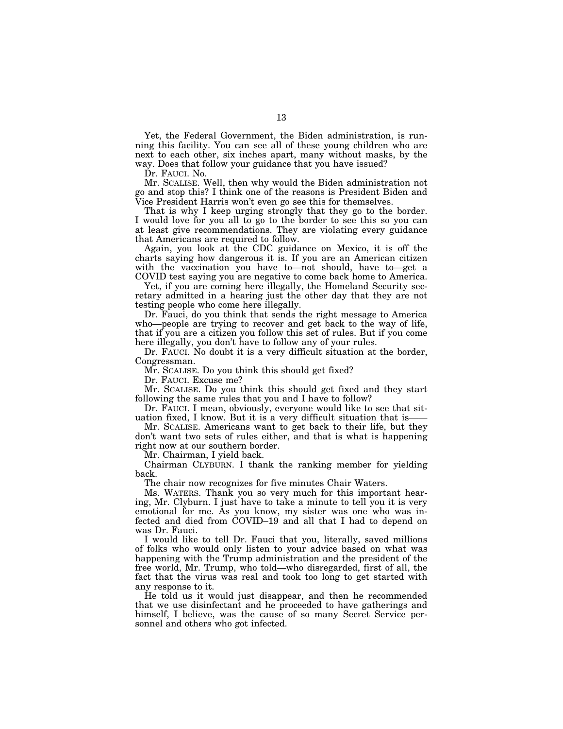Yet, the Federal Government, the Biden administration, is running this facility. You can see all of these young children who are next to each other, six inches apart, many without masks, by the way. Does that follow your guidance that you have issued?

Dr. FAUCI. No.

Mr. SCALISE. Well, then why would the Biden administration not go and stop this? I think one of the reasons is President Biden and Vice President Harris won't even go see this for themselves.

That is why I keep urging strongly that they go to the border. I would love for you all to go to the border to see this so you can at least give recommendations. They are violating every guidance that Americans are required to follow.

Again, you look at the CDC guidance on Mexico, it is off the charts saying how dangerous it is. If you are an American citizen with the vaccination you have to—not should, have to—get a COVID test saying you are negative to come back home to America.

Yet, if you are coming here illegally, the Homeland Security secretary admitted in a hearing just the other day that they are not testing people who come here illegally.

Dr. Fauci, do you think that sends the right message to America who—people are trying to recover and get back to the way of life, that if you are a citizen you follow this set of rules. But if you come here illegally, you don't have to follow any of your rules.

Dr. FAUCI. No doubt it is a very difficult situation at the border, Congressman.

Mr. SCALISE. Do you think this should get fixed?

Dr. FAUCI. Excuse me?

Mr. SCALISE. Do you think this should get fixed and they start following the same rules that you and I have to follow?

Dr. FAUCI. I mean, obviously, everyone would like to see that situation fixed, I know. But it is a very difficult situation that is——

Mr. SCALISE. Americans want to get back to their life, but they don't want two sets of rules either, and that is what is happening right now at our southern border.

Mr. Chairman, I yield back.

Chairman CLYBURN. I thank the ranking member for yielding back.

The chair now recognizes for five minutes Chair Waters.

Ms. WATERS. Thank you so very much for this important hearing, Mr. Clyburn. I just have to take a minute to tell you it is very emotional for me. As you know, my sister was one who was infected and died from COVID–19 and all that I had to depend on was Dr. Fauci.

I would like to tell Dr. Fauci that you, literally, saved millions of folks who would only listen to your advice based on what was happening with the Trump administration and the president of the free world, Mr. Trump, who told—who disregarded, first of all, the fact that the virus was real and took too long to get started with any response to it.

He told us it would just disappear, and then he recommended that we use disinfectant and he proceeded to have gatherings and himself, I believe, was the cause of so many Secret Service personnel and others who got infected.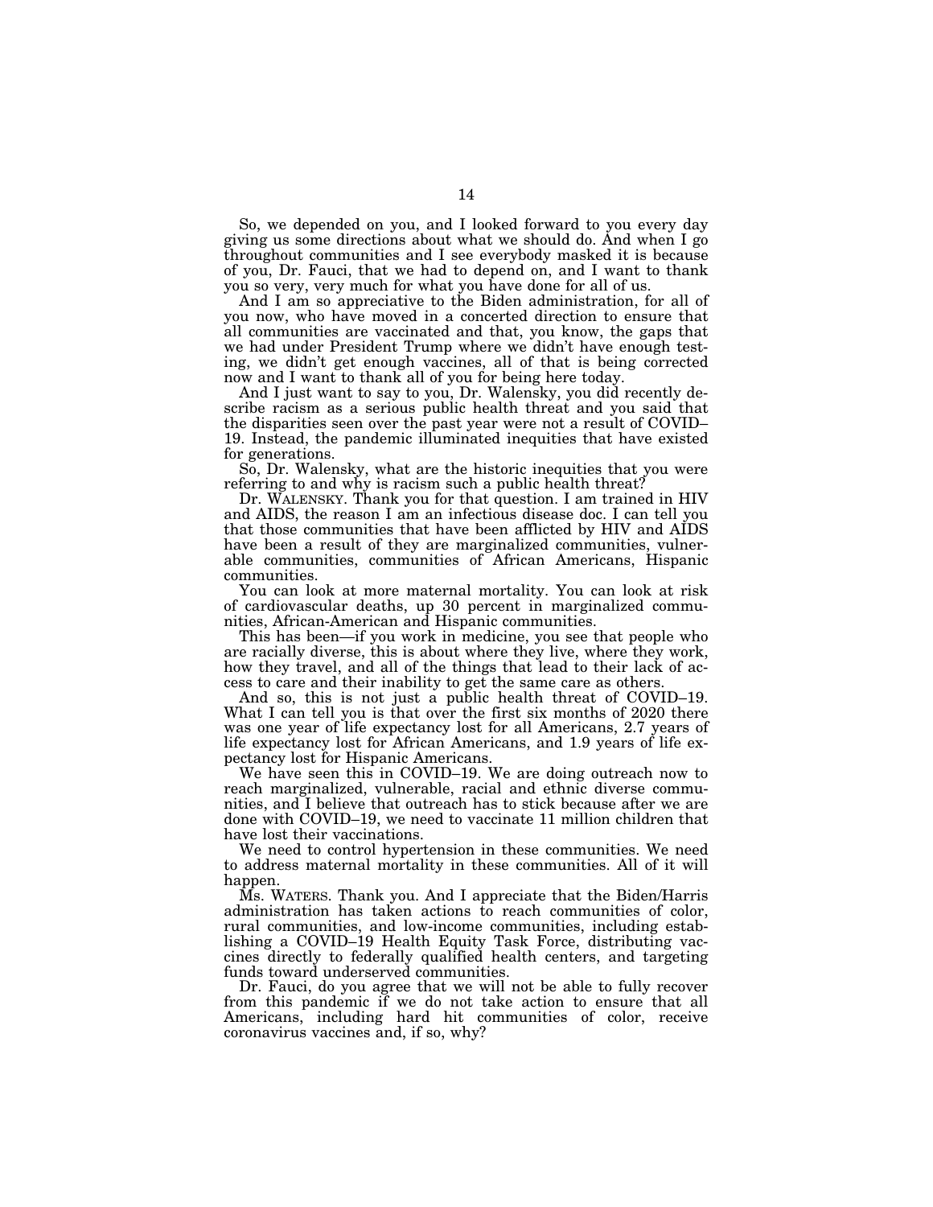So, we depended on you, and I looked forward to you every day giving us some directions about what we should do. And when I go throughout communities and I see everybody masked it is because of you, Dr. Fauci, that we had to depend on, and I want to thank you so very, very much for what you have done for all of us.

And I am so appreciative to the Biden administration, for all of you now, who have moved in a concerted direction to ensure that all communities are vaccinated and that, you know, the gaps that we had under President Trump where we didn't have enough testing, we didn't get enough vaccines, all of that is being corrected now and I want to thank all of you for being here today.

And I just want to say to you, Dr. Walensky, you did recently describe racism as a serious public health threat and you said that the disparities seen over the past year were not a result of COVID–19. Instead, the pandemic illuminated inequities that have existed for generations.

So, Dr. Walensky, what are the historic inequities that you were referring to and why is racism such a public health threat?

Dr. WALENSKY. Thank you for that question. I am trained in HIV and AIDS, the reason I am an infectious disease doc. I can tell you that those communities that have been afflicted by HIV and AIDS have been a result of they are marginalized communities, vulnerable communities, communities of African Americans, Hispanic communities.

You can look at more maternal mortality. You can look at risk of cardiovascular deaths, up 30 percent in marginalized communities, African-American and Hispanic communities.

This has been—if you work in medicine, you see that people who are racially diverse, this is about where they live, where they work, how they travel, and all of the things that lead to their lack of access to care and their inability to get the same care as others.

And so, this is not just a public health threat of COVID–19. What I can tell you is that over the first six months of 2020 there was one year of life expectancy lost for all Americans, 2.7 years of life expectancy lost for African Americans, and 1.9 years of life expectancy lost for Hispanic Americans.

We have seen this in COVID–19. We are doing outreach now to reach marginalized, vulnerable, racial and ethnic diverse communities, and I believe that outreach has to stick because after we are done with COVID–19, we need to vaccinate 11 million children that have lost their vaccinations.

We need to control hypertension in these communities. We need to address maternal mortality in these communities. All of it will happen.

Ms. WATERS. Thank you. And I appreciate that the Biden/Harris administration has taken actions to reach communities of color, rural communities, and low-income communities, including establishing a COVID–19 Health Equity Task Force, distributing vaccines directly to federally qualified health centers, and targeting funds toward underserved communities.

Dr. Fauci, do you agree that we will not be able to fully recover from this pandemic if we do not take action to ensure that all Americans, including hard hit communities of color, receive coronavirus vaccines and, if so, why?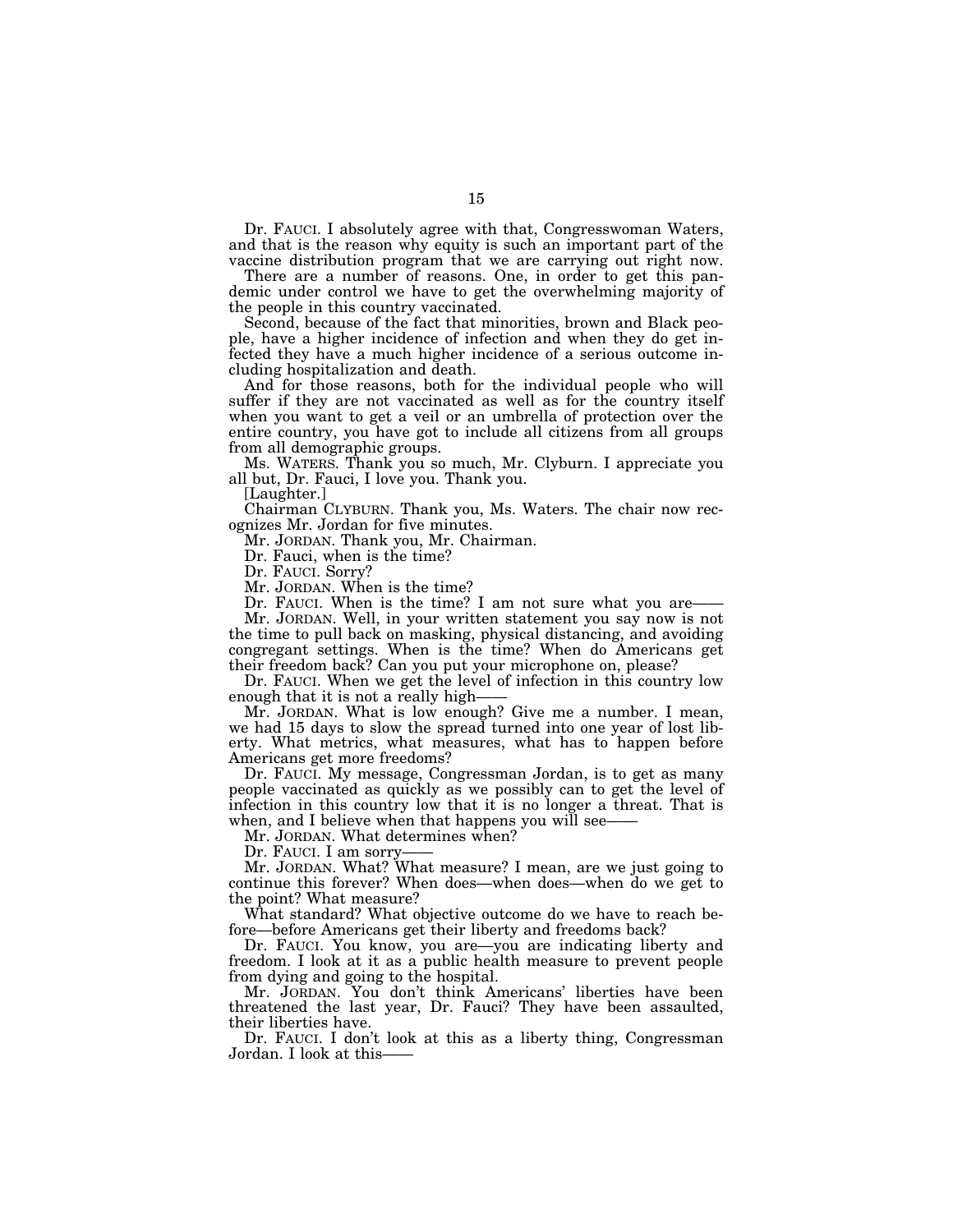Dr. FAUCI. I absolutely agree with that, Congresswoman Waters, and that is the reason why equity is such an important part of the vaccine distribution program that we are carrying out right now.

There are a number of reasons. One, in order to get this pandemic under control we have to get the overwhelming majority of the people in this country vaccinated.

Second, because of the fact that minorities, brown and Black people, have a higher incidence of infection and when they do get infected they have a much higher incidence of a serious outcome including hospitalization and death.

And for those reasons, both for the individual people who will suffer if they are not vaccinated as well as for the country itself when you want to get a veil or an umbrella of protection over the entire country, you have got to include all citizens from all groups from all demographic groups.

Ms. WATERS. Thank you so much, Mr. Clyburn. I appreciate you all but, Dr. Fauci, I love you. Thank you.

[Laughter.]

Chairman CLYBURN. Thank you, Ms. Waters. The chair now recognizes Mr. Jordan for five minutes.

Mr. JORDAN. Thank you, Mr. Chairman.

Dr. Fauci, when is the time?

Dr. FAUCI. Sorry?

Mr. JORDAN. When is the time?

Dr. FAUCI. When is the time? I am not sure what you are——

Mr. JORDAN. Well, in your written statement you say now is not the time to pull back on masking, physical distancing, and avoiding congregant settings. When is the time? When do Americans get their freedom back? Can you put your microphone on, please?

Dr. FAUCI. When we get the level of infection in this country low enough that it is not a really high——

Mr. JORDAN. What is low enough? Give me a number. I mean, we had 15 days to slow the spread turned into one year of lost liberty. What metrics, what measures, what has to happen before Americans get more freedoms?

Dr. FAUCI. My message, Congressman Jordan, is to get as many people vaccinated as quickly as we possibly can to get the level of infection in this country low that it is no longer a threat. That is when, and I believe when that happens you will see——

Mr. JORDAN. What determines when?

Dr. FAUCI. I am sorry——

Mr. JORDAN. What? What measure? I mean, are we just going to continue this forever? When does—when does—when do we get to the point? What measure?

What standard? What objective outcome do we have to reach before—before Americans get their liberty and freedoms back?

Dr. FAUCI. You know, you are—you are indicating liberty and freedom. I look at it as a public health measure to prevent people from dying and going to the hospital.

Mr. JORDAN. You don't think Americans' liberties have been threatened the last year, Dr. Fauci? They have been assaulted, their liberties have.

Dr. FAUCI. I don't look at this as a liberty thing, Congressman Jordan. I look at this——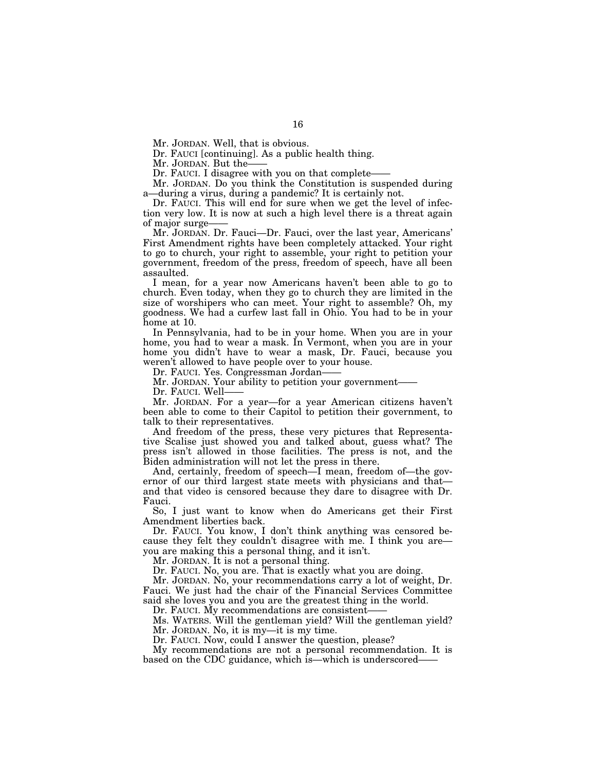Mr. JORDAN. Well, that is obvious.

Dr. FAUCI [continuing]. As a public health thing.

Mr. JORDAN. But the——

Dr. FAUCI. I disagree with you on that complete——

Mr. JORDAN. Do you think the Constitution is suspended during a—during a virus, during a pandemic? It is certainly not.

Dr. FAUCI. This will end for sure when we get the level of infection very low. It is now at such a high level there is a threat again of major surge——

Mr. JORDAN. Dr. Fauci—Dr. Fauci, over the last year, Americans' First Amendment rights have been completely attacked. Your right to go to church, your right to assemble, your right to petition your government, freedom of the press, freedom of speech, have all been assaulted.

I mean, for a year now Americans haven't been able to go to church. Even today, when they go to church they are limited in the size of worshipers who can meet. Your right to assemble? Oh, my goodness. We had a curfew last fall in Ohio. You had to be in your home at 10.

In Pennsylvania, had to be in your home. When you are in your home, you had to wear a mask. In Vermont, when you are in your home you didn't have to wear a mask, Dr. Fauci, because you weren't allowed to have people over to your house.

Dr. FAUCI. Yes. Congressman Jordan——

Mr. JORDAN. Your ability to petition your government——

Dr. FAUCI. Well——

Mr. JORDAN. For a year—for a year American citizens haven't been able to come to their Capitol to petition their government, to talk to their representatives.

And freedom of the press, these very pictures that Representative Scalise just showed you and talked about, guess what? The press isn't allowed in those facilities. The press is not, and the Biden administration will not let the press in there.

And, certainly, freedom of speech—I mean, freedom of—the governor of our third largest state meets with physicians and that—and that video is censored because they dare to disagree with Dr. Fauci.

So, I just want to know when do Americans get their First Amendment liberties back.

Dr. FAUCI. You know, I don't think anything was censored because they felt they couldn't disagree with me. I think you are—you are making this a personal thing, and it isn't.

Mr. JORDAN. It is not a personal thing.

Dr. FAUCI. No, you are. That is exactly what you are doing.

Mr. JORDAN. No, your recommendations carry a lot of weight, Dr. Fauci. We just had the chair of the Financial Services Committee said she loves you and you are the greatest thing in the world.

Dr. FAUCI. My recommendations are consistent——

Ms. WATERS. Will the gentleman yield? Will the gentleman yield?

Mr. JORDAN. No, it is my—it is my time.

Dr. FAUCI. Now, could I answer the question, please?

My recommendations are not a personal recommendation. It is based on the CDC guidance, which is—which is underscored——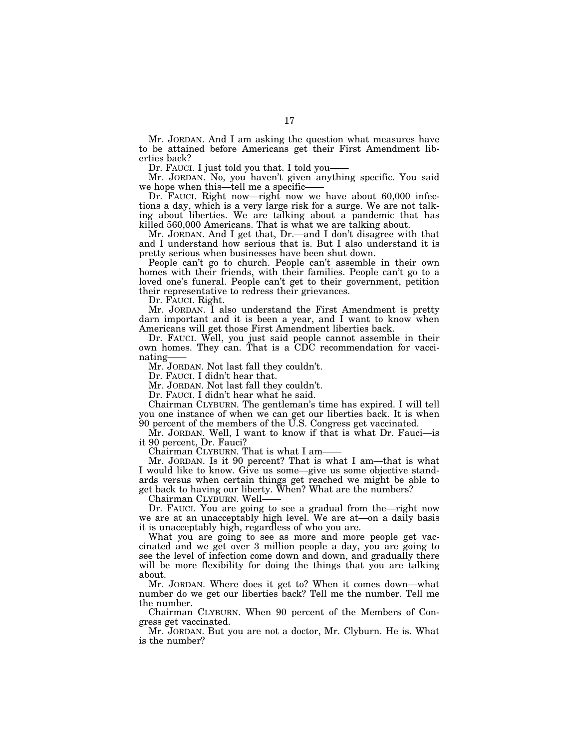Mr. JORDAN. And I am asking the question what measures have to be attained before Americans get their First Amendment liberties back?

Dr. FAUCI. I just told you that. I told you——

Mr. JORDAN. No, you haven't given anything specific. You said we hope when this—tell me a specific——

Dr. FAUCI. Right now—right now we have about 60,000 infections a day, which is a very large risk for a surge. We are not talking about liberties. We are talking about a pandemic that has killed 560,000 Americans. That is what we are talking about.

Mr. JORDAN. And I get that, Dr.—and I don't disagree with that and I understand how serious that is. But I also understand it is pretty serious when businesses have been shut down.

People can't go to church. People can't assemble in their own homes with their friends, with their families. People can't go to a loved one's funeral. People can't get to their government, petition their representative to redress their grievances.

Dr. FAUCI. Right.

Mr. JORDAN. I also understand the First Amendment is pretty darn important and it is been a year, and I want to know when Americans will get those First Amendment liberties back.

Dr. FAUCI. Well, you just said people cannot assemble in their own homes. They can. That is a CDC recommendation for vaccinating——

Mr. JORDAN. Not last fall they couldn't.

Dr. FAUCI. I didn't hear that.

Mr. JORDAN. Not last fall they couldn't.

Dr. FAUCI. I didn't hear what he said.

Chairman CLYBURN. The gentleman's time has expired. I will tell you one instance of when we can get our liberties back. It is when 90 percent of the members of the U.S. Congress get vaccinated.

Mr. JORDAN. Well, I want to know if that is what Dr. Fauci—is it 90 percent, Dr. Fauci?

Chairman CLYBURN. That is what I am——

Mr. JORDAN. Is it 90 percent? That is what I am—that is what I would like to know. Give us some—give us some objective standards versus when certain things get reached we might be able to get back to having our liberty. When? What are the numbers?

Chairman CLYBURN. Well——

Dr. FAUCI. You are going to see a gradual from the—right now we are at an unacceptably high level. We are at—on a daily basis it is unacceptably high, regardless of who you are.

What you are going to see as more and more people get vaccinated and we get over 3 million people a day, you are going to see the level of infection come down and down, and gradually there will be more flexibility for doing the things that you are talking about.

Mr. JORDAN. Where does it get to? When it comes down—what number do we get our liberties back? Tell me the number. Tell me the number.

Chairman CLYBURN. When 90 percent of the Members of Congress get vaccinated.

Mr. JORDAN. But you are not a doctor, Mr. Clyburn. He is. What is the number?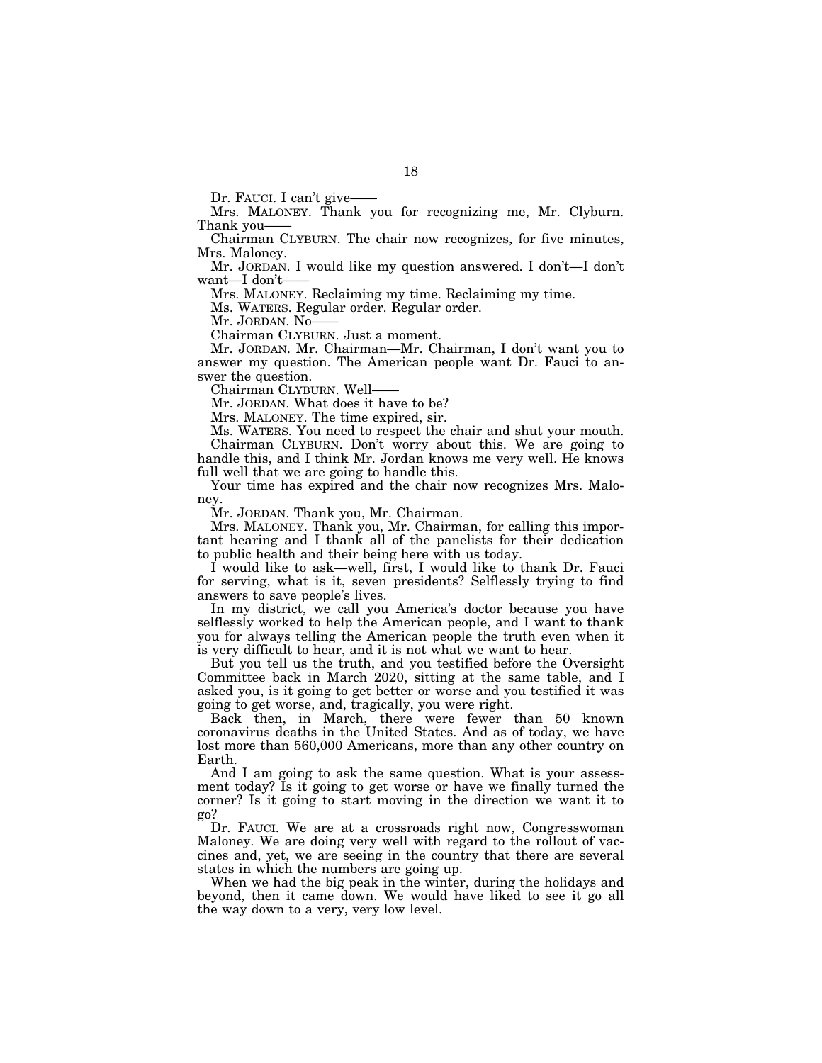Dr. FAUCI. I can't give——

Mrs. MALONEY. Thank you for recognizing me, Mr. Clyburn. Thank you——

Chairman CLYBURN. The chair now recognizes, for five minutes, Mrs. Maloney.

Mr. JORDAN. I would like my question answered. I don't—I don't want—I don't——

Mrs. MALONEY. Reclaiming my time. Reclaiming my time.

Ms. WATERS. Regular order. Regular order.

Mr. JORDAN. No——

Chairman CLYBURN. Just a moment.

Mr. JORDAN. Mr. Chairman—Mr. Chairman, I don't want you to answer my question. The American people want Dr. Fauci to answer the question.

Chairman CLYBURN. Well——

Mr. JORDAN. What does it have to be?

Mrs. MALONEY. The time expired, sir.

Ms. WATERS. You need to respect the chair and shut your mouth.

Chairman CLYBURN. Don't worry about this. We are going to handle this, and I think Mr. Jordan knows me very well. He knows full well that we are going to handle this.

Your time has expired and the chair now recognizes Mrs. Maloney.

Mr. JORDAN. Thank you, Mr. Chairman.

Mrs. MALONEY. Thank you, Mr. Chairman, for calling this important hearing and I thank all of the panelists for their dedication to public health and their being here with us today.

I would like to ask—well, first, I would like to thank Dr. Fauci for serving, what is it, seven presidents? Selflessly trying to find answers to save people's lives.

In my district, we call you America's doctor because you have selflessly worked to help the American people, and I want to thank you for always telling the American people the truth even when it is very difficult to hear, and it is not what we want to hear.

But you tell us the truth, and you testified before the Oversight Committee back in March 2020, sitting at the same table, and I asked you, is it going to get better or worse and you testified it was going to get worse, and, tragically, you were right.

Back then, in March, there were fewer than 50 known coronavirus deaths in the United States. And as of today, we have lost more than 560,000 Americans, more than any other country on Earth.

And I am going to ask the same question. What is your assessment today? Is it going to get worse or have we finally turned the corner? Is it going to start moving in the direction we want it to go?

Dr. FAUCI. We are at a crossroads right now, Congresswoman Maloney. We are doing very well with regard to the rollout of vaccines and, yet, we are seeing in the country that there are several states in which the numbers are going up.

When we had the big peak in the winter, during the holidays and beyond, then it came down. We would have liked to see it go all the way down to a very, very low level.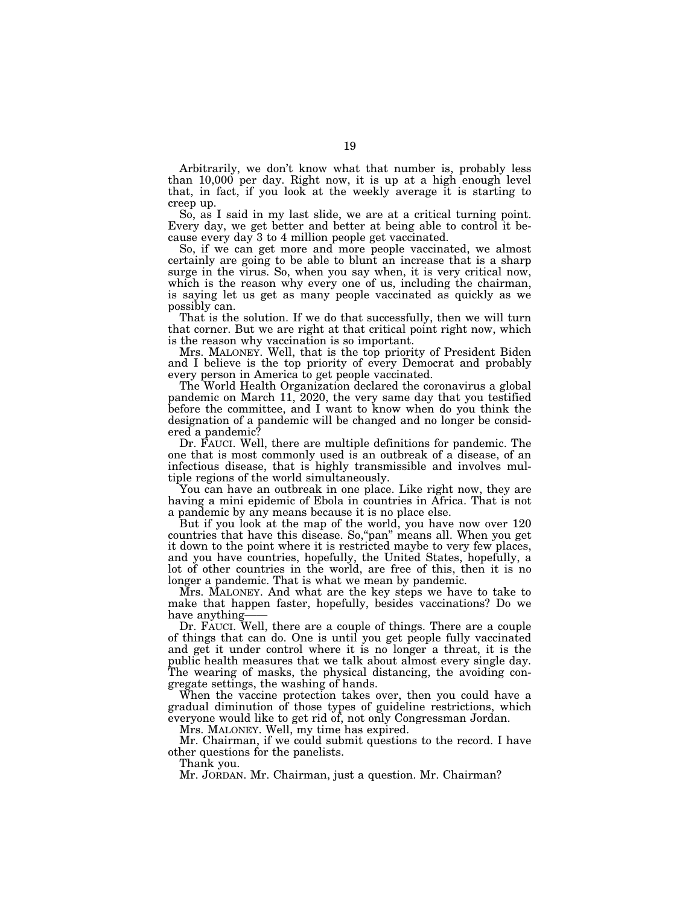Arbitrarily, we don't know what that number is, probably less than 10,000 per day. Right now, it is up at a high enough level that, in fact, if you look at the weekly average it is starting to creep up.

So, as I said in my last slide, we are at a critical turning point. Every day, we get better and better at being able to control it because every day 3 to 4 million people get vaccinated.

So, if we can get more and more people vaccinated, we almost certainly are going to be able to blunt an increase that is a sharp surge in the virus. So, when you say when, it is very critical now, which is the reason why every one of us, including the chairman, is saying let us get as many people vaccinated as quickly as we possibly can.

That is the solution. If we do that successfully, then we will turn that corner. But we are right at that critical point right now, which is the reason why vaccination is so important.

Mrs. MALONEY. Well, that is the top priority of President Biden and I believe is the top priority of every Democrat and probably every person in America to get people vaccinated.

The World Health Organization declared the coronavirus a global pandemic on March 11, 2020, the very same day that you testified before the committee, and I want to know when do you think the designation of a pandemic will be changed and no longer be considered a pandemic?

Dr. FAUCI. Well, there are multiple definitions for pandemic. The one that is most commonly used is an outbreak of a disease, of an infectious disease, that is highly transmissible and involves multiple regions of the world simultaneously.

You can have an outbreak in one place. Like right now, they are having a mini epidemic of Ebola in countries in Africa. That is not a pandemic by any means because it is no place else.

But if you look at the map of the world, you have now over 120 countries that have this disease. So,"pan" means all. When you get it down to the point where it is restricted maybe to very few places, and you have countries, hopefully, the United States, hopefully, a lot of other countries in the world, are free of this, then it is no longer a pandemic. That is what we mean by pandemic.

Mrs. MALONEY. And what are the key steps we have to take to make that happen faster, hopefully, besides vaccinations? Do we have anything——

Dr. FAUCI. Well, there are a couple of things. There are a couple of things that can do. One is until you get people fully vaccinated and get it under control where it is no longer a threat, it is the public health measures that we talk about almost every single day. The wearing of masks, the physical distancing, the avoiding congregate settings, the washing of hands.

When the vaccine protection takes over, then you could have a gradual diminution of those types of guideline restrictions, which everyone would like to get rid of, not only Congressman Jordan.

Mrs. MALONEY. Well, my time has expired.

Mr. Chairman, if we could submit questions to the record. I have other questions for the panelists.

Thank you.

Mr. JORDAN. Mr. Chairman, just a question. Mr. Chairman?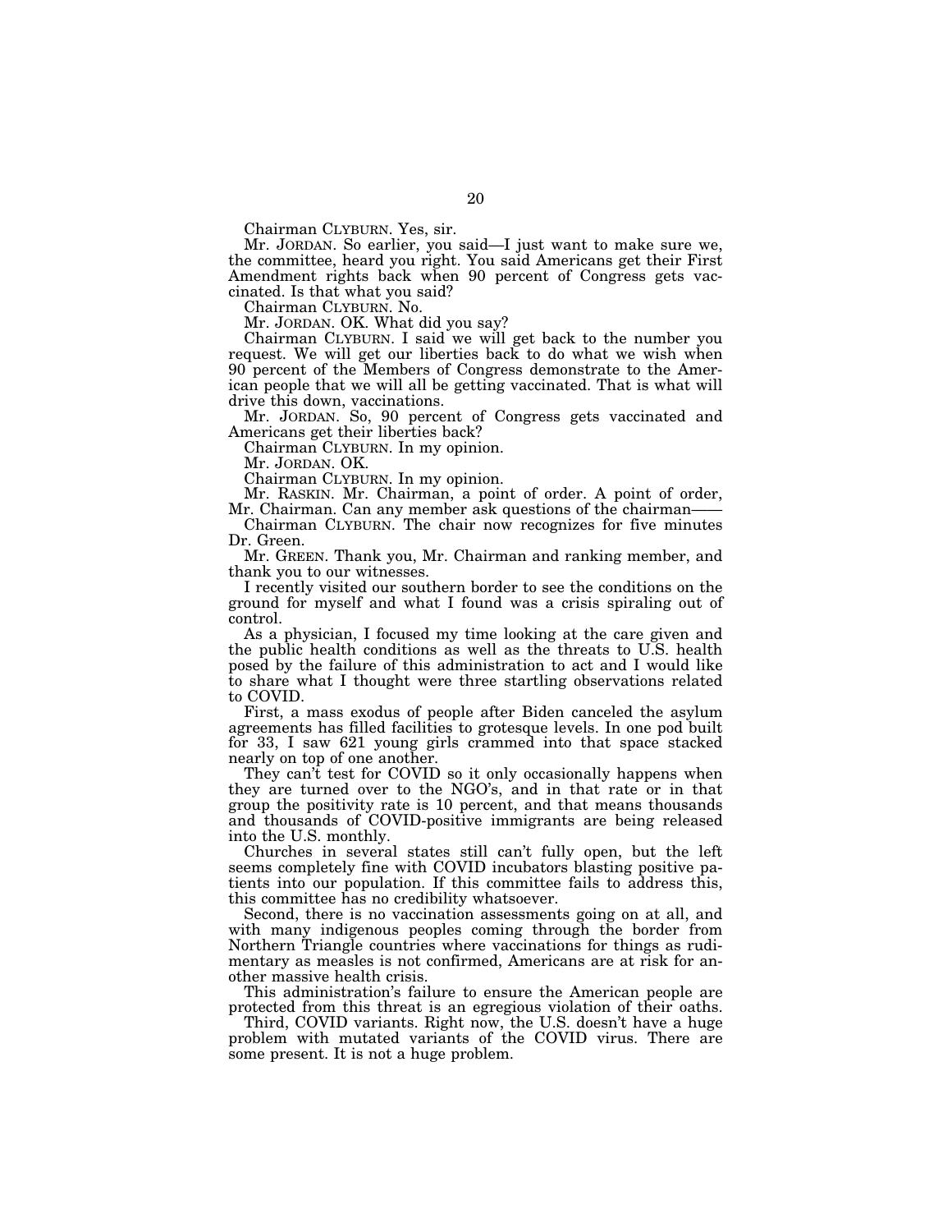Chairman CLYBURN. Yes, sir.

Mr. JORDAN. So earlier, you said—I just want to make sure we, the committee, heard you right. You said Americans get their First Amendment rights back when 90 percent of Congress gets vaccinated. Is that what you said?

Chairman CLYBURN. No.

Mr. JORDAN. OK. What did you say?

Chairman CLYBURN. I said we will get back to the number you request. We will get our liberties back to do what we wish when 90 percent of the Members of Congress demonstrate to the American people that we will all be getting vaccinated. That is what will drive this down, vaccinations.

Mr. JORDAN. So, 90 percent of Congress gets vaccinated and Americans get their liberties back?

Chairman CLYBURN. In my opinion.

Mr. JORDAN. OK.

Chairman CLYBURN. In my opinion.

Mr. RASKIN. Mr. Chairman, a point of order. A point of order, Mr. Chairman. Can any member ask questions of the chairman——

Chairman CLYBURN. The chair now recognizes for five minutes Dr. Green.

Mr. GREEN. Thank you, Mr. Chairman and ranking member, and thank you to our witnesses.

I recently visited our southern border to see the conditions on the ground for myself and what I found was a crisis spiraling out of control.

As a physician, I focused my time looking at the care given and the public health conditions as well as the threats to U.S. health posed by the failure of this administration to act and I would like to share what I thought were three startling observations related to COVID.

First, a mass exodus of people after Biden canceled the asylum agreements has filled facilities to grotesque levels. In one pod built for 33, I saw 621 young girls crammed into that space stacked nearly on top of one another.

They can't test for COVID so it only occasionally happens when they are turned over to the NGO's, and in that rate or in that group the positivity rate is 10 percent, and that means thousands and thousands of COVID-positive immigrants are being released into the U.S. monthly.

Churches in several states still can't fully open, but the left seems completely fine with COVID incubators blasting positive patients into our population. If this committee fails to address this, this committee has no credibility whatsoever.

Second, there is no vaccination assessments going on at all, and with many indigenous peoples coming through the border from Northern Triangle countries where vaccinations for things as rudimentary as measles is not confirmed, Americans are at risk for another massive health crisis.

This administration's failure to ensure the American people are protected from this threat is an egregious violation of their oaths.

Third, COVID variants. Right now, the U.S. doesn't have a huge problem with mutated variants of the COVID virus. There are some present. It is not a huge problem.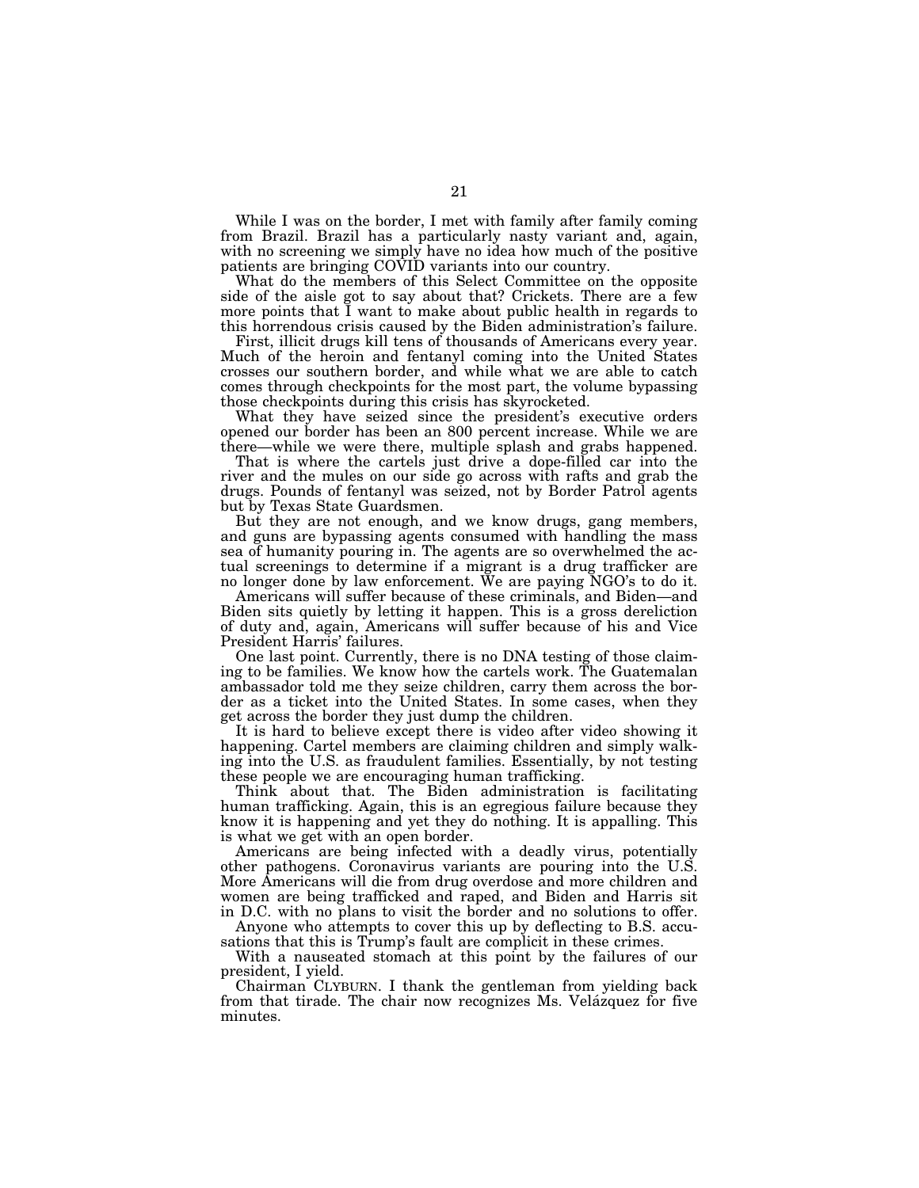While I was on the border, I met with family after family coming from Brazil. Brazil has a particularly nasty variant and, again, with no screening we simply have no idea how much of the positive patients are bringing COVID variants into our country.

What do the members of this Select Committee on the opposite side of the aisle got to say about that? Crickets. There are a few more points that I want to make about public health in regards to this horrendous crisis caused by the Biden administration's failure.

First, illicit drugs kill tens of thousands of Americans every year. Much of the heroin and fentanyl coming into the United States crosses our southern border, and while what we are able to catch comes through checkpoints for the most part, the volume bypassing those checkpoints during this crisis has skyrocketed.

What they have seized since the president's executive orders opened our border has been an 800 percent increase. While we are there—while we were there, multiple splash and grabs happened.

That is where the cartels just drive a dope-filled car into the river and the mules on our side go across with rafts and grab the drugs. Pounds of fentanyl was seized, not by Border Patrol agents but by Texas State Guardsmen.

But they are not enough, and we know drugs, gang members, and guns are bypassing agents consumed with handling the mass sea of humanity pouring in. The agents are so overwhelmed the actual screenings to determine if a migrant is a drug trafficker are no longer done by law enforcement. We are paying NGO's to do it.

Americans will suffer because of these criminals, and Biden—and Biden sits quietly by letting it happen. This is a gross dereliction of duty and, again, Americans will suffer because of his and Vice President Harris' failures.

One last point. Currently, there is no DNA testing of those claiming to be families. We know how the cartels work. The Guatemalan ambassador told me they seize children, carry them across the border as a ticket into the United States. In some cases, when they get across the border they just dump the children.

It is hard to believe except there is video after video showing it happening. Cartel members are claiming children and simply walking into the U.S. as fraudulent families. Essentially, by not testing these people we are encouraging human trafficking.

Think about that. The Biden administration is facilitating human trafficking. Again, this is an egregious failure because they know it is happening and yet they do nothing. It is appalling. This is what we get with an open border.

Americans are being infected with a deadly virus, potentially other pathogens. Coronavirus variants are pouring into the U.S. More Americans will die from drug overdose and more children and women are being trafficked and raped, and Biden and Harris sit in D.C. with no plans to visit the border and no solutions to offer.

Anyone who attempts to cover this up by deflecting to B.S. accusations that this is Trump's fault are complicit in these crimes.

With a nauseated stomach at this point by the failures of our president, I yield.

Chairman CLYBURN. I thank the gentleman from yielding back from that tirade. The chair now recognizes Ms. Velázquez for five minutes.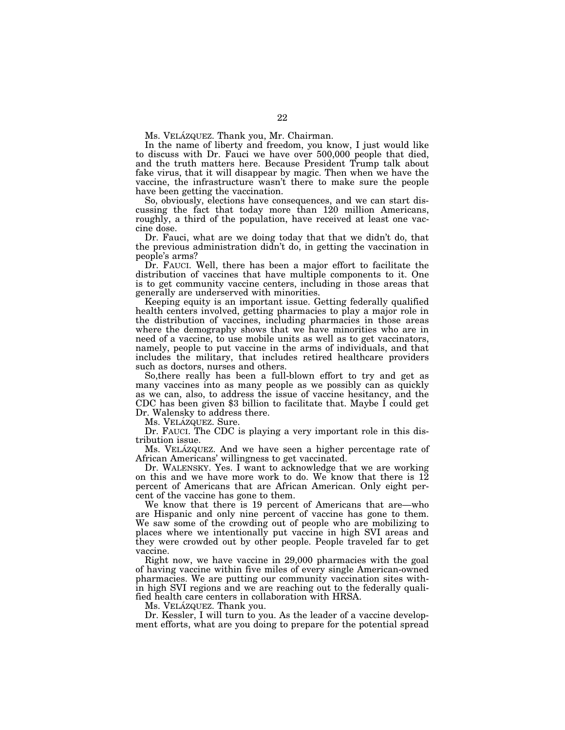Ms. VELÁZQUEZ. Thank you, Mr. Chairman.

In the name of liberty and freedom, you know, I just would like to discuss with Dr. Fauci we have over 500,000 people that died, and the truth matters here. Because President Trump talk about fake virus, that it will disappear by magic. Then when we have the vaccine, the infrastructure wasn't there to make sure the people have been getting the vaccination.

So, obviously, elections have consequences, and we can start discussing the fact that today more than 120 million Americans, roughly, a third of the population, have received at least one vaccine dose.

Dr. Fauci, what are we doing today that that we didn't do, that the previous administration didn't do, in getting the vaccination in people's arms?

Dr. FAUCI. Well, there has been a major effort to facilitate the distribution of vaccines that have multiple components to it. One is to get community vaccine centers, including in those areas that generally are underserved with minorities.

Keeping equity is an important issue. Getting federally qualified health centers involved, getting pharmacies to play a major role in the distribution of vaccines, including pharmacies in those areas where the demography shows that we have minorities who are in need of a vaccine, to use mobile units as well as to get vaccinators, namely, people to put vaccine in the arms of individuals, and that includes the military, that includes retired healthcare providers such as doctors, nurses and others.

So,there really has been a full-blown effort to try and get as many vaccines into as many people as we possibly can as quickly as we can, also, to address the issue of vaccine hesitancy, and the CDC has been given $3 billion to facilitate that. Maybe I could get Dr. Walensky to address there.

Ms. VELÁZQUEZ. Sure.

Dr. FAUCI. The CDC is playing a very important role in this distribution issue.

Ms. VELÁZQUEZ. And we have seen a higher percentage rate of African Americans' willingness to get vaccinated.

Dr. WALENSKY. Yes. I want to acknowledge that we are working on this and we have more work to do. We know that there is 12 percent of Americans that are African American. Only eight percent of the vaccine has gone to them.

We know that there is 19 percent of Americans that are—who are Hispanic and only nine percent of vaccine has gone to them. We saw some of the crowding out of people who are mobilizing to places where we intentionally put vaccine in high SVI areas and they were crowded out by other people. People traveled far to get vaccine.

Right now, we have vaccine in 29,000 pharmacies with the goal of having vaccine within five miles of every single American-owned pharmacies. We are putting our community vaccination sites within high SVI regions and we are reaching out to the federally qualified health care centers in collaboration with HRSA.

Ms. VELÁZQUEZ. Thank you.

Dr. Kessler, I will turn to you. As the leader of a vaccine development efforts, what are you doing to prepare for the potential spread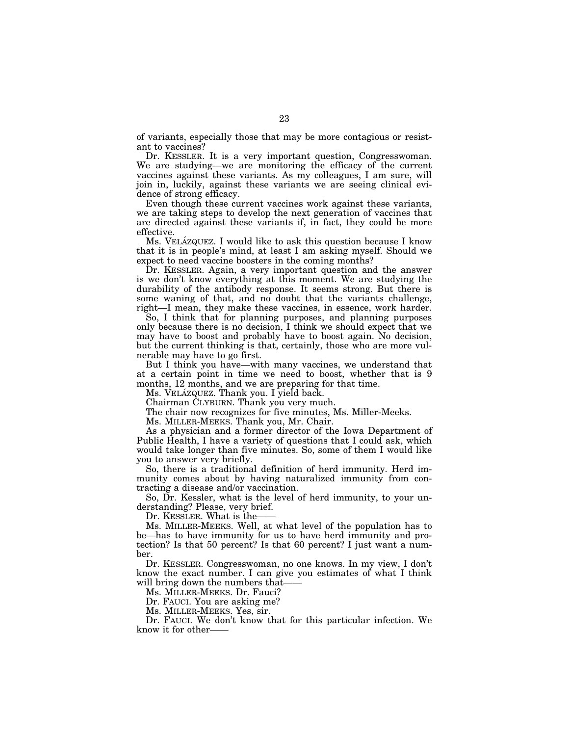of variants, especially those that may be more contagious or resistant to vaccines?

Dr. KESSLER. It is a very important question, Congresswoman. We are studying—we are monitoring the efficacy of the current vaccines against these variants. As my colleagues, I am sure, will join in, luckily, against these variants we are seeing clinical evidence of strong efficacy.

Even though these current vaccines work against these variants, we are taking steps to develop the next generation of vaccines that are directed against these variants if, in fact, they could be more effective.

Ms. VELÁZQUEZ. I would like to ask this question because I know that it is in people's mind, at least I am asking myself. Should we expect to need vaccine boosters in the coming months?

Dr. KESSLER. Again, a very important question and the answer is we don't know everything at this moment. We are studying the durability of the antibody response. It seems strong. But there is some waning of that, and no doubt that the variants challenge, right—I mean, they make these vaccines, in essence, work harder.

So, I think that for planning purposes, and planning purposes only because there is no decision, I think we should expect that we may have to boost and probably have to boost again. No decision, but the current thinking is that, certainly, those who are more vulnerable may have to go first.

But I think you have—with many vaccines, we understand that at a certain point in time we need to boost, whether that is 9 months, 12 months, and we are preparing for that time.

Ms. VELÁZQUEZ. Thank you. I yield back.

Chairman CLYBURN. Thank you very much.

The chair now recognizes for five minutes, Ms. Miller-Meeks.

Ms. MILLER-MEEKS. Thank you, Mr. Chair.

As a physician and a former director of the Iowa Department of Public Health, I have a variety of questions that I could ask, which would take longer than five minutes. So, some of them I would like you to answer very briefly.

So, there is a traditional definition of herd immunity. Herd immunity comes about by having naturalized immunity from contracting a disease and/or vaccination.

So, Dr. Kessler, what is the level of herd immunity, to your understanding? Please, very brief.

Dr. KESSLER. What is the——

Ms. MILLER-MEEKS. Well, at what level of the population has to be—has to have immunity for us to have herd immunity and protection? Is that 50 percent? Is that 60 percent? I just want a number.

Dr. KESSLER. Congresswoman, no one knows. In my view, I don't know the exact number. I can give you estimates of what I think will bring down the numbers that——

Ms. MILLER-MEEKS. Dr. Fauci?

Dr. FAUCI. You are asking me?

Ms. MILLER-MEEKS. Yes, sir.

Dr. FAUCI. We don't know that for this particular infection. We know it for other——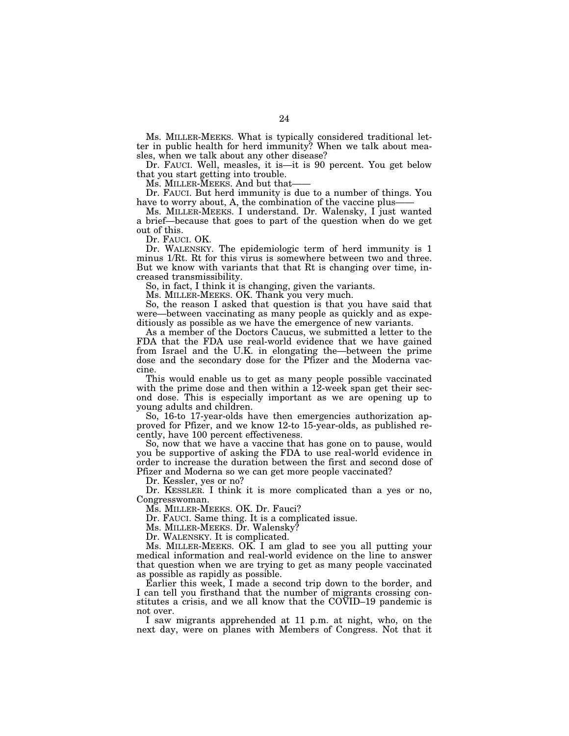Ms. MILLER-MEEKS. What is typically considered traditional letter in public health for herd immunity? When we talk about measles, when we talk about any other disease?

Dr. FAUCI. Well, measles, it is—it is 90 percent. You get below that you start getting into trouble.

Ms. MILLER-MEEKS. And but that——

Dr. FAUCI. But herd immunity is due to a number of things. You have to worry about, A, the combination of the vaccine plus——

Ms. MILLER-MEEKS. I understand. Dr. Walensky, I just wanted a brief—because that goes to part of the question when do we get out of this.

Dr. FAUCI. OK.

Dr. WALENSKY. The epidemiologic term of herd immunity is 1 minus 1/Rt. Rt for this virus is somewhere between two and three. But we know with variants that that Rt is changing over time, increased transmissibility.

So, in fact, I think it is changing, given the variants.

Ms. MILLER-MEEKS. OK. Thank you very much.

So, the reason I asked that question is that you have said that were—between vaccinating as many people as quickly and as expeditiously as possible as we have the emergence of new variants.

As a member of the Doctors Caucus, we submitted a letter to the FDA that the FDA use real-world evidence that we have gained from Israel and the U.K. in elongating the—between the prime dose and the secondary dose for the Pfizer and the Moderna vaccine.

This would enable us to get as many people possible vaccinated with the prime dose and then within a 12-week span get their second dose. This is especially important as we are opening up to young adults and children.

So, 16-to 17-year-olds have then emergencies authorization approved for Pfizer, and we know 12-to 15-year-olds, as published recently, have 100 percent effectiveness.

So, now that we have a vaccine that has gone on to pause, would you be supportive of asking the FDA to use real-world evidence in order to increase the duration between the first and second dose of Pfizer and Moderna so we can get more people vaccinated?

Dr. Kessler, yes or no?

Dr. KESSLER. I think it is more complicated than a yes or no, Congresswoman.

Ms. MILLER-MEEKS. OK. Dr. Fauci?

Dr. FAUCI. Same thing. It is a complicated issue.

Ms. MILLER-MEEKS. Dr. Walensky?

Dr. WALENSKY. It is complicated.

Ms. MILLER-MEEKS. OK. I am glad to see you all putting your medical information and real-world evidence on the line to answer that question when we are trying to get as many people vaccinated as possible as rapidly as possible.

Earlier this week, I made a second trip down to the border, and I can tell you firsthand that the number of migrants crossing constitutes a crisis, and we all know that the COVID–19 pandemic is not over.

I saw migrants apprehended at 11 p.m. at night, who, on the next day, were on planes with Members of Congress. Not that it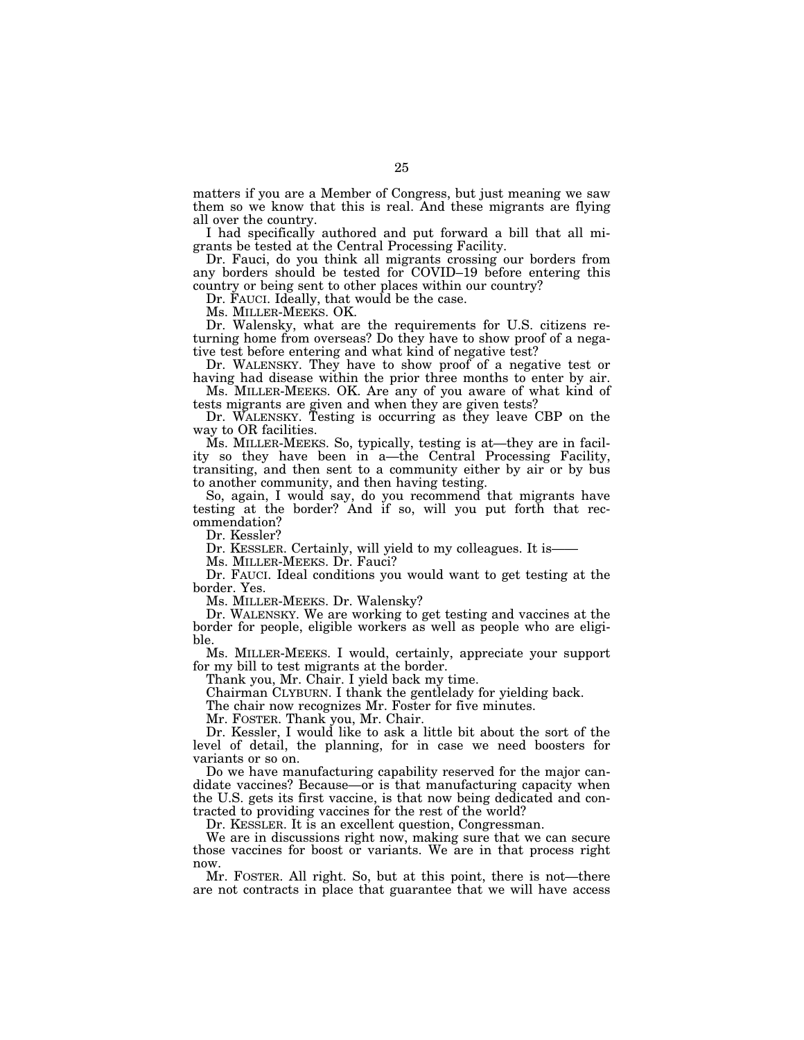matters if you are a Member of Congress, but just meaning we saw them so we know that this is real. And these migrants are flying all over the country.

I had specifically authored and put forward a bill that all migrants be tested at the Central Processing Facility.

Dr. Fauci, do you think all migrants crossing our borders from any borders should be tested for COVID–19 before entering this country or being sent to other places within our country?

Dr. FAUCI. Ideally, that would be the case.

Ms. MILLER-MEEKS. OK.

Dr. Walensky, what are the requirements for U.S. citizens returning home from overseas? Do they have to show proof of a negative test before entering and what kind of negative test?

Dr. WALENSKY. They have to show proof of a negative test or having had disease within the prior three months to enter by air.

Ms. MILLER-MEEKS. OK. Are any of you aware of what kind of tests migrants are given and when they are given tests?

Dr. WALENSKY. Testing is occurring as they leave CBP on the way to OR facilities.

Ms. MILLER-MEEKS. So, typically, testing is at—they are in facility so they have been in a—the Central Processing Facility, transiting, and then sent to a community either by air or by bus to another community, and then having testing.

So, again, I would say, do you recommend that migrants have testing at the border? And if so, will you put forth that recommendation?

Dr. Kessler?

Dr. KESSLER. Certainly, will yield to my colleagues. It is——

Ms. MILLER-MEEKS. Dr. Fauci?

Dr. FAUCI. Ideal conditions you would want to get testing at the border. Yes.

Ms. MILLER-MEEKS. Dr. Walensky?

Dr. WALENSKY. We are working to get testing and vaccines at the border for people, eligible workers as well as people who are eligible.

Ms. MILLER-MEEKS. I would, certainly, appreciate your support for my bill to test migrants at the border.

Thank you, Mr. Chair. I yield back my time.

Chairman CLYBURN. I thank the gentlelady for yielding back.

The chair now recognizes Mr. Foster for five minutes.

Mr. FOSTER. Thank you, Mr. Chair.

Dr. Kessler, I would like to ask a little bit about the sort of the level of detail, the planning, for in case we need boosters for variants or so on.

Do we have manufacturing capability reserved for the major candidate vaccines? Because—or is that manufacturing capacity when the U.S. gets its first vaccine, is that now being dedicated and contracted to providing vaccines for the rest of the world?

Dr. KESSLER. It is an excellent question, Congressman.

We are in discussions right now, making sure that we can secure those vaccines for boost or variants. We are in that process right now.

Mr. FOSTER. All right. So, but at this point, there is not—there are not contracts in place that guarantee that we will have access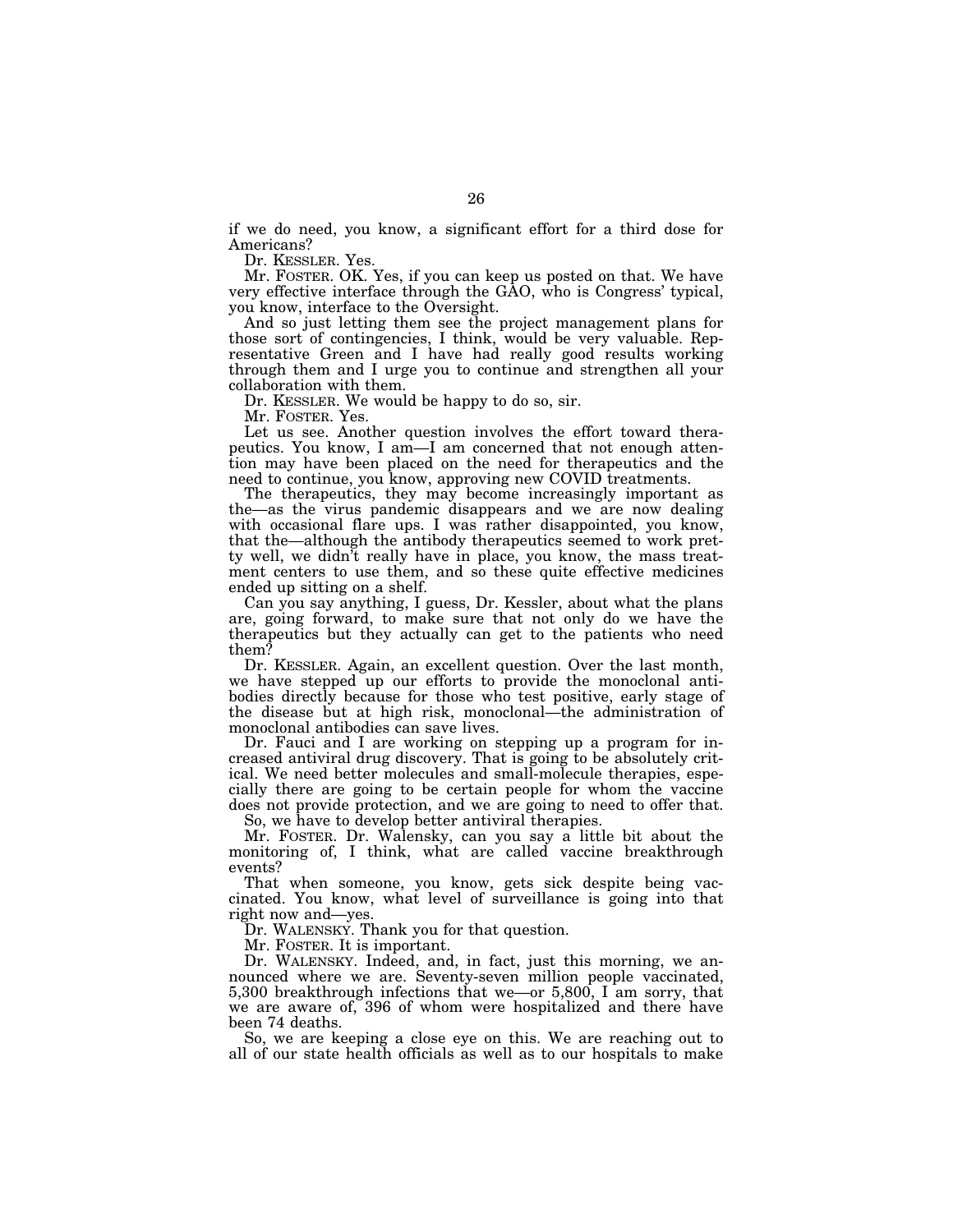if we do need, you know, a significant effort for a third dose for Americans?

Dr. KESSLER. Yes.

Mr. FOSTER. OK. Yes, if you can keep us posted on that. We have very effective interface through the GAO, who is Congress' typical, you know, interface to the Oversight.

And so just letting them see the project management plans for those sort of contingencies, I think, would be very valuable. Representative Green and I have had really good results working through them and I urge you to continue and strengthen all your collaboration with them.

Dr. KESSLER. We would be happy to do so, sir.

Mr. FOSTER. Yes.

Let us see. Another question involves the effort toward therapeutics. You know, I am—I am concerned that not enough attention may have been placed on the need for therapeutics and the need to continue, you know, approving new COVID treatments.

The therapeutics, they may become increasingly important as the—as the virus pandemic disappears and we are now dealing with occasional flare ups. I was rather disappointed, you know, that the—although the antibody therapeutics seemed to work pretty well, we didn't really have in place, you know, the mass treatment centers to use them, and so these quite effective medicines ended up sitting on a shelf.

Can you say anything, I guess, Dr. Kessler, about what the plans are, going forward, to make sure that not only do we have the therapeutics but they actually can get to the patients who need them?

Dr. KESSLER. Again, an excellent question. Over the last month, we have stepped up our efforts to provide the monoclonal antibodies directly because for those who test positive, early stage of the disease but at high risk, monoclonal—the administration of monoclonal antibodies can save lives.

Dr. Fauci and I are working on stepping up a program for increased antiviral drug discovery. That is going to be absolutely critical. We need better molecules and small-molecule therapies, especially there are going to be certain people for whom the vaccine does not provide protection, and we are going to need to offer that.

So, we have to develop better antiviral therapies.

Mr. FOSTER. Dr. Walensky, can you say a little bit about the monitoring of, I think, what are called vaccine breakthrough events?

That when someone, you know, gets sick despite being vaccinated. You know, what level of surveillance is going into that right now and—yes.

Dr. WALENSKY. Thank you for that question.

Mr. FOSTER. It is important.

Dr. WALENSKY. Indeed, and, in fact, just this morning, we announced where we are. Seventy-seven million people vaccinated, 5,300 breakthrough infections that we—or 5,800, I am sorry, that we are aware of, 396 of whom were hospitalized and there have been 74 deaths.

So, we are keeping a close eye on this. We are reaching out to all of our state health officials as well as to our hospitals to make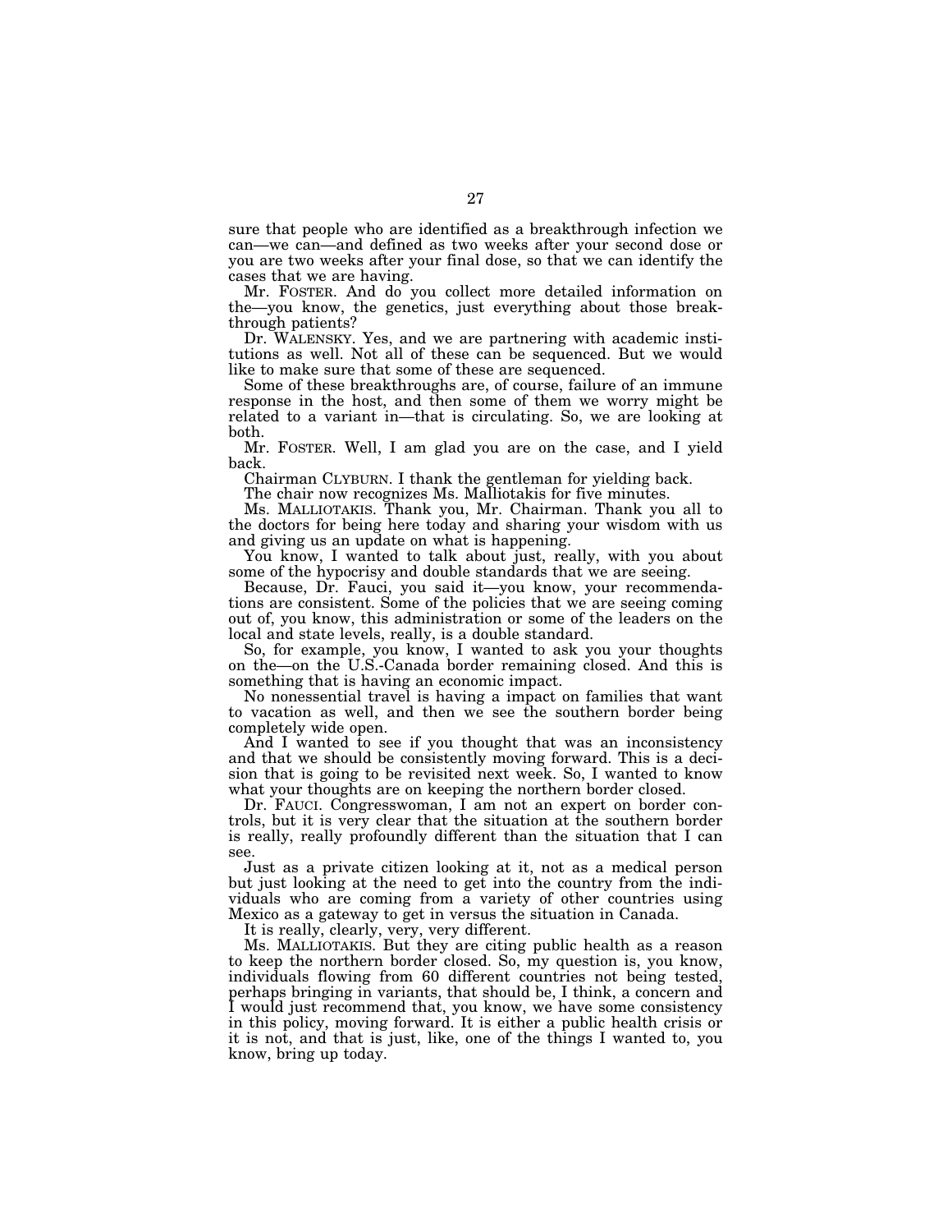sure that people who are identified as a breakthrough infection we can—we can—and defined as two weeks after your second dose or you are two weeks after your final dose, so that we can identify the cases that we are having.

Mr. FOSTER. And do you collect more detailed information on the—you know, the genetics, just everything about those breakthrough patients?

Dr. WALENSKY. Yes, and we are partnering with academic institutions as well. Not all of these can be sequenced. But we would like to make sure that some of these are sequenced.

Some of these breakthroughs are, of course, failure of an immune response in the host, and then some of them we worry might be related to a variant in—that is circulating. So, we are looking at both.

Mr. FOSTER. Well, I am glad you are on the case, and I yield back.

Chairman CLYBURN. I thank the gentleman for yielding back.

The chair now recognizes Ms. Malliotakis for five minutes.

Ms. MALLIOTAKIS. Thank you, Mr. Chairman. Thank you all to the doctors for being here today and sharing your wisdom with us and giving us an update on what is happening.

You know, I wanted to talk about just, really, with you about some of the hypocrisy and double standards that we are seeing.

Because, Dr. Fauci, you said it—you know, your recommendations are consistent. Some of the policies that we are seeing coming out of, you know, this administration or some of the leaders on the local and state levels, really, is a double standard.

So, for example, you know, I wanted to ask you your thoughts on the—on the U.S.-Canada border remaining closed. And this is something that is having an economic impact.

No nonessential travel is having a impact on families that want to vacation as well, and then we see the southern border being completely wide open.

And I wanted to see if you thought that was an inconsistency and that we should be consistently moving forward. This is a decision that is going to be revisited next week. So, I wanted to know what your thoughts are on keeping the northern border closed.

Dr. FAUCI. Congresswoman, I am not an expert on border controls, but it is very clear that the situation at the southern border is really, really profoundly different than the situation that I can see.

Just as a private citizen looking at it, not as a medical person but just looking at the need to get into the country from the individuals who are coming from a variety of other countries using Mexico as a gateway to get in versus the situation in Canada.

It is really, clearly, very, very different.

Ms. MALLIOTAKIS. But they are citing public health as a reason to keep the northern border closed. So, my question is, you know, individuals flowing from 60 different countries not being tested, perhaps bringing in variants, that should be, I think, a concern and I would just recommend that, you know, we have some consistency in this policy, moving forward. It is either a public health crisis or it is not, and that is just, like, one of the things I wanted to, you know, bring up today.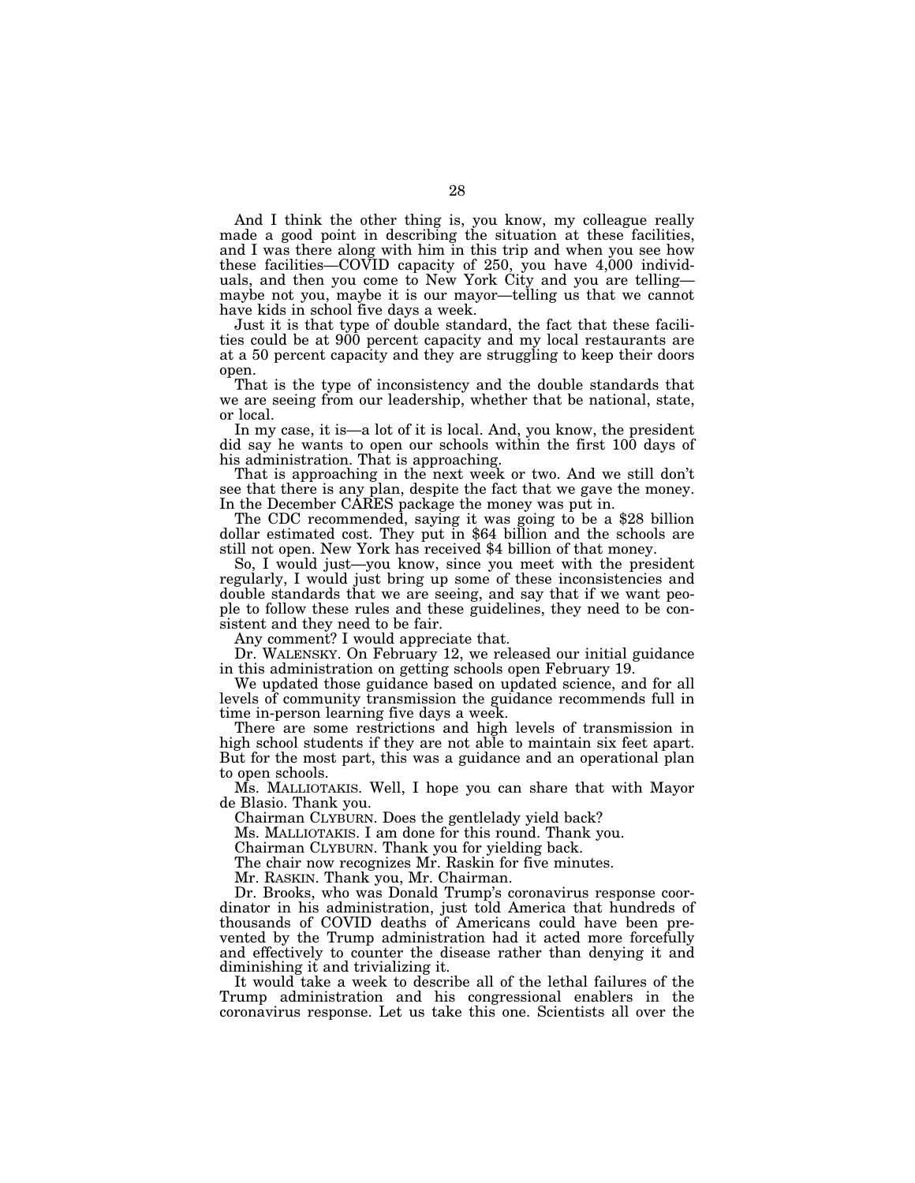And I think the other thing is, you know, my colleague really made a good point in describing the situation at these facilities, and I was there along with him in this trip and when you see how these facilities—COVID capacity of 250, you have 4,000 individuals, and then you come to New York City and you are telling—maybe not you, maybe it is our mayor—telling us that we cannot have kids in school five days a week.

Just it is that type of double standard, the fact that these facilities could be at 900 percent capacity and my local restaurants are at a 50 percent capacity and they are struggling to keep their doors open.

That is the type of inconsistency and the double standards that we are seeing from our leadership, whether that be national, state, or local.

In my case, it is—a lot of it is local. And, you know, the president did say he wants to open our schools within the first 100 days of his administration. That is approaching.

That is approaching in the next week or two. And we still don't see that there is any plan, despite the fact that we gave the money. In the December CARES package the money was put in.

The CDC recommended, saying it was going to be a $28 billion dollar estimated cost. They put in $64 billion and the schools are still not open. New York has received $4 billion of that money.

So, I would just—you know, since you meet with the president regularly, I would just bring up some of these inconsistencies and double standards that we are seeing, and say that if we want people to follow these rules and these guidelines, they need to be consistent and they need to be fair.

Any comment? I would appreciate that.

Dr. WALENSKY. On February 12, we released our initial guidance in this administration on getting schools open February 19.

We updated those guidance based on updated science, and for all levels of community transmission the guidance recommends full in time in-person learning five days a week.

There are some restrictions and high levels of transmission in high school students if they are not able to maintain six feet apart. But for the most part, this was a guidance and an operational plan to open schools.

Ms. MALLIOTAKIS. Well, I hope you can share that with Mayor de Blasio. Thank you.

Chairman CLYBURN. Does the gentlelady yield back?

Ms. MALLIOTAKIS. I am done for this round. Thank you.

Chairman CLYBURN. Thank you for yielding back.

The chair now recognizes Mr. Raskin for five minutes.

Mr. RASKIN. Thank you, Mr. Chairman.

Dr. Brooks, who was Donald Trump's coronavirus response coordinator in his administration, just told America that hundreds of thousands of COVID deaths of Americans could have been prevented by the Trump administration had it acted more forcefully and effectively to counter the disease rather than denying it and diminishing it and trivializing it.

It would take a week to describe all of the lethal failures of the Trump administration and his congressional enablers in the coronavirus response. Let us take this one. Scientists all over the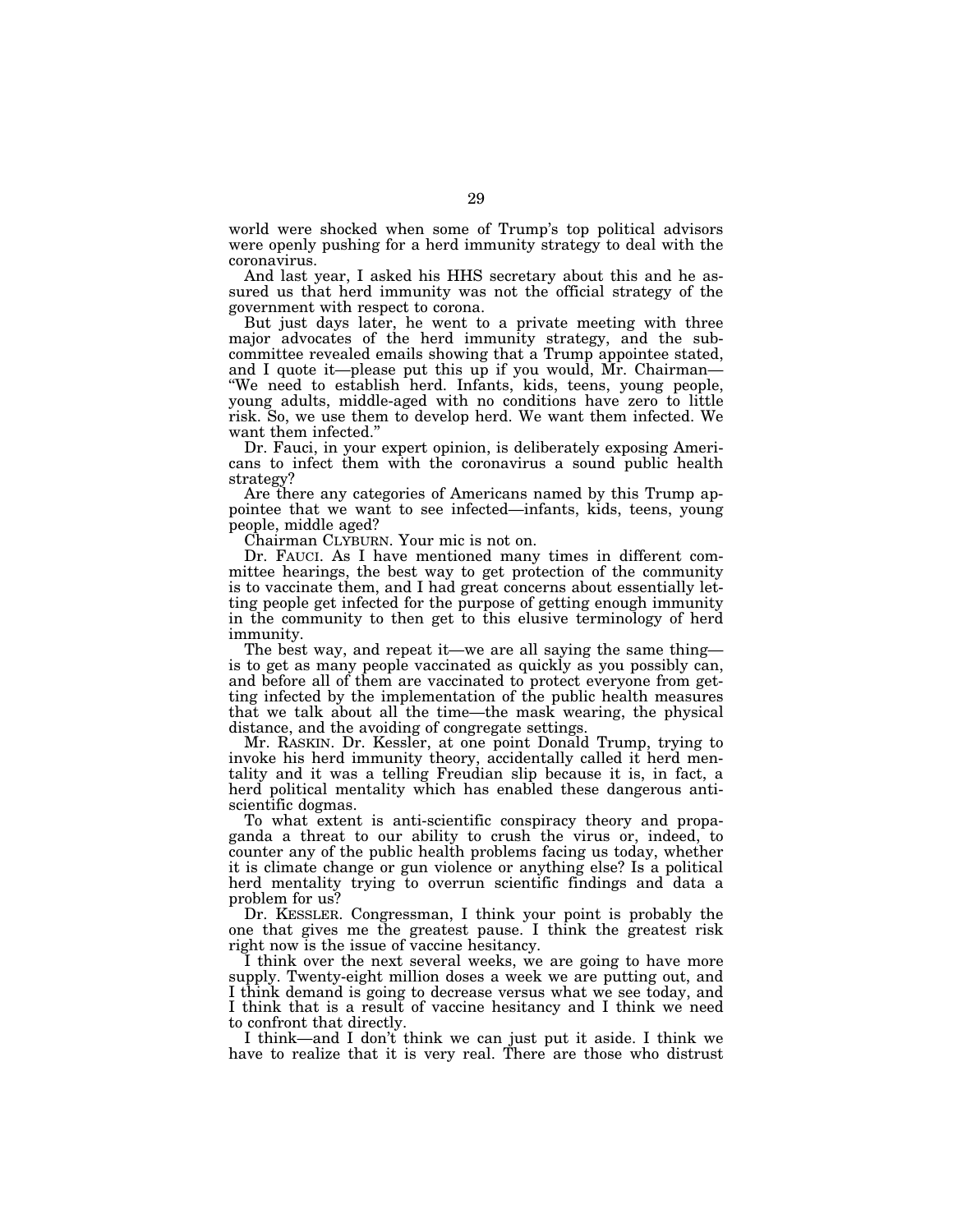world were shocked when some of Trump's top political advisors were openly pushing for a herd immunity strategy to deal with the coronavirus.

And last year, I asked his HHS secretary about this and he assured us that herd immunity was not the official strategy of the government with respect to corona.

But just days later, he went to a private meeting with three major advocates of the herd immunity strategy, and the subcommittee revealed emails showing that a Trump appointee stated, and I quote it—please put this up if you would, Mr. Chairman—"We need to establish herd. Infants, kids, teens, young people, young adults, middle-aged with no conditions have zero to little risk. So, we use them to develop herd. We want them infected. We want them infected."

Dr. Fauci, in your expert opinion, is deliberately exposing Americans to infect them with the coronavirus a sound public health strategy?

Are there any categories of Americans named by this Trump appointee that we want to see infected—infants, kids, teens, young people, middle aged?

Chairman CLYBURN. Your mic is not on.

Dr. FAUCI. As I have mentioned many times in different committee hearings, the best way to get protection of the community is to vaccinate them, and I had great concerns about essentially letting people get infected for the purpose of getting enough immunity in the community to then get to this elusive terminology of herd immunity.

The best way, and repeat it—we are all saying the same thing—is to get as many people vaccinated as quickly as you possibly can, and before all of them are vaccinated to protect everyone from getting infected by the implementation of the public health measures that we talk about all the time—the mask wearing, the physical distance, and the avoiding of congregate settings.

Mr. RASKIN. Dr. Kessler, at one point Donald Trump, trying to invoke his herd immunity theory, accidentally called it herd mentality and it was a telling Freudian slip because it is, in fact, a herd political mentality which has enabled these dangerous anti-scientific dogmas.

To what extent is anti-scientific conspiracy theory and propaganda a threat to our ability to crush the virus or, indeed, to counter any of the public health problems facing us today, whether it is climate change or gun violence or anything else? Is a political herd mentality trying to overrun scientific findings and data a problem for us?

Dr. KESSLER. Congressman, I think your point is probably the one that gives me the greatest pause. I think the greatest risk right now is the issue of vaccine hesitancy.

I think over the next several weeks, we are going to have more supply. Twenty-eight million doses a week we are putting out, and I think demand is going to decrease versus what we see today, and I think that is a result of vaccine hesitancy and I think we need to confront that directly.

I think—and I don't think we can just put it aside. I think we have to realize that it is very real. There are those who distrust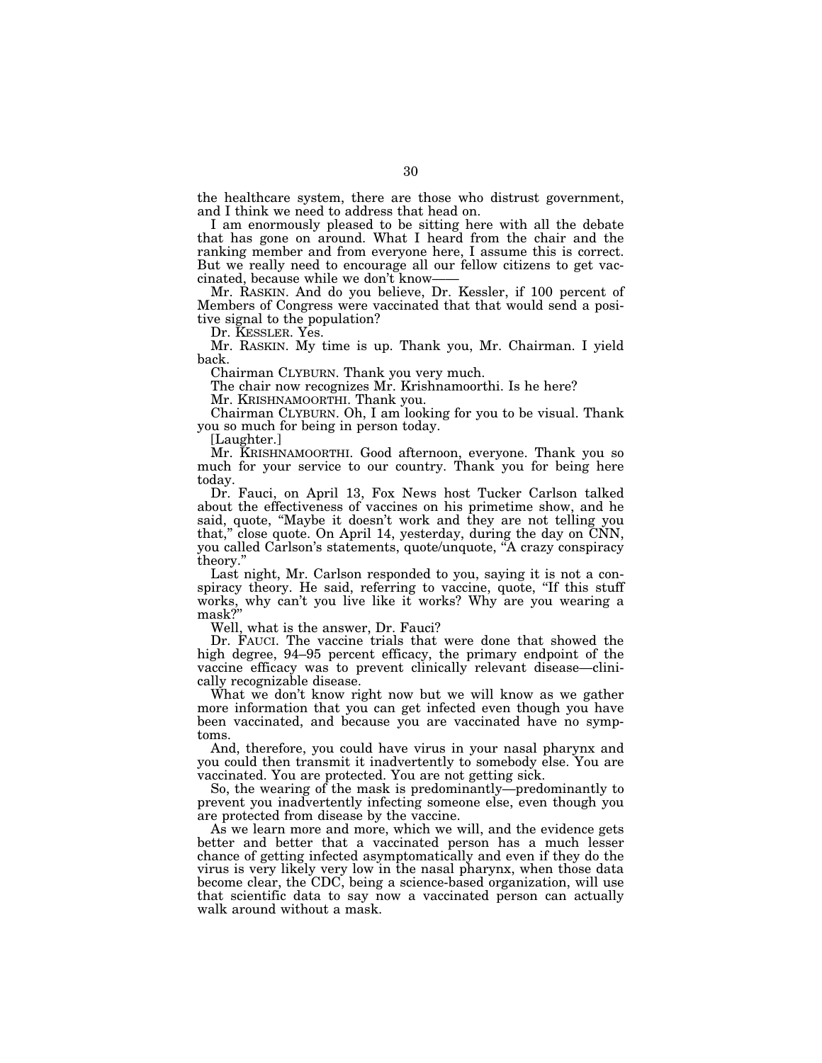the healthcare system, there are those who distrust government, and I think we need to address that head on.

I am enormously pleased to be sitting here with all the debate that has gone on around. What I heard from the chair and the ranking member and from everyone here, I assume this is correct. But we really need to encourage all our fellow citizens to get vaccinated, because while we don't know——

Mr. RASKIN. And do you believe, Dr. Kessler, if 100 percent of Members of Congress were vaccinated that that would send a positive signal to the population?

Dr. KESSLER. Yes.

Mr. RASKIN. My time is up. Thank you, Mr. Chairman. I yield back.

Chairman CLYBURN. Thank you very much.

The chair now recognizes Mr. Krishnamoorthi. Is he here?

Mr. KRISHNAMOORTHI. Thank you.

Chairman CLYBURN. Oh, I am looking for you to be visual. Thank you so much for being in person today.

[Laughter.]

Mr. KRISHNAMOORTHI. Good afternoon, everyone. Thank you so much for your service to our country. Thank you for being here today.

Dr. Fauci, on April 13, Fox News host Tucker Carlson talked about the effectiveness of vaccines on his primetime show, and he said, quote, "Maybe it doesn't work and they are not telling you that," close quote. On April 14, yesterday, during the day on CNN, you called Carlson's statements, quote/unquote, "A crazy conspiracy theory."

Last night, Mr. Carlson responded to you, saying it is not a conspiracy theory. He said, referring to vaccine, quote, "If this stuff works, why can't you live like it works? Why are you wearing a mask?"

Well, what is the answer, Dr. Fauci?

Dr. FAUCI. The vaccine trials that were done that showed the high degree, 94–95 percent efficacy, the primary endpoint of the vaccine efficacy was to prevent clinically relevant disease—clinically recognizable disease.

What we don't know right now but we will know as we gather more information that you can get infected even though you have been vaccinated, and because you are vaccinated have no symptoms.

And, therefore, you could have virus in your nasal pharynx and you could then transmit it inadvertently to somebody else. You are vaccinated. You are protected. You are not getting sick.

So, the wearing of the mask is predominantly—predominantly to prevent you inadvertently infecting someone else, even though you are protected from disease by the vaccine.

As we learn more and more, which we will, and the evidence gets better and better that a vaccinated person has a much lesser chance of getting infected asymptomatically and even if they do the virus is very likely very low in the nasal pharynx, when those data become clear, the CDC, being a science-based organization, will use that scientific data to say now a vaccinated person can actually walk around without a mask.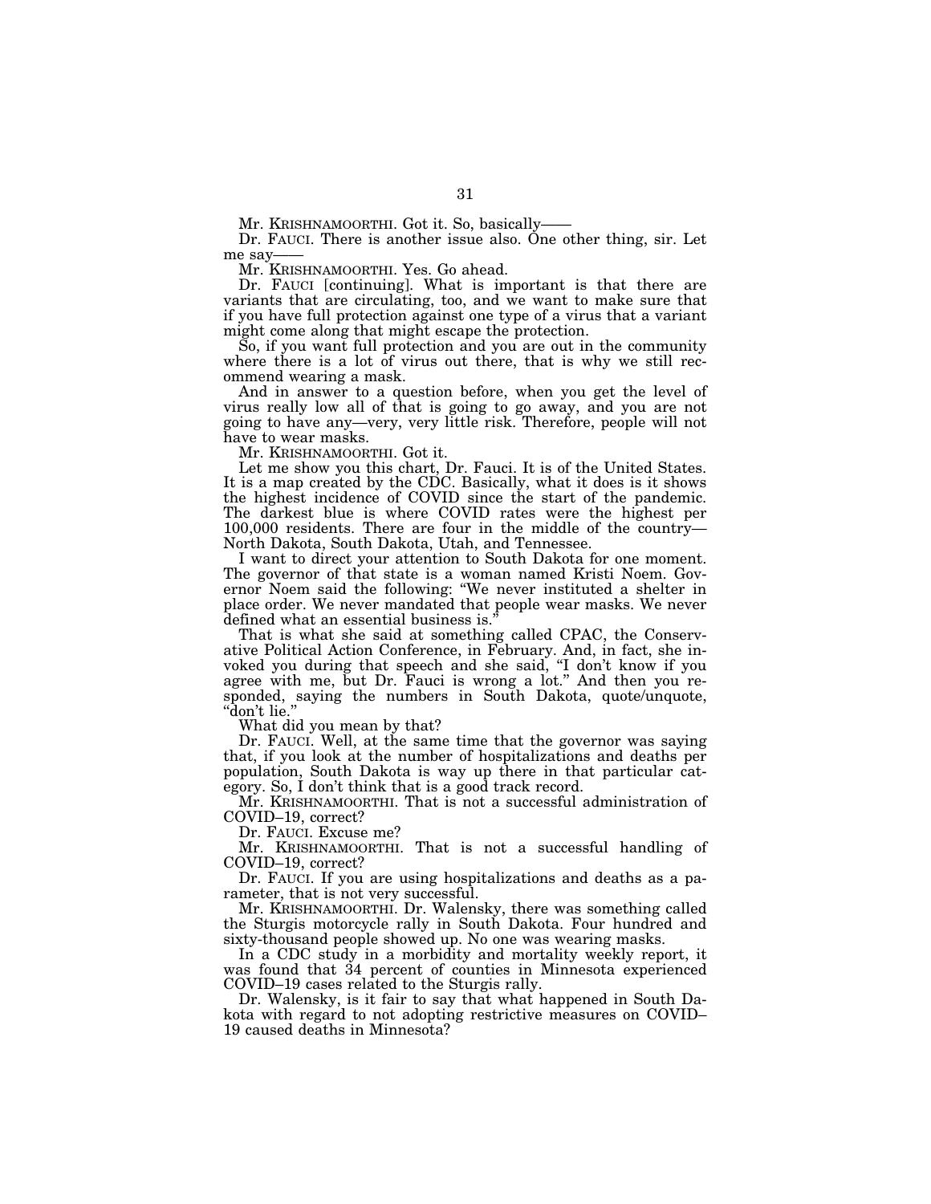Mr. KRISHNAMOORTHI. Got it. So, basically——

Dr. FAUCI. There is another issue also. One other thing, sir. Let me say——

Mr. KRISHNAMOORTHI. Yes. Go ahead.

Dr. FAUCI [continuing]. What is important is that there are variants that are circulating, too, and we want to make sure that if you have full protection against one type of a virus that a variant might come along that might escape the protection.

So, if you want full protection and you are out in the community where there is a lot of virus out there, that is why we still recommend wearing a mask.

And in answer to a question before, when you get the level of virus really low all of that is going to go away, and you are not going to have any—very, very little risk. Therefore, people will not have to wear masks.

Mr. KRISHNAMOORTHI. Got it.

Let me show you this chart, Dr. Fauci. It is of the United States. It is a map created by the CDC. Basically, what it does is it shows the highest incidence of COVID since the start of the pandemic. The darkest blue is where COVID rates were the highest per 100,000 residents. There are four in the middle of the country—North Dakota, South Dakota, Utah, and Tennessee.

I want to direct your attention to South Dakota for one moment. The governor of that state is a woman named Kristi Noem. Governor Noem said the following: "We never instituted a shelter in place order. We never mandated that people wear masks. We never defined what an essential business is."

That is what she said at something called CPAC, the Conservative Political Action Conference, in February. And, in fact, she invoked you during that speech and she said, "I don't know if you agree with me, but Dr. Fauci is wrong a lot." And then you responded, saying the numbers in South Dakota, quote/unquote, "don't lie."

What did you mean by that?

Dr. FAUCI. Well, at the same time that the governor was saying that, if you look at the number of hospitalizations and deaths per population, South Dakota is way up there in that particular category. So, I don't think that is a good track record.

Mr. KRISHNAMOORTHI. That is not a successful administration of COVID–19, correct?

Dr. FAUCI. Excuse me?

Mr. KRISHNAMOORTHI. That is not a successful handling of COVID–19, correct?

Dr. FAUCI. If you are using hospitalizations and deaths as a parameter, that is not very successful.

Mr. KRISHNAMOORTHI. Dr. Walensky, there was something called the Sturgis motorcycle rally in South Dakota. Four hundred and sixty-thousand people showed up. No one was wearing masks.

In a CDC study in a morbidity and mortality weekly report, it was found that 34 percent of counties in Minnesota experienced COVID–19 cases related to the Sturgis rally.

Dr. Walensky, is it fair to say that what happened in South Dakota with regard to not adopting restrictive measures on COVID–19 caused deaths in Minnesota?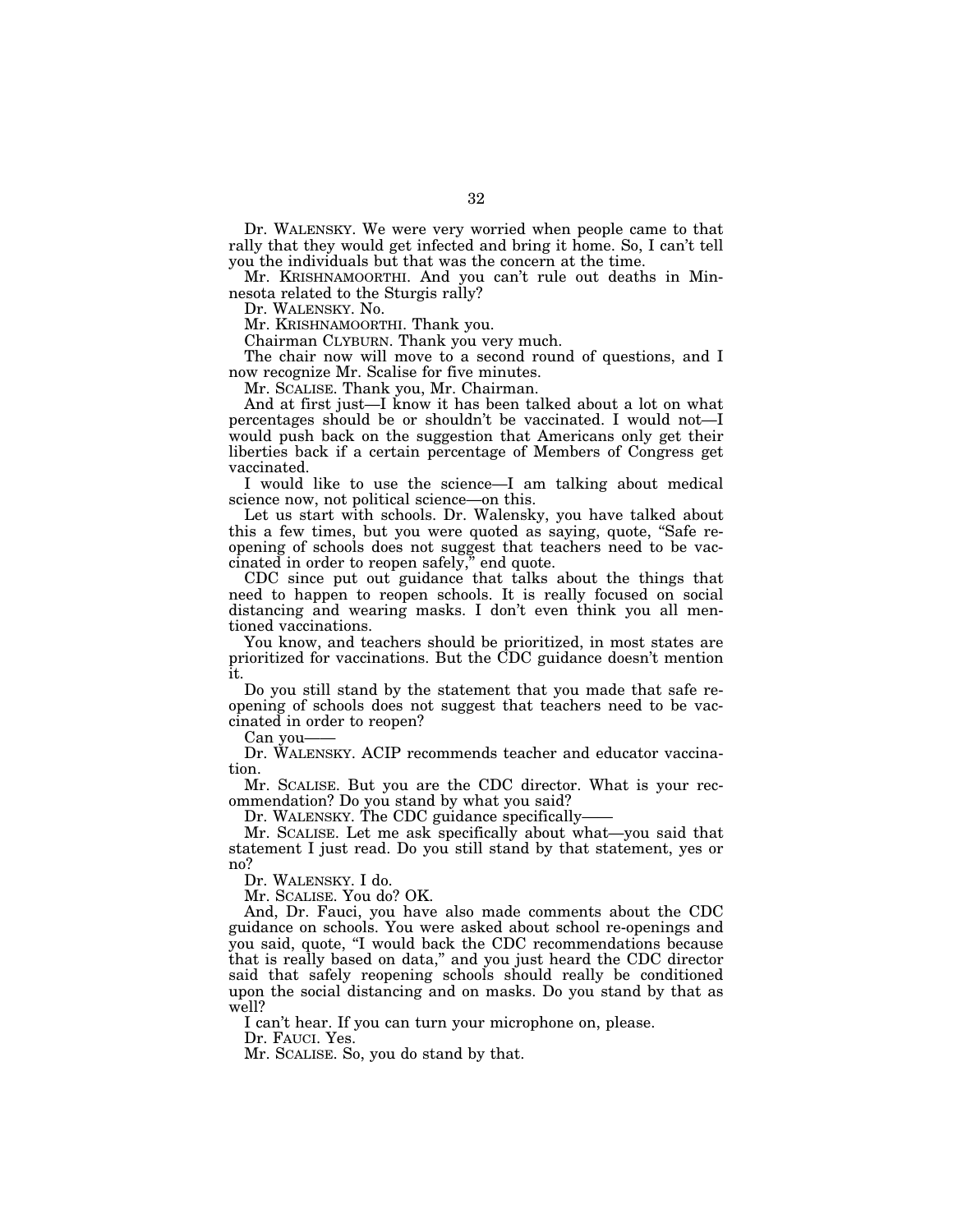Dr. WALENSKY. We were very worried when people came to that rally that they would get infected and bring it home. So, I can't tell you the individuals but that was the concern at the time.

Mr. KRISHNAMOORTHI. And you can't rule out deaths in Minnesota related to the Sturgis rally?

Dr. WALENSKY. No.

Mr. KRISHNAMOORTHI. Thank you.

Chairman CLYBURN. Thank you very much.

The chair now will move to a second round of questions, and I now recognize Mr. Scalise for five minutes.

Mr. SCALISE. Thank you, Mr. Chairman.

And at first just—I know it has been talked about a lot on what percentages should be or shouldn't be vaccinated. I would not—I would push back on the suggestion that Americans only get their liberties back if a certain percentage of Members of Congress get vaccinated.

I would like to use the science—I am talking about medical science now, not political science—on this.

Let us start with schools. Dr. Walensky, you have talked about this a few times, but you were quoted as saying, quote, "Safe reopening of schools does not suggest that teachers need to be vaccinated in order to reopen safely," end quote.

CDC since put out guidance that talks about the things that need to happen to reopen schools. It is really focused on social distancing and wearing masks. I don't even think you all mentioned vaccinations.

You know, and teachers should be prioritized, in most states are prioritized for vaccinations. But the CDC guidance doesn't mention it.

Do you still stand by the statement that you made that safe reopening of schools does not suggest that teachers need to be vaccinated in order to reopen?

Can you——

Dr. WALENSKY. ACIP recommends teacher and educator vaccination.

Mr. SCALISE. But you are the CDC director. What is your recommendation? Do you stand by what you said?

Dr. WALENSKY. The CDC guidance specifically——

Mr. SCALISE. Let me ask specifically about what—you said that statement I just read. Do you still stand by that statement, yes or no?

Dr. WALENSKY. I do.

Mr. SCALISE. You do? OK.

And, Dr. Fauci, you have also made comments about the CDC guidance on schools. You were asked about school re-openings and you said, quote, "I would back the CDC recommendations because that is really based on data," and you just heard the CDC director said that safely reopening schools should really be conditioned upon the social distancing and on masks. Do you stand by that as well?

I can't hear. If you can turn your microphone on, please.

Dr. FAUCI. Yes.

Mr. SCALISE. So, you do stand by that.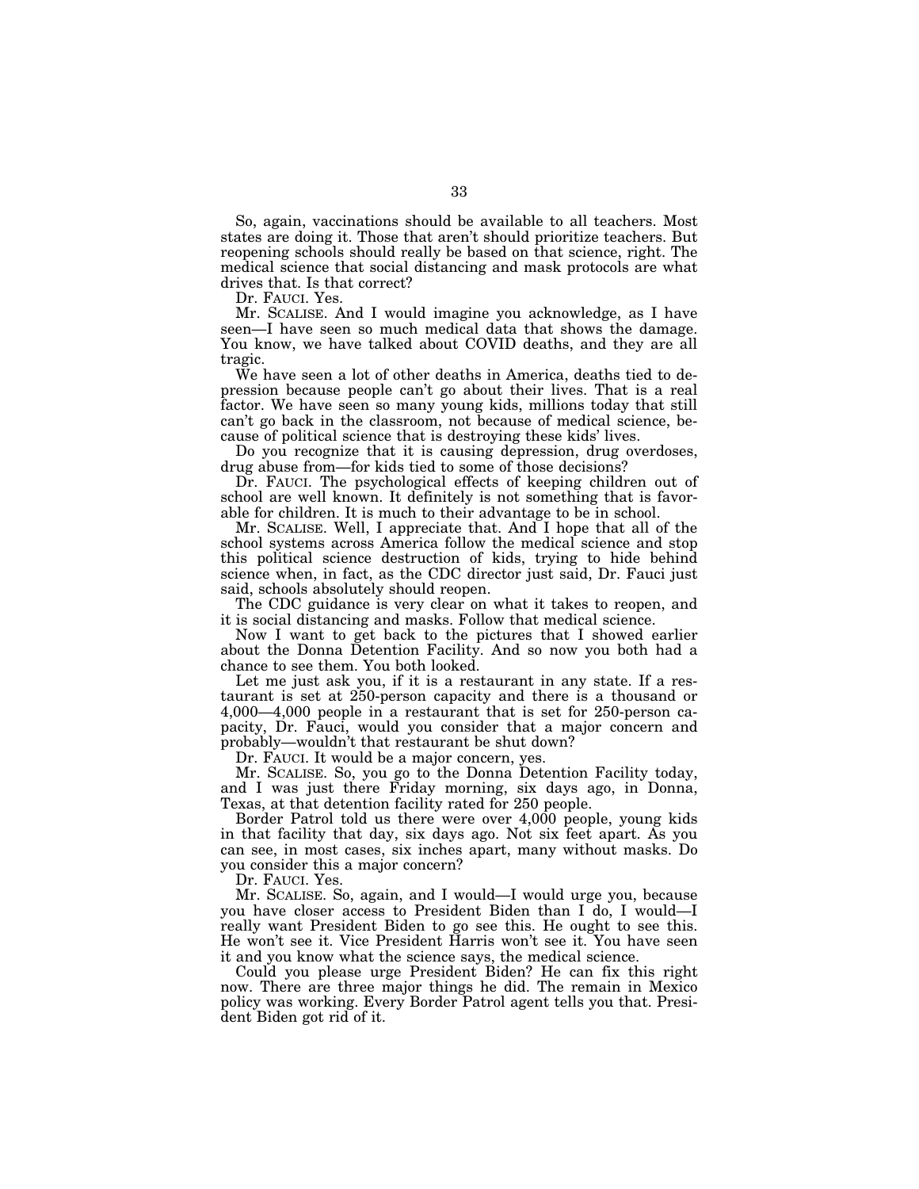So, again, vaccinations should be available to all teachers. Most states are doing it. Those that aren't should prioritize teachers. But reopening schools should really be based on that science, right. The medical science that social distancing and mask protocols are what drives that. Is that correct?

Dr. FAUCI. Yes.

Mr. SCALISE. And I would imagine you acknowledge, as I have seen—I have seen so much medical data that shows the damage. You know, we have talked about COVID deaths, and they are all tragic.

We have seen a lot of other deaths in America, deaths tied to depression because people can't go about their lives. That is a real factor. We have seen so many young kids, millions today that still can't go back in the classroom, not because of medical science, because of political science that is destroying these kids' lives.

Do you recognize that it is causing depression, drug overdoses, drug abuse from—for kids tied to some of those decisions?

Dr. FAUCI. The psychological effects of keeping children out of school are well known. It definitely is not something that is favorable for children. It is much to their advantage to be in school.

Mr. SCALISE. Well, I appreciate that. And I hope that all of the school systems across America follow the medical science and stop this political science destruction of kids, trying to hide behind science when, in fact, as the CDC director just said, Dr. Fauci just said, schools absolutely should reopen.

The CDC guidance is very clear on what it takes to reopen, and it is social distancing and masks. Follow that medical science.

Now I want to get back to the pictures that I showed earlier about the Donna Detention Facility. And so now you both had a chance to see them. You both looked.

Let me just ask you, if it is a restaurant in any state. If a restaurant is set at 250-person capacity and there is a thousand or 4,000—4,000 people in a restaurant that is set for 250-person capacity, Dr. Fauci, would you consider that a major concern and probably—wouldn't that restaurant be shut down?

Dr. FAUCI. It would be a major concern, yes.

Mr. SCALISE. So, you go to the Donna Detention Facility today, and I was just there Friday morning, six days ago, in Donna, Texas, at that detention facility rated for 250 people.

Border Patrol told us there were over 4,000 people, young kids in that facility that day, six days ago. Not six feet apart. As you can see, in most cases, six inches apart, many without masks. Do you consider this a major concern?

Dr. FAUCI. Yes.

Mr. SCALISE. So, again, and I would—I would urge you, because you have closer access to President Biden than I do, I would—I really want President Biden to go see this. He ought to see this. He won't see it. Vice President Harris won't see it. You have seen it and you know what the science says, the medical science.

Could you please urge President Biden? He can fix this right now. There are three major things he did. The remain in Mexico policy was working. Every Border Patrol agent tells you that. President Biden got rid of it.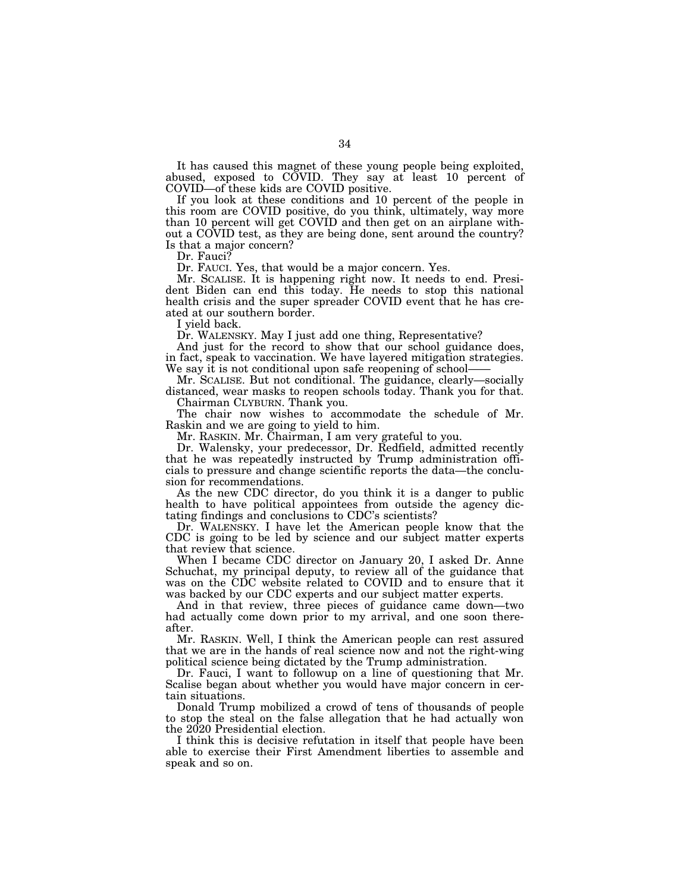It has caused this magnet of these young people being exploited, abused, exposed to COVID. They say at least 10 percent of COVID—of these kids are COVID positive.

If you look at these conditions and 10 percent of the people in this room are COVID positive, do you think, ultimately, way more than 10 percent will get COVID and then get on an airplane without a COVID test, as they are being done, sent around the country? Is that a major concern?

Dr. Fauci?

Dr. FAUCI. Yes, that would be a major concern. Yes.

Mr. SCALISE. It is happening right now. It needs to end. President Biden can end this today. He needs to stop this national health crisis and the super spreader COVID event that he has created at our southern border.

I yield back.

Dr. WALENSKY. May I just add one thing, Representative?

And just for the record to show that our school guidance does, in fact, speak to vaccination. We have layered mitigation strategies. We say it is not conditional upon safe reopening of school——

Mr. SCALISE. But not conditional. The guidance, clearly—socially distanced, wear masks to reopen schools today. Thank you for that.

Chairman CLYBURN. Thank you.

The chair now wishes to accommodate the schedule of Mr. Raskin and we are going to yield to him.

Mr. RASKIN. Mr. Chairman, I am very grateful to you.

Dr. Walensky, your predecessor, Dr. Redfield, admitted recently that he was repeatedly instructed by Trump administration officials to pressure and change scientific reports the data—the conclusion for recommendations.

As the new CDC director, do you think it is a danger to public health to have political appointees from outside the agency dictating findings and conclusions to CDC's scientists?

Dr. WALENSKY. I have let the American people know that the CDC is going to be led by science and our subject matter experts that review that science.

When I became CDC director on January 20, I asked Dr. Anne Schuchat, my principal deputy, to review all of the guidance that was on the CDC website related to COVID and to ensure that it was backed by our CDC experts and our subject matter experts.

And in that review, three pieces of guidance came down—two had actually come down prior to my arrival, and one soon thereafter.

Mr. RASKIN. Well, I think the American people can rest assured that we are in the hands of real science now and not the right-wing political science being dictated by the Trump administration.

Dr. Fauci, I want to followup on a line of questioning that Mr. Scalise began about whether you would have major concern in certain situations.

Donald Trump mobilized a crowd of tens of thousands of people to stop the steal on the false allegation that he had actually won the 2020 Presidential election.

I think this is decisive refutation in itself that people have been able to exercise their First Amendment liberties to assemble and speak and so on.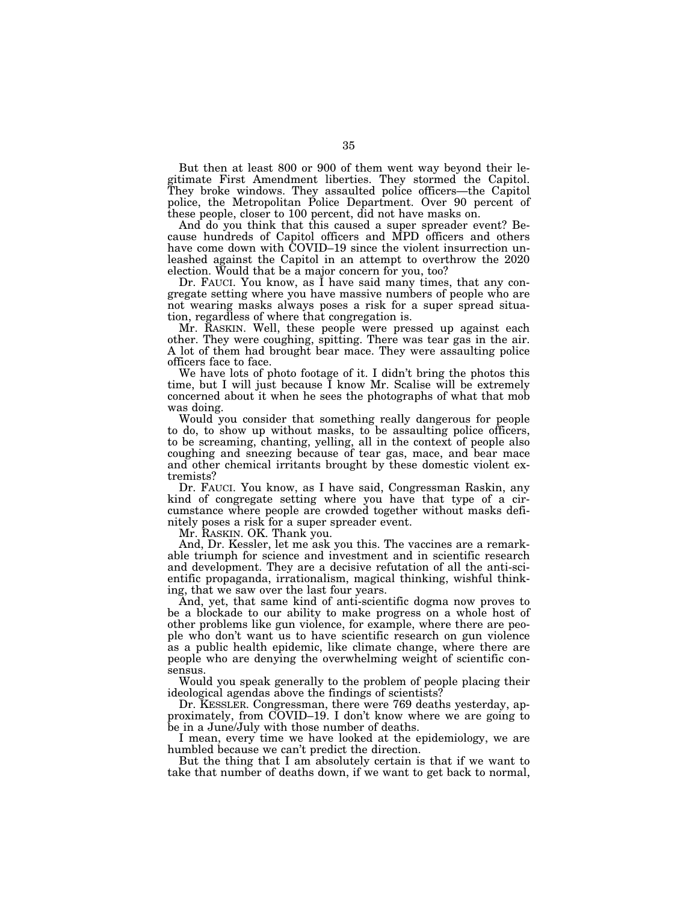But then at least 800 or 900 of them went way beyond their legitimate First Amendment liberties. They stormed the Capitol. They broke windows. They assaulted police officers—the Capitol police, the Metropolitan Police Department. Over 90 percent of these people, closer to 100 percent, did not have masks on.

And do you think that this caused a super spreader event? Because hundreds of Capitol officers and MPD officers and others have come down with COVID–19 since the violent insurrection unleashed against the Capitol in an attempt to overthrow the 2020 election. Would that be a major concern for you, too?

Dr. FAUCI. You know, as I have said many times, that any congregate setting where you have massive numbers of people who are not wearing masks always poses a risk for a super spread situation, regardless of where that congregation is.

Mr. RASKIN. Well, these people were pressed up against each other. They were coughing, spitting. There was tear gas in the air. A lot of them had brought bear mace. They were assaulting police officers face to face.

We have lots of photo footage of it. I didn't bring the photos this time, but I will just because I know Mr. Scalise will be extremely concerned about it when he sees the photographs of what that mob was doing.

Would you consider that something really dangerous for people to do, to show up without masks, to be assaulting police officers, to be screaming, chanting, yelling, all in the context of people also coughing and sneezing because of tear gas, mace, and bear mace and other chemical irritants brought by these domestic violent extremists?

Dr. FAUCI. You know, as I have said, Congressman Raskin, any kind of congregate setting where you have that type of a circumstance where people are crowded together without masks definitely poses a risk for a super spreader event.

Mr. RASKIN. OK. Thank you.

And, Dr. Kessler, let me ask you this. The vaccines are a remarkable triumph for science and investment and in scientific research and development. They are a decisive refutation of all the anti-scientific propaganda, irrationalism, magical thinking, wishful thinking, that we saw over the last four years.

And, yet, that same kind of anti-scientific dogma now proves to be a blockade to our ability to make progress on a whole host of other problems like gun violence, for example, where there are people who don't want us to have scientific research on gun violence as a public health epidemic, like climate change, where there are people who are denying the overwhelming weight of scientific consensus.

Would you speak generally to the problem of people placing their ideological agendas above the findings of scientists?

Dr. KESSLER. Congressman, there were 769 deaths yesterday, approximately, from COVID–19. I don't know where we are going to be in a June/July with those number of deaths.

I mean, every time we have looked at the epidemiology, we are humbled because we can't predict the direction.

But the thing that I am absolutely certain is that if we want to take that number of deaths down, if we want to get back to normal,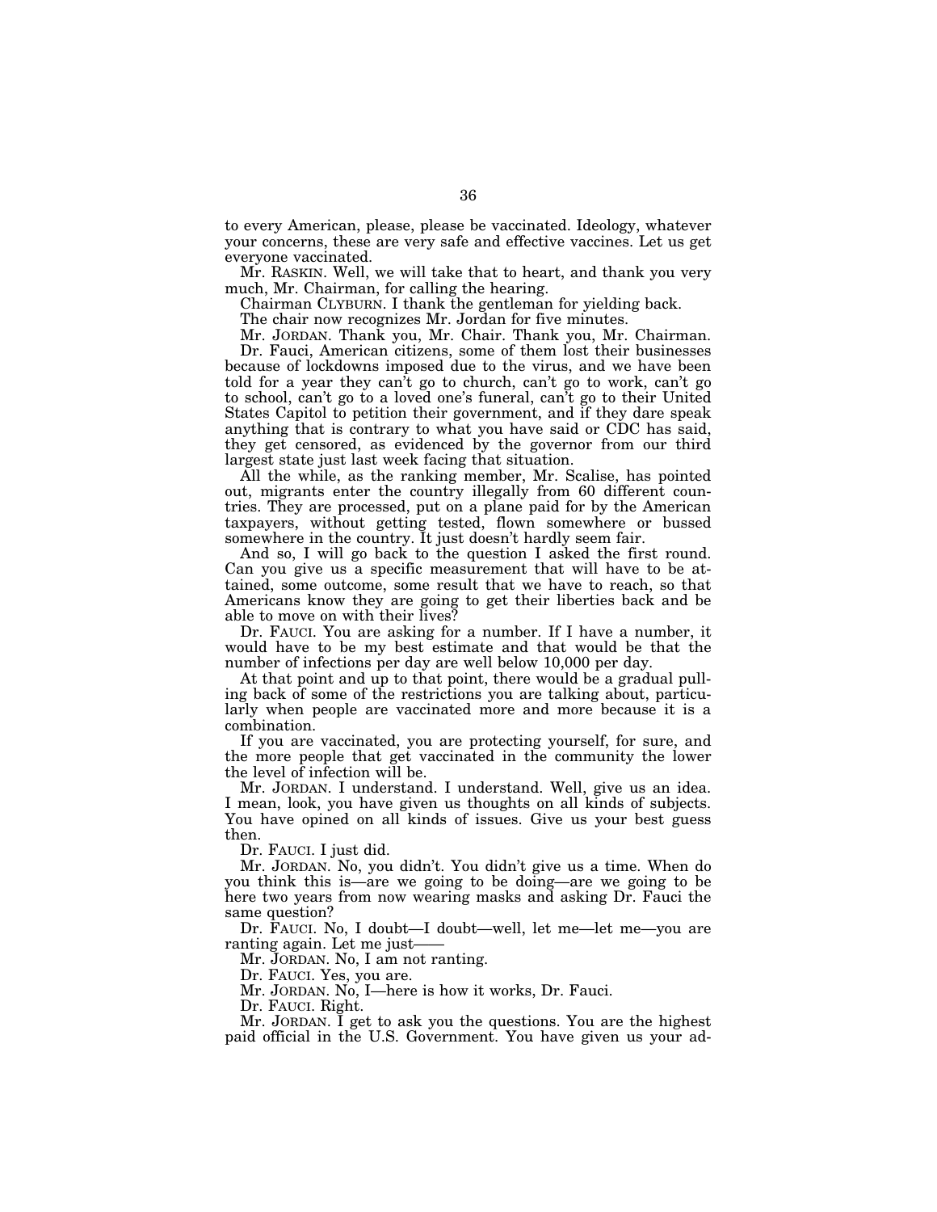to every American, please, please be vaccinated. Ideology, whatever your concerns, these are very safe and effective vaccines. Let us get everyone vaccinated.

Mr. RASKIN. Well, we will take that to heart, and thank you very much, Mr. Chairman, for calling the hearing.

Chairman CLYBURN. I thank the gentleman for yielding back.

The chair now recognizes Mr. Jordan for five minutes.

Mr. JORDAN. Thank you, Mr. Chair. Thank you, Mr. Chairman.

Dr. Fauci, American citizens, some of them lost their businesses because of lockdowns imposed due to the virus, and we have been told for a year they can't go to church, can't go to work, can't go to school, can't go to a loved one's funeral, can't go to their United States Capitol to petition their government, and if they dare speak anything that is contrary to what you have said or CDC has said, they get censored, as evidenced by the governor from our third largest state just last week facing that situation.

All the while, as the ranking member, Mr. Scalise, has pointed out, migrants enter the country illegally from 60 different countries. They are processed, put on a plane paid for by the American taxpayers, without getting tested, flown somewhere or bussed somewhere in the country. It just doesn't hardly seem fair.

And so, I will go back to the question I asked the first round. Can you give us a specific measurement that will have to be attained, some outcome, some result that we have to reach, so that Americans know they are going to get their liberties back and be able to move on with their lives?

Dr. FAUCI. You are asking for a number. If I have a number, it would have to be my best estimate and that would be that the number of infections per day are well below 10,000 per day.

At that point and up to that point, there would be a gradual pulling back of some of the restrictions you are talking about, particularly when people are vaccinated more and more because it is a combination.

If you are vaccinated, you are protecting yourself, for sure, and the more people that get vaccinated in the community the lower the level of infection will be.

Mr. JORDAN. I understand. I understand. Well, give us an idea. I mean, look, you have given us thoughts on all kinds of subjects. You have opined on all kinds of issues. Give us your best guess then.

Dr. FAUCI. I just did.

Mr. JORDAN. No, you didn't. You didn't give us a time. When do you think this is—are we going to be doing—are we going to be here two years from now wearing masks and asking Dr. Fauci the same question?

Dr. FAUCI. No, I doubt—I doubt—well, let me—let me—you are ranting again. Let me just——

Mr. JORDAN. No, I am not ranting.

Dr. FAUCI. Yes, you are.

Mr. JORDAN. No, I—here is how it works, Dr. Fauci.

Dr. FAUCI. Right.

Mr. JORDAN. I get to ask you the questions. You are the highest paid official in the U.S. Government. You have given us your ad-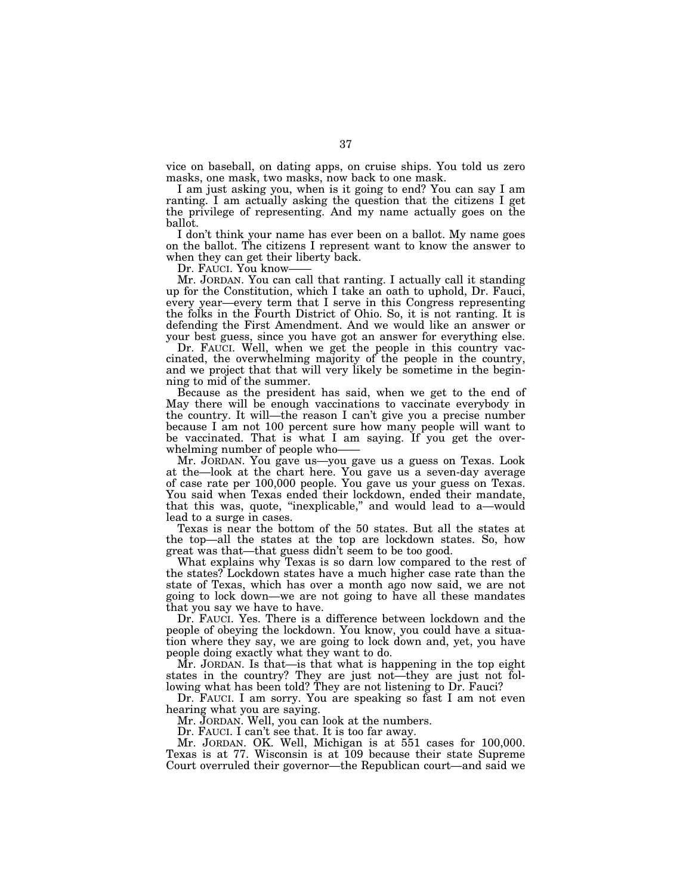vice on baseball, on dating apps, on cruise ships. You told us zero masks, one mask, two masks, now back to one mask.

I am just asking you, when is it going to end? You can say I am ranting. I am actually asking the question that the citizens I get the privilege of representing. And my name actually goes on the ballot.

I don't think your name has ever been on a ballot. My name goes on the ballot. The citizens I represent want to know the answer to when they can get their liberty back.

Dr. FAUCI. You know——

Mr. JORDAN. You can call that ranting. I actually call it standing up for the Constitution, which I take an oath to uphold, Dr. Fauci, every year—every term that I serve in this Congress representing the folks in the Fourth District of Ohio. So, it is not ranting. It is defending the First Amendment. And we would like an answer or your best guess, since you have got an answer for everything else.

Dr. FAUCI. Well, when we get the people in this country vaccinated, the overwhelming majority of the people in the country, and we project that that will very likely be sometime in the beginning to mid of the summer.

Because as the president has said, when we get to the end of May there will be enough vaccinations to vaccinate everybody in the country. It will—the reason I can't give you a precise number because I am not 100 percent sure how many people will want to be vaccinated. That is what I am saying. If you get the overwhelming number of people who——

Mr. JORDAN. You gave us—you gave us a guess on Texas. Look at the—look at the chart here. You gave us a seven-day average of case rate per 100,000 people. You gave us your guess on Texas. You said when Texas ended their lockdown, ended their mandate, that this was, quote, "inexplicable," and would lead to a—would lead to a surge in cases.

Texas is near the bottom of the 50 states. But all the states at the top—all the states at the top are lockdown states. So, how great was that—that guess didn't seem to be too good.

What explains why Texas is so darn low compared to the rest of the states? Lockdown states have a much higher case rate than the state of Texas, which has over a month ago now said, we are not going to lock down—we are not going to have all these mandates that you say we have to have.

Dr. FAUCI. Yes. There is a difference between lockdown and the people of obeying the lockdown. You know, you could have a situation where they say, we are going to lock down and, yet, you have people doing exactly what they want to do.

Mr. JORDAN. Is that—is that what is happening in the top eight states in the country? They are just not—they are just not following what has been told? They are not listening to Dr. Fauci?

Dr. FAUCI. I am sorry. You are speaking so fast I am not even hearing what you are saying.

Mr. JORDAN. Well, you can look at the numbers.

Dr. FAUCI. I can't see that. It is too far away.

Mr. JORDAN. OK. Well, Michigan is at 551 cases for 100,000. Texas is at 77. Wisconsin is at 109 because their state Supreme Court overruled their governor—the Republican court—and said we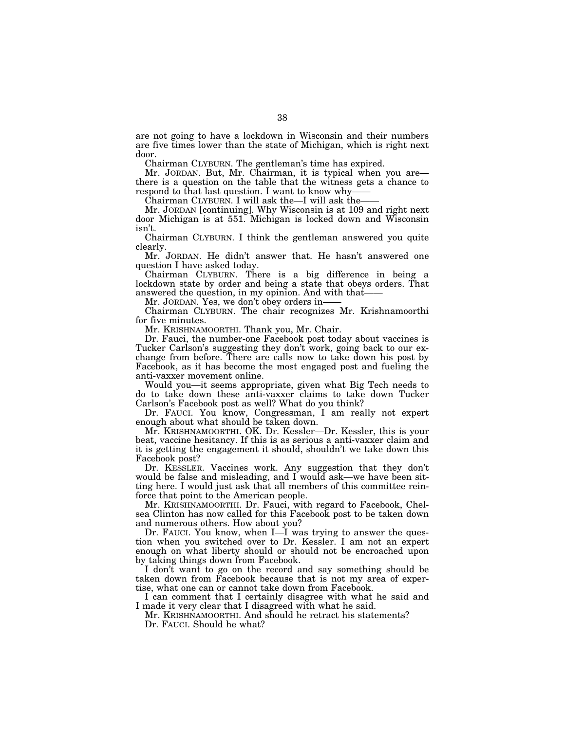are not going to have a lockdown in Wisconsin and their numbers are five times lower than the state of Michigan, which is right next door.

Chairman CLYBURN. The gentleman's time has expired.

Mr. JORDAN. But, Mr. Chairman, it is typical when you are—there is a question on the table that the witness gets a chance to respond to that last question. I want to know why——

Chairman CLYBURN. I will ask the—I will ask the——

Mr. JORDAN [continuing]. Why Wisconsin is at 109 and right next door Michigan is at 551. Michigan is locked down and Wisconsin isn't.

Chairman CLYBURN. I think the gentleman answered you quite clearly.

Mr. JORDAN. He didn't answer that. He hasn't answered one question I have asked today.

Chairman CLYBURN. There is a big difference in being a lockdown state by order and being a state that obeys orders. That answered the question, in my opinion. And with that——

Mr. JORDAN. Yes, we don't obey orders in——

Chairman CLYBURN. The chair recognizes Mr. Krishnamoorthi for five minutes.

Mr. KRISHNAMOORTHI. Thank you, Mr. Chair.

Dr. Fauci, the number-one Facebook post today about vaccines is Tucker Carlson's suggesting they don't work, going back to our exchange from before. There are calls now to take down his post by Facebook, as it has become the most engaged post and fueling the anti-vaxxer movement online.

Would you—it seems appropriate, given what Big Tech needs to do to take down these anti-vaxxer claims to take down Tucker Carlson's Facebook post as well? What do you think?

Dr. FAUCI. You know, Congressman, I am really not expert enough about what should be taken down.

Mr. KRISHNAMOORTHI. OK. Dr. Kessler—Dr. Kessler, this is your beat, vaccine hesitancy. If this is as serious a anti-vaxxer claim and it is getting the engagement it should, shouldn't we take down this Facebook post?

Dr. KESSLER. Vaccines work. Any suggestion that they don't would be false and misleading, and I would ask—we have been sitting here. I would just ask that all members of this committee reinforce that point to the American people.

Mr. KRISHNAMOORTHI. Dr. Fauci, with regard to Facebook, Chelsea Clinton has now called for this Facebook post to be taken down and numerous others. How about you?

Dr. FAUCI. You know, when I—I was trying to answer the question when you switched over to Dr. Kessler. I am not an expert enough on what liberty should or should not be encroached upon by taking things down from Facebook.

I don't want to go on the record and say something should be taken down from Facebook because that is not my area of expertise, what one can or cannot take down from Facebook.

I can comment that I certainly disagree with what he said and I made it very clear that I disagreed with what he said.

Mr. KRISHNAMOORTHI. And should he retract his statements?

Dr. FAUCI. Should he what?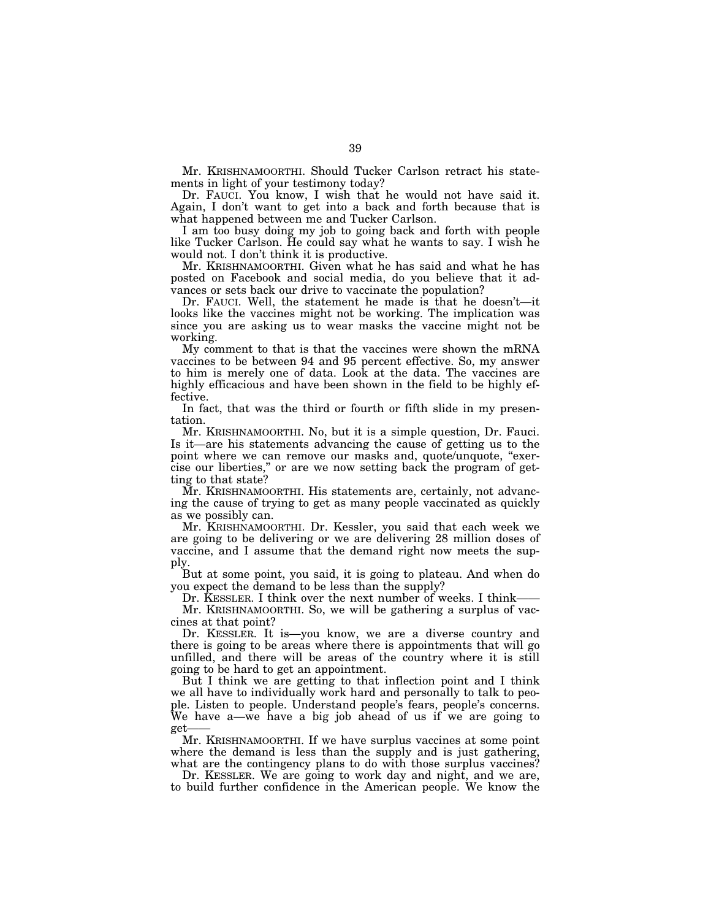Mr. KRISHNAMOORTHI. Should Tucker Carlson retract his statements in light of your testimony today?

Dr. FAUCI. You know, I wish that he would not have said it. Again, I don't want to get into a back and forth because that is what happened between me and Tucker Carlson.

I am too busy doing my job to going back and forth with people like Tucker Carlson. He could say what he wants to say. I wish he would not. I don't think it is productive.

Mr. KRISHNAMOORTHI. Given what he has said and what he has posted on Facebook and social media, do you believe that it advances or sets back our drive to vaccinate the population?

Dr. FAUCI. Well, the statement he made is that he doesn't—it looks like the vaccines might not be working. The implication was since you are asking us to wear masks the vaccine might not be working.

My comment to that is that the vaccines were shown the mRNA vaccines to be between 94 and 95 percent effective. So, my answer to him is merely one of data. Look at the data. The vaccines are highly efficacious and have been shown in the field to be highly effective.

In fact, that was the third or fourth or fifth slide in my presentation.

Mr. KRISHNAMOORTHI. No, but it is a simple question, Dr. Fauci. Is it—are his statements advancing the cause of getting us to the point where we can remove our masks and, quote/unquote, "exercise our liberties," or are we now setting back the program of getting to that state?

Mr. KRISHNAMOORTHI. His statements are, certainly, not advancing the cause of trying to get as many people vaccinated as quickly as we possibly can.

Mr. KRISHNAMOORTHI. Dr. Kessler, you said that each week we are going to be delivering or we are delivering 28 million doses of vaccine, and I assume that the demand right now meets the supply.

But at some point, you said, it is going to plateau. And when do you expect the demand to be less than the supply?

Dr. KESSLER. I think over the next number of weeks. I think——

Mr. KRISHNAMOORTHI. So, we will be gathering a surplus of vaccines at that point?

Dr. KESSLER. It is—you know, we are a diverse country and there is going to be areas where there is appointments that will go unfilled, and there will be areas of the country where it is still going to be hard to get an appointment.

But I think we are getting to that inflection point and I think we all have to individually work hard and personally to talk to people. Listen to people. Understand people's fears, people's concerns. We have a—we have a big job ahead of us if we are going to get——

Mr. KRISHNAMOORTHI. If we have surplus vaccines at some point where the demand is less than the supply and is just gathering, what are the contingency plans to do with those surplus vaccines?

Dr. KESSLER. We are going to work day and night, and we are, to build further confidence in the American people. We know the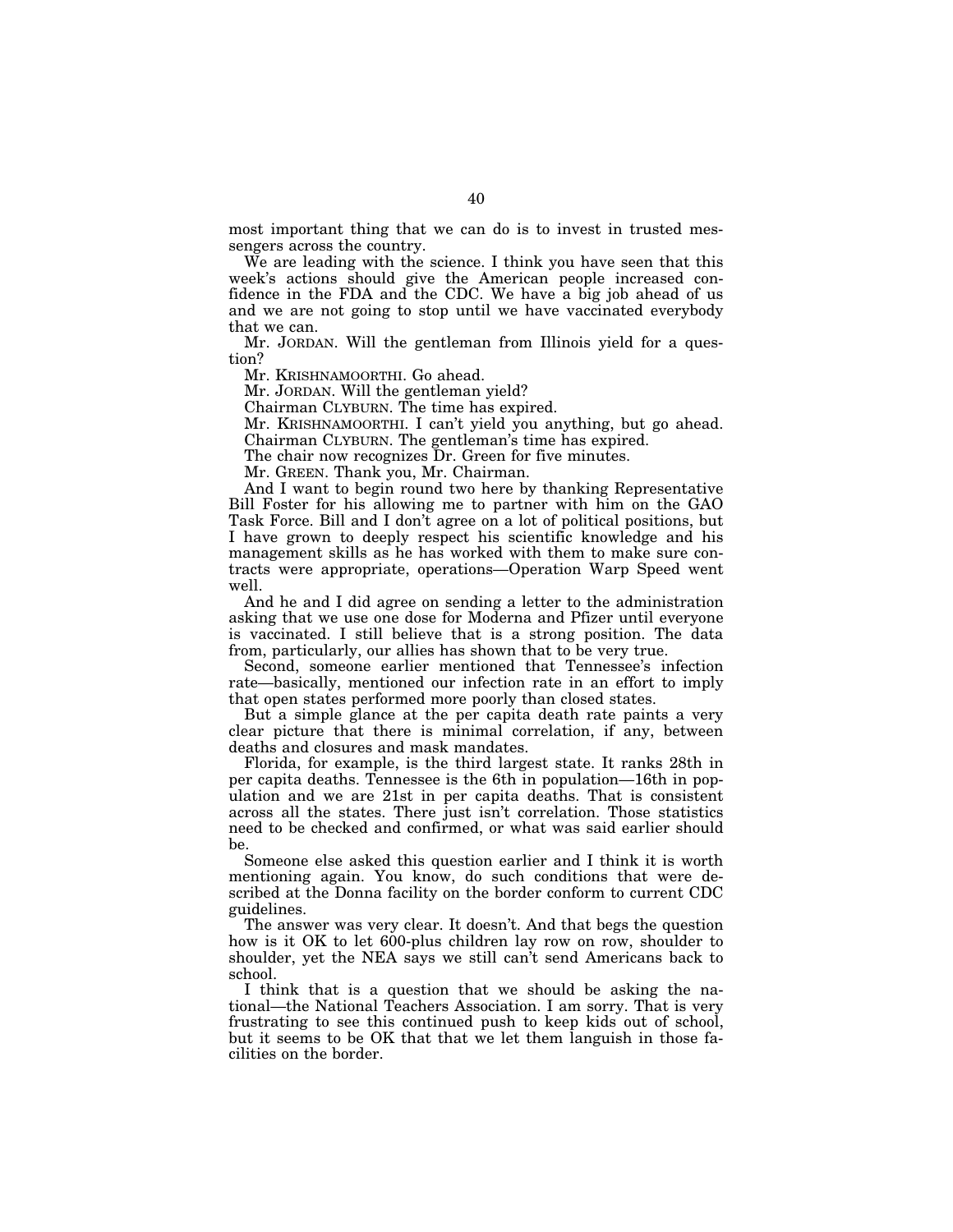most important thing that we can do is to invest in trusted messengers across the country.

We are leading with the science. I think you have seen that this week's actions should give the American people increased confidence in the FDA and the CDC. We have a big job ahead of us and we are not going to stop until we have vaccinated everybody that we can.

Mr. JORDAN. Will the gentleman from Illinois yield for a question?

Mr. KRISHNAMOORTHI. Go ahead.

Mr. JORDAN. Will the gentleman yield?

Chairman CLYBURN. The time has expired.

Mr. KRISHNAMOORTHI. I can't yield you anything, but go ahead.

Chairman CLYBURN. The gentleman's time has expired.

The chair now recognizes Dr. Green for five minutes.

Mr. GREEN. Thank you, Mr. Chairman.

And I want to begin round two here by thanking Representative Bill Foster for his allowing me to partner with him on the GAO Task Force. Bill and I don't agree on a lot of political positions, but I have grown to deeply respect his scientific knowledge and his management skills as he has worked with them to make sure contracts were appropriate, operations—Operation Warp Speed went well.

And he and I did agree on sending a letter to the administration asking that we use one dose for Moderna and Pfizer until everyone is vaccinated. I still believe that is a strong position. The data from, particularly, our allies has shown that to be very true.

Second, someone earlier mentioned that Tennessee's infection rate—basically, mentioned our infection rate in an effort to imply that open states performed more poorly than closed states.

But a simple glance at the per capita death rate paints a very clear picture that there is minimal correlation, if any, between deaths and closures and mask mandates.

Florida, for example, is the third largest state. It ranks 28th in per capita deaths. Tennessee is the 6th in population—16th in population and we are 21st in per capita deaths. That is consistent across all the states. There just isn't correlation. Those statistics need to be checked and confirmed, or what was said earlier should be.

Someone else asked this question earlier and I think it is worth mentioning again. You know, do such conditions that were described at the Donna facility on the border conform to current CDC guidelines.

The answer was very clear. It doesn't. And that begs the question how is it OK to let 600-plus children lay row on row, shoulder to shoulder, yet the NEA says we still can't send Americans back to school.

I think that is a question that we should be asking the national—the National Teachers Association. I am sorry. That is very frustrating to see this continued push to keep kids out of school, but it seems to be OK that that we let them languish in those facilities on the border.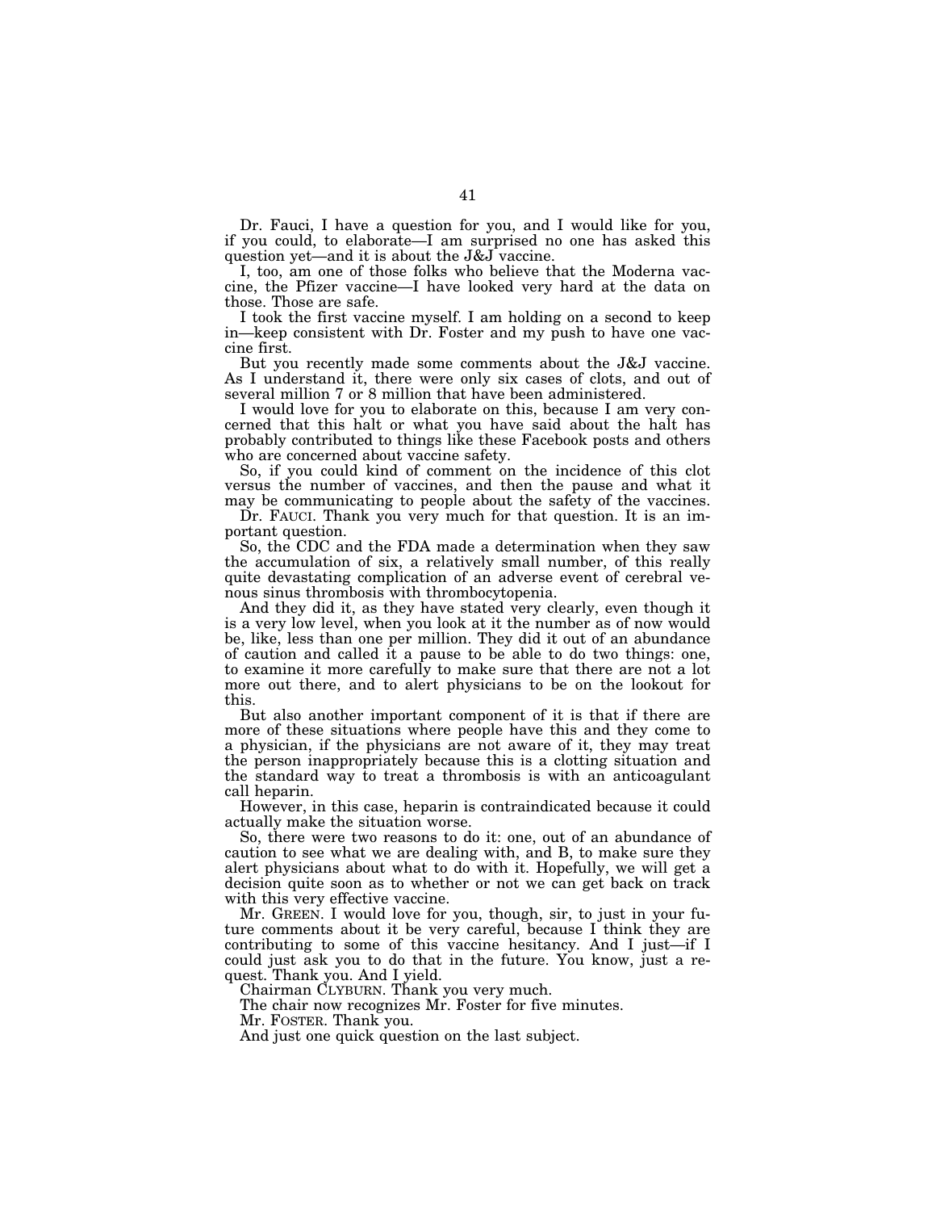Dr. Fauci, I have a question for you, and I would like for you, if you could, to elaborate—I am surprised no one has asked this question yet—and it is about the J&J vaccine.

I, too, am one of those folks who believe that the Moderna vaccine, the Pfizer vaccine—I have looked very hard at the data on those. Those are safe.

I took the first vaccine myself. I am holding on a second to keep in—keep consistent with Dr. Foster and my push to have one vaccine first.

But you recently made some comments about the J&J vaccine. As I understand it, there were only six cases of clots, and out of several million 7 or 8 million that have been administered.

I would love for you to elaborate on this, because I am very concerned that this halt or what you have said about the halt has probably contributed to things like these Facebook posts and others who are concerned about vaccine safety.

So, if you could kind of comment on the incidence of this clot versus the number of vaccines, and then the pause and what it may be communicating to people about the safety of the vaccines.

Dr. FAUCI. Thank you very much for that question. It is an important question.

So, the CDC and the FDA made a determination when they saw the accumulation of six, a relatively small number, of this really quite devastating complication of an adverse event of cerebral venous sinus thrombosis with thrombocytopenia.

And they did it, as they have stated very clearly, even though it is a very low level, when you look at it the number as of now would be, like, less than one per million. They did it out of an abundance of caution and called it a pause to be able to do two things: one, to examine it more carefully to make sure that there are not a lot more out there, and to alert physicians to be on the lookout for this.

But also another important component of it is that if there are more of these situations where people have this and they come to a physician, if the physicians are not aware of it, they may treat the person inappropriately because this is a clotting situation and the standard way to treat a thrombosis is with an anticoagulant call heparin.

However, in this case, heparin is contraindicated because it could actually make the situation worse.

So, there were two reasons to do it: one, out of an abundance of caution to see what we are dealing with, and B, to make sure they alert physicians about what to do with it. Hopefully, we will get a decision quite soon as to whether or not we can get back on track with this very effective vaccine.

Mr. GREEN. I would love for you, though, sir, to just in your future comments about it be very careful, because I think they are contributing to some of this vaccine hesitancy. And I just—if I could just ask you to do that in the future. You know, just a request. Thank you. And I yield.

Chairman CLYBURN. Thank you very much.

The chair now recognizes Mr. Foster for five minutes.

Mr. FOSTER. Thank you.

And just one quick question on the last subject.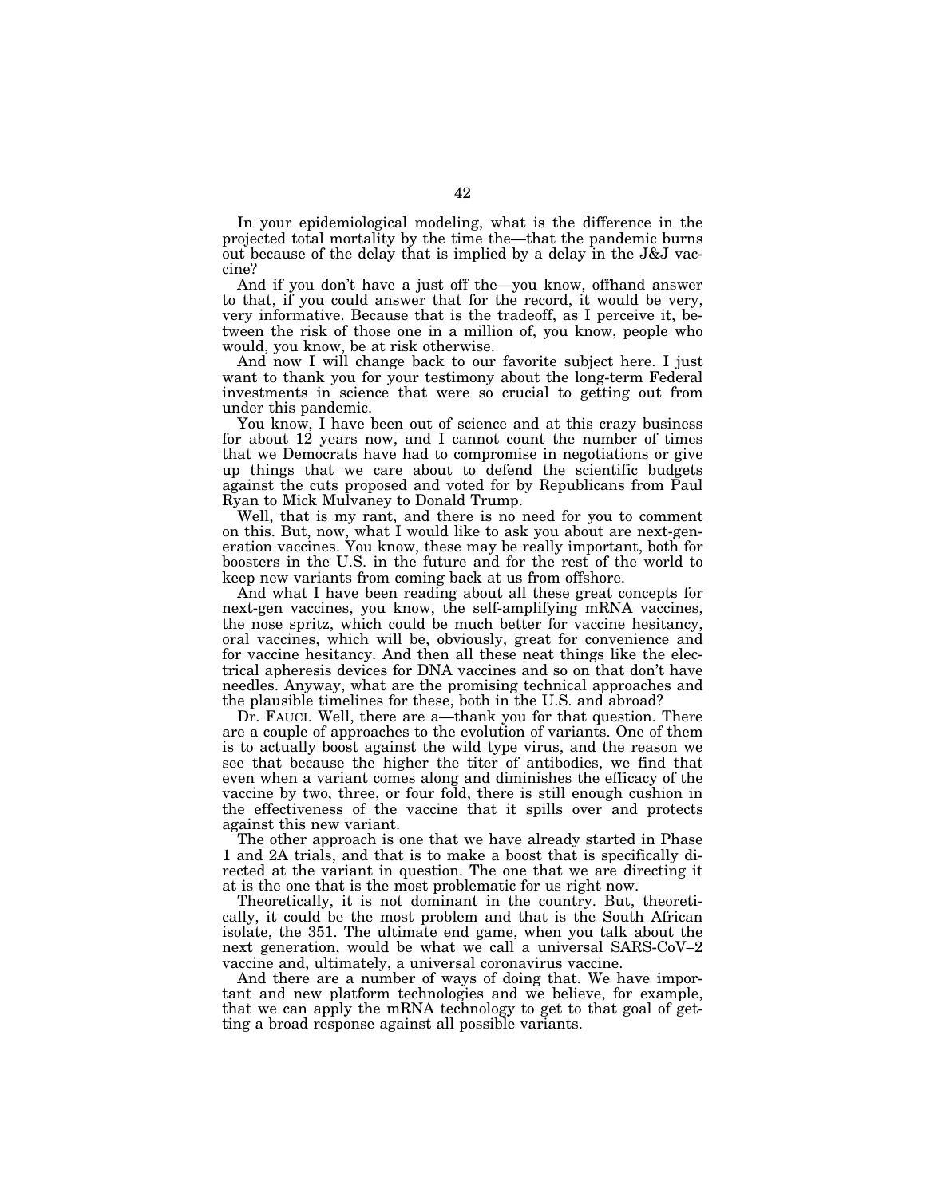In your epidemiological modeling, what is the difference in the projected total mortality by the time the—that the pandemic burns out because of the delay that is implied by a delay in the J&J vaccine?

And if you don't have a just off the—you know, offhand answer to that, if you could answer that for the record, it would be very, very informative. Because that is the tradeoff, as I perceive it, between the risk of those one in a million of, you know, people who would, you know, be at risk otherwise.

And now I will change back to our favorite subject here. I just want to thank you for your testimony about the long-term Federal investments in science that were so crucial to getting out from under this pandemic.

You know, I have been out of science and at this crazy business for about 12 years now, and I cannot count the number of times that we Democrats have had to compromise in negotiations or give up things that we care about to defend the scientific budgets against the cuts proposed and voted for by Republicans from Paul Ryan to Mick Mulvaney to Donald Trump.

Well, that is my rant, and there is no need for you to comment on this. But, now, what I would like to ask you about are next-generation vaccines. You know, these may be really important, both for boosters in the U.S. in the future and for the rest of the world to keep new variants from coming back at us from offshore.

And what I have been reading about all these great concepts for next-gen vaccines, you know, the self-amplifying mRNA vaccines, the nose spritz, which could be much better for vaccine hesitancy, oral vaccines, which will be, obviously, great for convenience and for vaccine hesitancy. And then all these neat things like the electrical apheresis devices for DNA vaccines and so on that don't have needles. Anyway, what are the promising technical approaches and the plausible timelines for these, both in the U.S. and abroad?

Dr. FAUCI. Well, there are a—thank you for that question. There are a couple of approaches to the evolution of variants. One of them is to actually boost against the wild type virus, and the reason we see that because the higher the titer of antibodies, we find that even when a variant comes along and diminishes the efficacy of the vaccine by two, three, or four fold, there is still enough cushion in the effectiveness of the vaccine that it spills over and protects against this new variant.

The other approach is one that we have already started in Phase 1 and 2A trials, and that is to make a boost that is specifically directed at the variant in question. The one that we are directing it at is the one that is the most problematic for us right now.

Theoretically, it is not dominant in the country. But, theoretically, it could be the most problem and that is the South African isolate, the 351. The ultimate end game, when you talk about the next generation, would be what we call a universal SARS-CoV–2 vaccine and, ultimately, a universal coronavirus vaccine.

And there are a number of ways of doing that. We have important and new platform technologies and we believe, for example, that we can apply the mRNA technology to get to that goal of getting a broad response against all possible variants.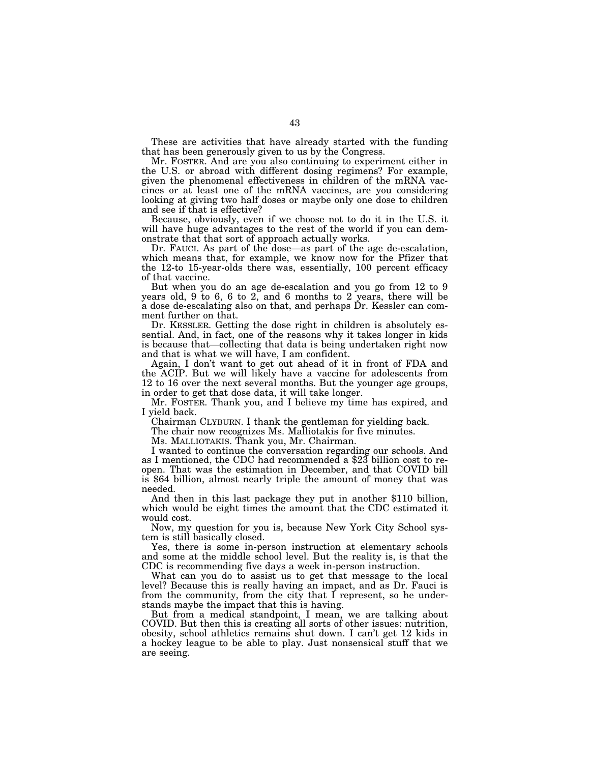These are activities that have already started with the funding that has been generously given to us by the Congress.

Mr. FOSTER. And are you also continuing to experiment either in the U.S. or abroad with different dosing regimens? For example, given the phenomenal effectiveness in children of the mRNA vaccines or at least one of the mRNA vaccines, are you considering looking at giving two half doses or maybe only one dose to children and see if that is effective?

Because, obviously, even if we choose not to do it in the U.S. it will have huge advantages to the rest of the world if you can demonstrate that that sort of approach actually works.

Dr. FAUCI. As part of the dose—as part of the age de-escalation, which means that, for example, we know now for the Pfizer that the 12-to 15-year-olds there was, essentially, 100 percent efficacy of that vaccine.

But when you do an age de-escalation and you go from 12 to 9 years old, 9 to 6, 6 to 2, and 6 months to 2 years, there will be a dose de-escalating also on that, and perhaps Dr. Kessler can comment further on that.

Dr. KESSLER. Getting the dose right in children is absolutely essential. And, in fact, one of the reasons why it takes longer in kids is because that—collecting that data is being undertaken right now and that is what we will have, I am confident.

Again, I don't want to get out ahead of it in front of FDA and the ACIP. But we will likely have a vaccine for adolescents from 12 to 16 over the next several months. But the younger age groups, in order to get that dose data, it will take longer.

Mr. FOSTER. Thank you, and I believe my time has expired, and I yield back.

Chairman CLYBURN. I thank the gentleman for yielding back.

The chair now recognizes Ms. Malliotakis for five minutes.

Ms. MALLIOTAKIS. Thank you, Mr. Chairman.

I wanted to continue the conversation regarding our schools. And as I mentioned, the CDC had recommended a $23 billion cost to reopen. That was the estimation in December, and that COVID bill is $64 billion, almost nearly triple the amount of money that was needed.

And then in this last package they put in another $110 billion, which would be eight times the amount that the CDC estimated it would cost.

Now, my question for you is, because New York City School system is still basically closed.

Yes, there is some in-person instruction at elementary schools and some at the middle school level. But the reality is, is that the CDC is recommending five days a week in-person instruction.

What can you do to assist us to get that message to the local level? Because this is really having an impact, and as Dr. Fauci is from the community, from the city that I represent, so he understands maybe the impact that this is having.

But from a medical standpoint, I mean, we are talking about COVID. But then this is creating all sorts of other issues: nutrition, obesity, school athletics remains shut down. I can't get 12 kids in a hockey league to be able to play. Just nonsensical stuff that we are seeing.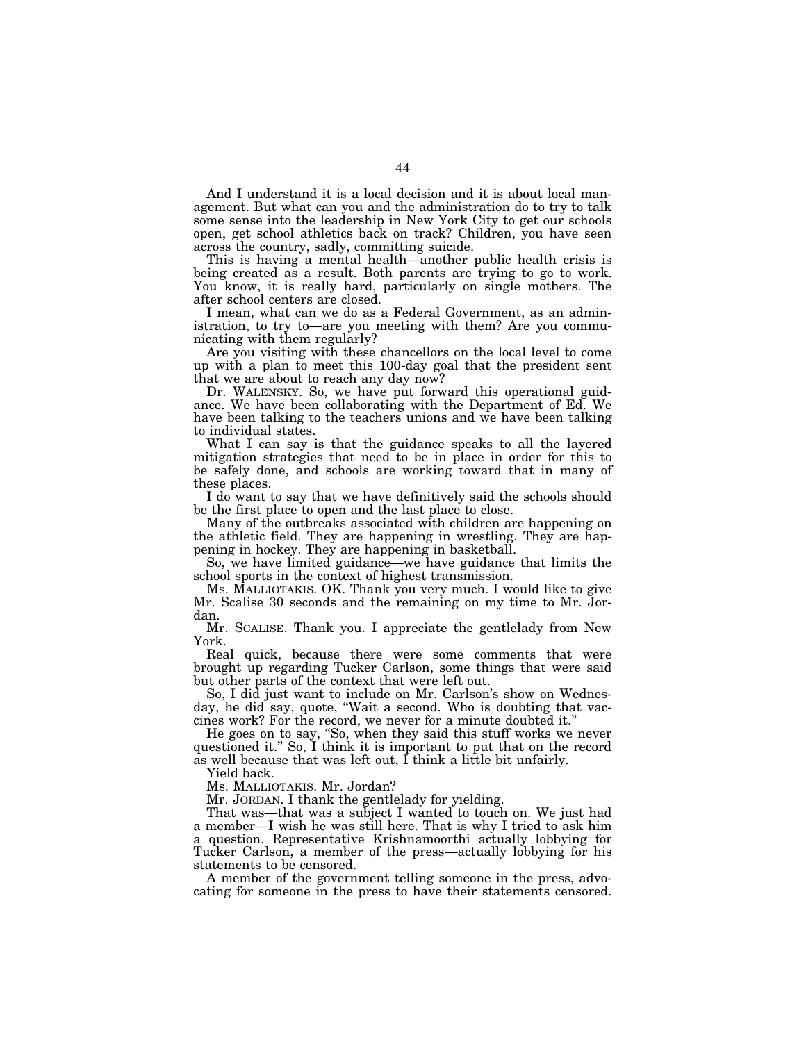And I understand it is a local decision and it is about local management. But what can you and the administration do to try to talk some sense into the leadership in New York City to get our schools open, get school athletics back on track? Children, you have seen across the country, sadly, committing suicide.

This is having a mental health—another public health crisis is being created as a result. Both parents are trying to go to work. You know, it is really hard, particularly on single mothers. The after school centers are closed.

I mean, what can we do as a Federal Government, as an administration, to try to—are you meeting with them? Are you communicating with them regularly?

Are you visiting with these chancellors on the local level to come up with a plan to meet this 100-day goal that the president sent that we are about to reach any day now?

Dr. WALENSKY. So, we have put forward this operational guidance. We have been collaborating with the Department of Ed. We have been talking to the teachers unions and we have been talking to individual states.

What I can say is that the guidance speaks to all the layered mitigation strategies that need to be in place in order for this to be safely done, and schools are working toward that in many of these places.

I do want to say that we have definitively said the schools should be the first place to open and the last place to close.

Many of the outbreaks associated with children are happening on the athletic field. They are happening in wrestling. They are happening in hockey. They are happening in basketball.

So, we have limited guidance—we have guidance that limits the school sports in the context of highest transmission.

Ms. MALLIOTAKIS. OK. Thank you very much. I would like to give Mr. Scalise 30 seconds and the remaining on my time to Mr. Jordan.

Mr. SCALISE. Thank you. I appreciate the gentlelady from New York.

Real quick, because there were some comments that were brought up regarding Tucker Carlson, some things that were said but other parts of the context that were left out.

So, I did just want to include on Mr. Carlson's show on Wednesday, he did say, quote, "Wait a second. Who is doubting that vaccines work? For the record, we never for a minute doubted it."

He goes on to say, "So, when they said this stuff works we never questioned it." So, I think it is important to put that on the record as well because that was left out, I think a little bit unfairly.

Yield back.

Ms. MALLIOTAKIS. Mr. Jordan?

Mr. JORDAN. I thank the gentlelady for yielding.

That was—that was a subject I wanted to touch on. We just had a member—I wish he was still here. That is why I tried to ask him a question. Representative Krishnamoorthi actually lobbying for Tucker Carlson, a member of the press—actually lobbying for his statements to be censored.

A member of the government telling someone in the press, advocating for someone in the press to have their statements censored.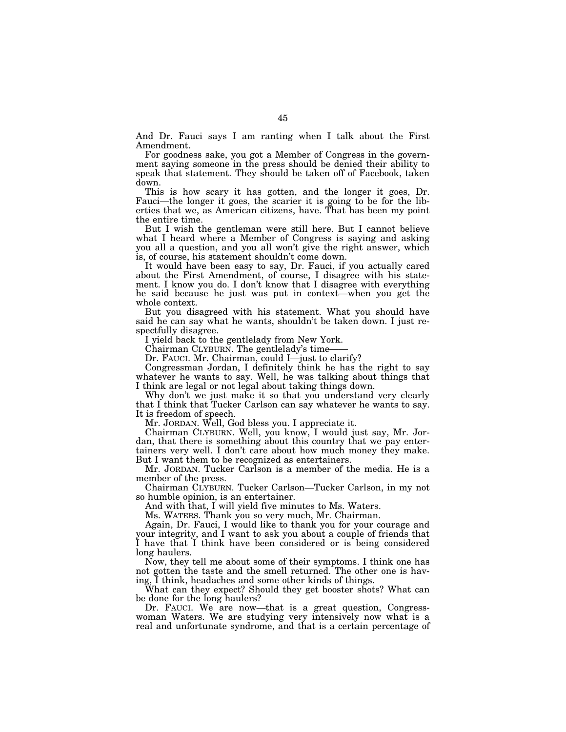And Dr. Fauci says I am ranting when I talk about the First Amendment.

For goodness sake, you got a Member of Congress in the government saying someone in the press should be denied their ability to speak that statement. They should be taken off of Facebook, taken down.

This is how scary it has gotten, and the longer it goes, Dr. Fauci—the longer it goes, the scarier it is going to be for the liberties that we, as American citizens, have. That has been my point the entire time.

But I wish the gentleman were still here. But I cannot believe what I heard where a Member of Congress is saying and asking you all a question, and you all won't give the right answer, which is, of course, his statement shouldn't come down.

It would have been easy to say, Dr. Fauci, if you actually cared about the First Amendment, of course, I disagree with his statement. I know you do. I don't know that I disagree with everything he said because he just was put in context—when you get the whole context.

But you disagreed with his statement. What you should have said he can say what he wants, shouldn't be taken down. I just respectfully disagree.

I yield back to the gentlelady from New York.

Chairman CLYBURN. The gentlelady's time——

Dr. FAUCI. Mr. Chairman, could I—just to clarify?

Congressman Jordan, I definitely think he has the right to say whatever he wants to say. Well, he was talking about things that I think are legal or not legal about taking things down.

Why don't we just make it so that you understand very clearly that I think that Tucker Carlson can say whatever he wants to say. It is freedom of speech.

Mr. JORDAN. Well, God bless you. I appreciate it.

Chairman CLYBURN. Well, you know, I would just say, Mr. Jordan, that there is something about this country that we pay entertainers very well. I don't care about how much money they make. But I want them to be recognized as entertainers.

Mr. JORDAN. Tucker Carlson is a member of the media. He is a member of the press.

Chairman CLYBURN. Tucker Carlson—Tucker Carlson, in my not so humble opinion, is an entertainer.

And with that, I will yield five minutes to Ms. Waters.

Ms. WATERS. Thank you so very much, Mr. Chairman.

Again, Dr. Fauci, I would like to thank you for your courage and your integrity, and I want to ask you about a couple of friends that I have that I think have been considered or is being considered long haulers.

Now, they tell me about some of their symptoms. I think one has not gotten the taste and the smell returned. The other one is having, I think, headaches and some other kinds of things.

What can they expect? Should they get booster shots? What can be done for the long haulers?

Dr. FAUCI. We are now—that is a great question, Congresswoman Waters. We are studying very intensively now what is a real and unfortunate syndrome, and that is a certain percentage of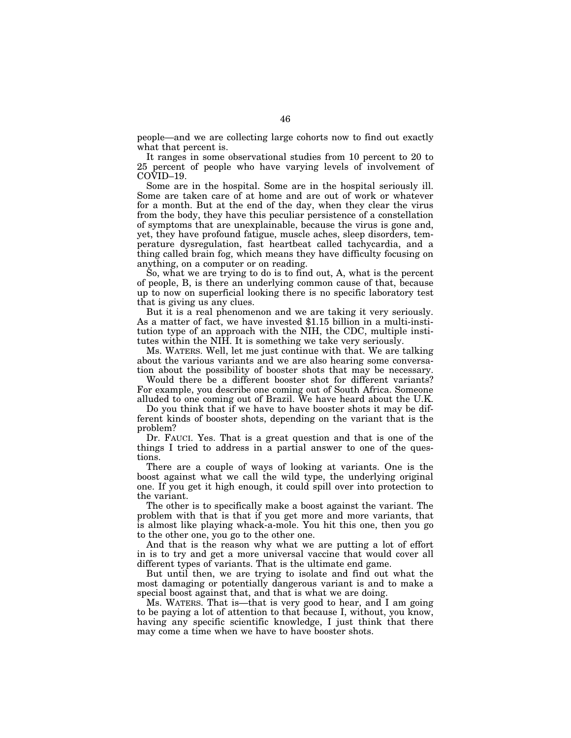people—and we are collecting large cohorts now to find out exactly what that percent is.

It ranges in some observational studies from 10 percent to 20 to 25 percent of people who have varying levels of involvement of COVID–19.

Some are in the hospital. Some are in the hospital seriously ill. Some are taken care of at home and are out of work or whatever for a month. But at the end of the day, when they clear the virus from the body, they have this peculiar persistence of a constellation of symptoms that are unexplainable, because the virus is gone and, yet, they have profound fatigue, muscle aches, sleep disorders, temperature dysregulation, fast heartbeat called tachycardia, and a thing called brain fog, which means they have difficulty focusing on anything, on a computer or on reading.

So, what we are trying to do is to find out, A, what is the percent of people, B, is there an underlying common cause of that, because up to now on superficial looking there is no specific laboratory test that is giving us any clues.

But it is a real phenomenon and we are taking it very seriously. As a matter of fact, we have invested $1.15 billion in a multi-institution type of an approach with the NIH, the CDC, multiple institutes within the NIH. It is something we take very seriously.

Ms. WATERS. Well, let me just continue with that. We are talking about the various variants and we are also hearing some conversation about the possibility of booster shots that may be necessary.

Would there be a different booster shot for different variants? For example, you describe one coming out of South Africa. Someone alluded to one coming out of Brazil. We have heard about the U.K.

Do you think that if we have to have booster shots it may be different kinds of booster shots, depending on the variant that is the problem?

Dr. FAUCI. Yes. That is a great question and that is one of the things I tried to address in a partial answer to one of the questions.

There are a couple of ways of looking at variants. One is the boost against what we call the wild type, the underlying original one. If you get it high enough, it could spill over into protection to the variant.

The other is to specifically make a boost against the variant. The problem with that is that if you get more and more variants, that is almost like playing whack-a-mole. You hit this one, then you go to the other one, you go to the other one.

And that is the reason why what we are putting a lot of effort in is to try and get a more universal vaccine that would cover all different types of variants. That is the ultimate end game.

But until then, we are trying to isolate and find out what the most damaging or potentially dangerous variant is and to make a special boost against that, and that is what we are doing.

Ms. WATERS. That is—that is very good to hear, and I am going to be paying a lot of attention to that because I, without, you know, having any specific scientific knowledge, I just think that there may come a time when we have to have booster shots.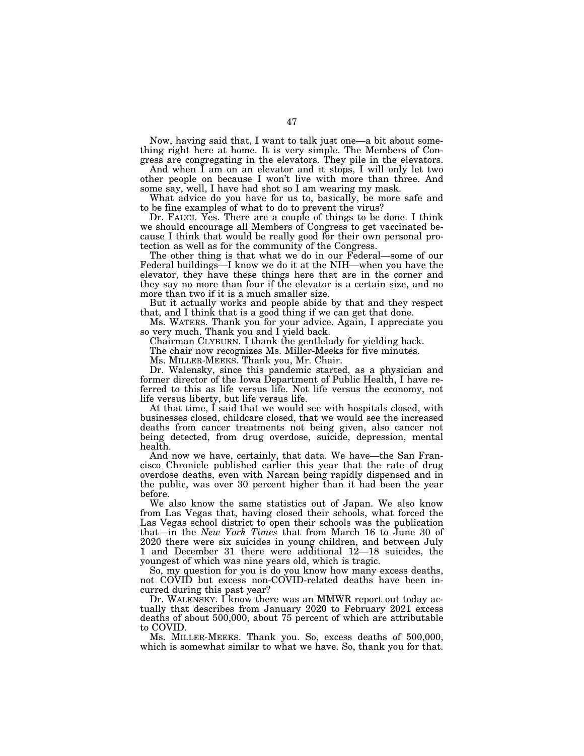Now, having said that, I want to talk just one—a bit about something right here at home. It is very simple. The Members of Congress are congregating in the elevators. They pile in the elevators.

And when I am on an elevator and it stops, I will only let two other people on because I won't live with more than three. And some say, well, I have had shot so I am wearing my mask.

What advice do you have for us to, basically, be more safe and to be fine examples of what to do to prevent the virus?

Dr. FAUCI. Yes. There are a couple of things to be done. I think we should encourage all Members of Congress to get vaccinated because I think that would be really good for their own personal protection as well as for the community of the Congress.

The other thing is that what we do in our Federal—some of our Federal buildings—I know we do it at the NIH—when you have the elevator, they have these things here that are in the corner and they say no more than four if the elevator is a certain size, and no more than two if it is a much smaller size.

But it actually works and people abide by that and they respect that, and I think that is a good thing if we can get that done.

Ms. WATERS. Thank you for your advice. Again, I appreciate you so very much. Thank you and I yield back.

Chairman CLYBURN. I thank the gentlelady for yielding back.

The chair now recognizes Ms. Miller-Meeks for five minutes.

Ms. MILLER-MEEKS. Thank you, Mr. Chair.

Dr. Walensky, since this pandemic started, as a physician and former director of the Iowa Department of Public Health, I have referred to this as life versus life. Not life versus the economy, not life versus liberty, but life versus life.

At that time, I said that we would see with hospitals closed, with businesses closed, childcare closed, that we would see the increased deaths from cancer treatments not being given, also cancer not being detected, from drug overdose, suicide, depression, mental health.

And now we have, certainly, that data. We have—the San Francisco Chronicle published earlier this year that the rate of drug overdose deaths, even with Narcan being rapidly dispensed and in the public, was over 30 percent higher than it had been the year before.

We also know the same statistics out of Japan. We also know from Las Vegas that, having closed their schools, what forced the Las Vegas school district to open their schools was the publication that—in the *New York Times* that from March 16 to June 30 of 2020 there were six suicides in young children, and between July 1 and December 31 there were additional 12—18 suicides, the youngest of which was nine years old, which is tragic.

So, my question for you is do you know how many excess deaths, not COVID but excess non-COVID-related deaths have been incurred during this past year?

Dr. WALENSKY. I know there was an MMWR report out today actually that describes from January 2020 to February 2021 excess deaths of about 500,000, about 75 percent of which are attributable to COVID.

Ms. MILLER-MEEKS. Thank you. So, excess deaths of 500,000, which is somewhat similar to what we have. So, thank you for that.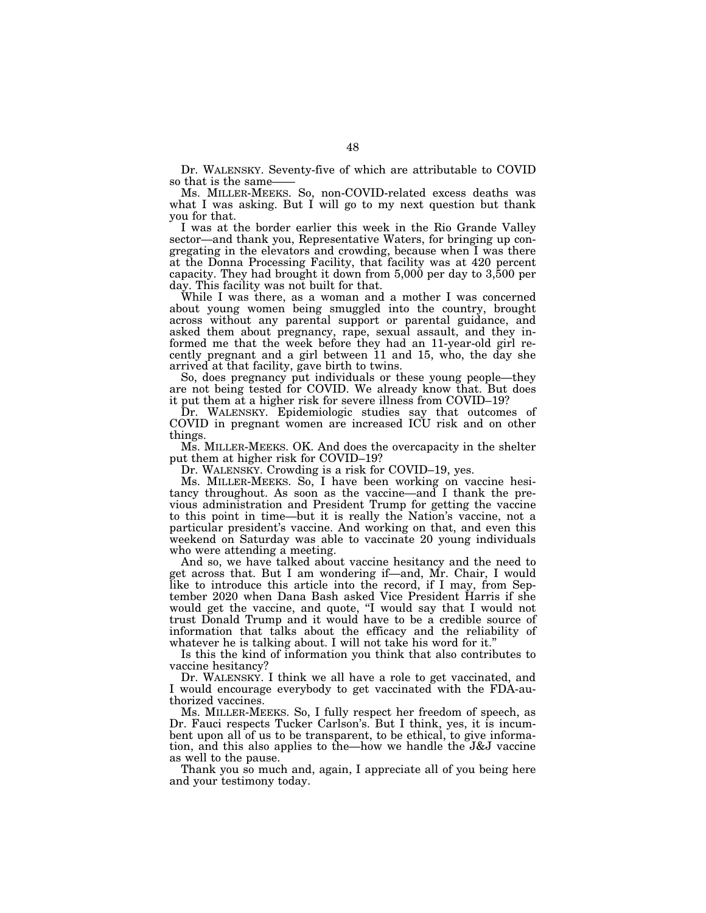Dr. WALENSKY. Seventy-five of which are attributable to COVID so that is the same——

Ms. MILLER-MEEKS. So, non-COVID-related excess deaths was what I was asking. But I will go to my next question but thank you for that.

I was at the border earlier this week in the Rio Grande Valley sector—and thank you, Representative Waters, for bringing up congregating in the elevators and crowding, because when I was there at the Donna Processing Facility, that facility was at 420 percent capacity. They had brought it down from 5,000 per day to 3,500 per day. This facility was not built for that.

While I was there, as a woman and a mother I was concerned about young women being smuggled into the country, brought across without any parental support or parental guidance, and asked them about pregnancy, rape, sexual assault, and they informed me that the week before they had an 11-year-old girl recently pregnant and a girl between 11 and 15, who, the day she arrived at that facility, gave birth to twins.

So, does pregnancy put individuals or these young people—they are not being tested for COVID. We already know that. But does it put them at a higher risk for severe illness from COVID–19?

Dr. WALENSKY. Epidemiologic studies say that outcomes of COVID in pregnant women are increased ICU risk and on other things.

Ms. MILLER-MEEKS. OK. And does the overcapacity in the shelter put them at higher risk for COVID–19?

Dr. WALENSKY. Crowding is a risk for COVID–19, yes.

Ms. MILLER-MEEKS. So, I have been working on vaccine hesitancy throughout. As soon as the vaccine—and I thank the previous administration and President Trump for getting the vaccine to this point in time—but it is really the Nation's vaccine, not a particular president's vaccine. And working on that, and even this weekend on Saturday was able to vaccinate 20 young individuals who were attending a meeting.

And so, we have talked about vaccine hesitancy and the need to get across that. But I am wondering if—and, Mr. Chair, I would like to introduce this article into the record, if I may, from September 2020 when Dana Bash asked Vice President Harris if she would get the vaccine, and quote, "I would say that I would not trust Donald Trump and it would have to be a credible source of information that talks about the efficacy and the reliability of whatever he is talking about. I will not take his word for it."

Is this the kind of information you think that also contributes to vaccine hesitancy?

Dr. WALENSKY. I think we all have a role to get vaccinated, and I would encourage everybody to get vaccinated with the FDA-authorized vaccines.

Ms. MILLER-MEEKS. So, I fully respect her freedom of speech, as Dr. Fauci respects Tucker Carlson's. But I think, yes, it is incumbent upon all of us to be transparent, to be ethical, to give information, and this also applies to the—how we handle the J&J vaccine as well to the pause.

Thank you so much and, again, I appreciate all of you being here and your testimony today.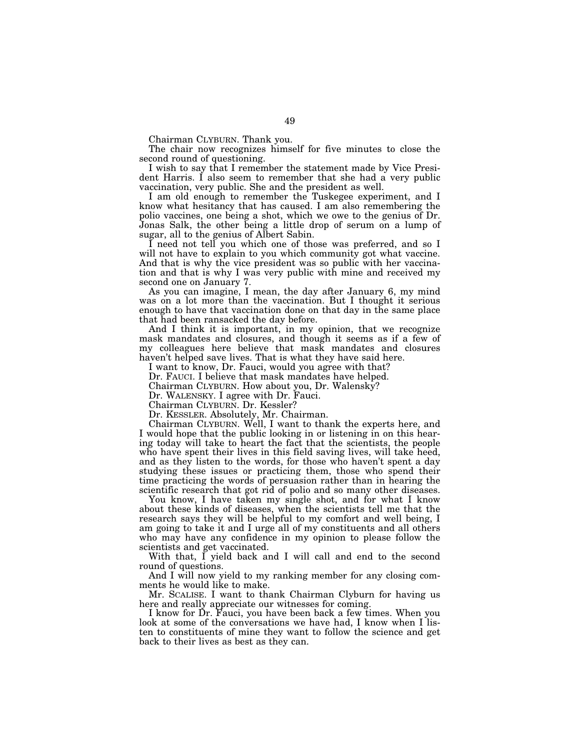Chairman CLYBURN. Thank you.

The chair now recognizes himself for five minutes to close the second round of questioning.

I wish to say that I remember the statement made by Vice President Harris. I also seem to remember that she had a very public vaccination, very public. She and the president as well.

I am old enough to remember the Tuskegee experiment, and I know what hesitancy that has caused. I am also remembering the polio vaccines, one being a shot, which we owe to the genius of Dr. Jonas Salk, the other being a little drop of serum on a lump of sugar, all to the genius of Albert Sabin.

I need not tell you which one of those was preferred, and so I will not have to explain to you which community got what vaccine. And that is why the vice president was so public with her vaccination and that is why I was very public with mine and received my second one on January 7.

As you can imagine, I mean, the day after January 6, my mind was on a lot more than the vaccination. But I thought it serious enough to have that vaccination done on that day in the same place that had been ransacked the day before.

And I think it is important, in my opinion, that we recognize mask mandates and closures, and though it seems as if a few of my colleagues here believe that mask mandates and closures haven't helped save lives. That is what they have said here.

I want to know, Dr. Fauci, would you agree with that?

Dr. FAUCI. I believe that mask mandates have helped.

Chairman CLYBURN. How about you, Dr. Walensky?

Dr. WALENSKY. I agree with Dr. Fauci.

Chairman CLYBURN. Dr. Kessler?

Dr. KESSLER. Absolutely, Mr. Chairman.

Chairman CLYBURN. Well, I want to thank the experts here, and I would hope that the public looking in or listening in on this hearing today will take to heart the fact that the scientists, the people who have spent their lives in this field saving lives, will take heed, and as they listen to the words, for those who haven't spent a day studying these issues or practicing them, those who spend their time practicing the words of persuasion rather than in hearing the scientific research that got rid of polio and so many other diseases.

You know, I have taken my single shot, and for what I know about these kinds of diseases, when the scientists tell me that the research says they will be helpful to my comfort and well being, I am going to take it and I urge all of my constituents and all others who may have any confidence in my opinion to please follow the scientists and get vaccinated.

With that, I yield back and I will call and end to the second round of questions.

And I will now yield to my ranking member for any closing comments he would like to make.

Mr. SCALISE. I want to thank Chairman Clyburn for having us here and really appreciate our witnesses for coming.

I know for Dr. Fauci, you have been back a few times. When you look at some of the conversations we have had, I know when I listen to constituents of mine they want to follow the science and get back to their lives as best as they can.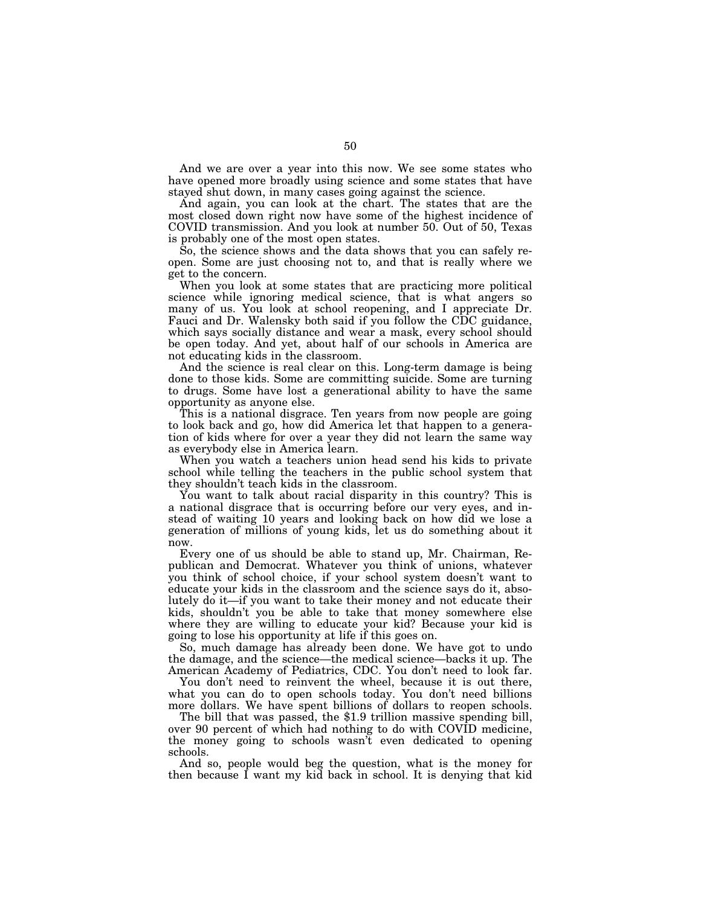And we are over a year into this now. We see some states who have opened more broadly using science and some states that have stayed shut down, in many cases going against the science.

And again, you can look at the chart. The states that are the most closed down right now have some of the highest incidence of COVID transmission. And you look at number 50. Out of 50, Texas is probably one of the most open states.

So, the science shows and the data shows that you can safely reopen. Some are just choosing not to, and that is really where we get to the concern.

When you look at some states that are practicing more political science while ignoring medical science, that is what angers so many of us. You look at school reopening, and I appreciate Dr. Fauci and Dr. Walensky both said if you follow the CDC guidance, which says socially distance and wear a mask, every school should be open today. And yet, about half of our schools in America are not educating kids in the classroom.

And the science is real clear on this. Long-term damage is being done to those kids. Some are committing suicide. Some are turning to drugs. Some have lost a generational ability to have the same opportunity as anyone else.

This is a national disgrace. Ten years from now people are going to look back and go, how did America let that happen to a generation of kids where for over a year they did not learn the same way as everybody else in America learn.

When you watch a teachers union head send his kids to private school while telling the teachers in the public school system that they shouldn't teach kids in the classroom.

You want to talk about racial disparity in this country? This is a national disgrace that is occurring before our very eyes, and instead of waiting 10 years and looking back on how did we lose a generation of millions of young kids, let us do something about it now.

Every one of us should be able to stand up, Mr. Chairman, Republican and Democrat. Whatever you think of unions, whatever you think of school choice, if your school system doesn't want to educate your kids in the classroom and the science says do it, absolutely do it—if you want to take their money and not educate their kids, shouldn't you be able to take that money somewhere else where they are willing to educate your kid? Because your kid is going to lose his opportunity at life if this goes on.

So, much damage has already been done. We have got to undo the damage, and the science—the medical science—backs it up. The American Academy of Pediatrics, CDC. You don't need to look far.

You don't need to reinvent the wheel, because it is out there, what you can do to open schools today. You don't need billions more dollars. We have spent billions of dollars to reopen schools.

The bill that was passed, the $1.9 trillion massive spending bill, over 90 percent of which had nothing to do with COVID medicine, the money going to schools wasn't even dedicated to opening schools.

And so, people would beg the question, what is the money for then because I want my kid back in school. It is denying that kid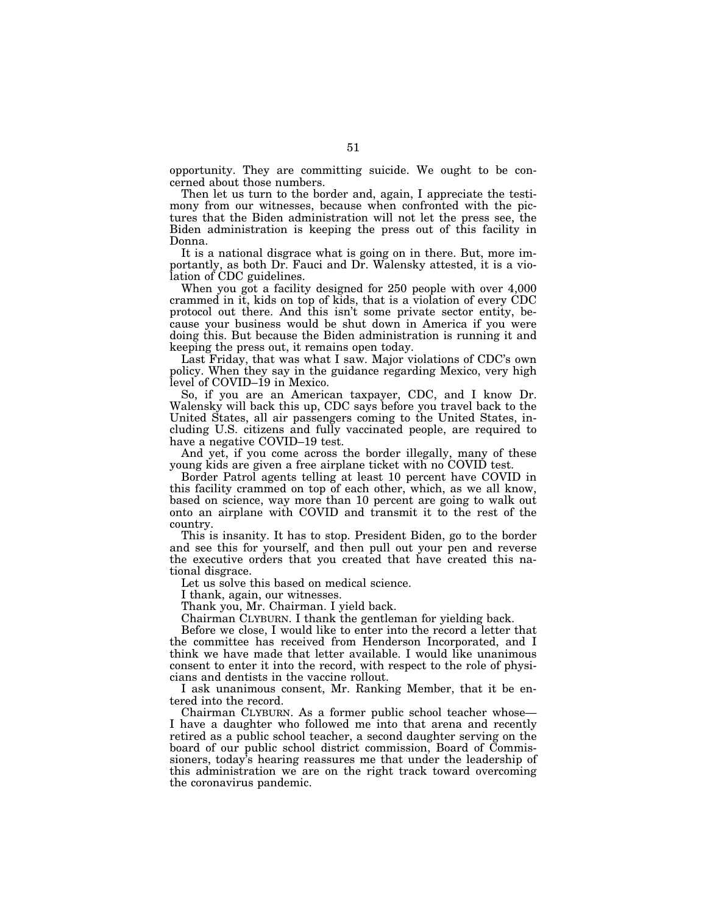opportunity. They are committing suicide. We ought to be concerned about those numbers.

Then let us turn to the border and, again, I appreciate the testimony from our witnesses, because when confronted with the pictures that the Biden administration will not let the press see, the Biden administration is keeping the press out of this facility in Donna.

It is a national disgrace what is going on in there. But, more importantly, as both Dr. Fauci and Dr. Walensky attested, it is a violation of CDC guidelines.

When you got a facility designed for 250 people with over 4,000 crammed in it, kids on top of kids, that is a violation of every CDC protocol out there. And this isn't some private sector entity, because your business would be shut down in America if you were doing this. But because the Biden administration is running it and keeping the press out, it remains open today.

Last Friday, that was what I saw. Major violations of CDC's own policy. When they say in the guidance regarding Mexico, very high level of COVID–19 in Mexico.

So, if you are an American taxpayer, CDC, and I know Dr. Walensky will back this up, CDC says before you travel back to the United States, all air passengers coming to the United States, including U.S. citizens and fully vaccinated people, are required to have a negative COVID–19 test.

And yet, if you come across the border illegally, many of these young kids are given a free airplane ticket with no COVID test.

Border Patrol agents telling at least 10 percent have COVID in this facility crammed on top of each other, which, as we all know, based on science, way more than 10 percent are going to walk out onto an airplane with COVID and transmit it to the rest of the country.

This is insanity. It has to stop. President Biden, go to the border and see this for yourself, and then pull out your pen and reverse the executive orders that you created that have created this national disgrace.

Let us solve this based on medical science.

I thank, again, our witnesses.

Thank you, Mr. Chairman. I yield back.

Chairman CLYBURN. I thank the gentleman for yielding back.

Before we close, I would like to enter into the record a letter that the committee has received from Henderson Incorporated, and I think we have made that letter available. I would like unanimous consent to enter it into the record, with respect to the role of physicians and dentists in the vaccine rollout.

I ask unanimous consent, Mr. Ranking Member, that it be entered into the record.

Chairman CLYBURN. As a former public school teacher whose— I have a daughter who followed me into that arena and recently retired as a public school teacher, a second daughter serving on the board of our public school district commission, Board of Commissioners, today's hearing reassures me that under the leadership of this administration we are on the right track toward overcoming the coronavirus pandemic.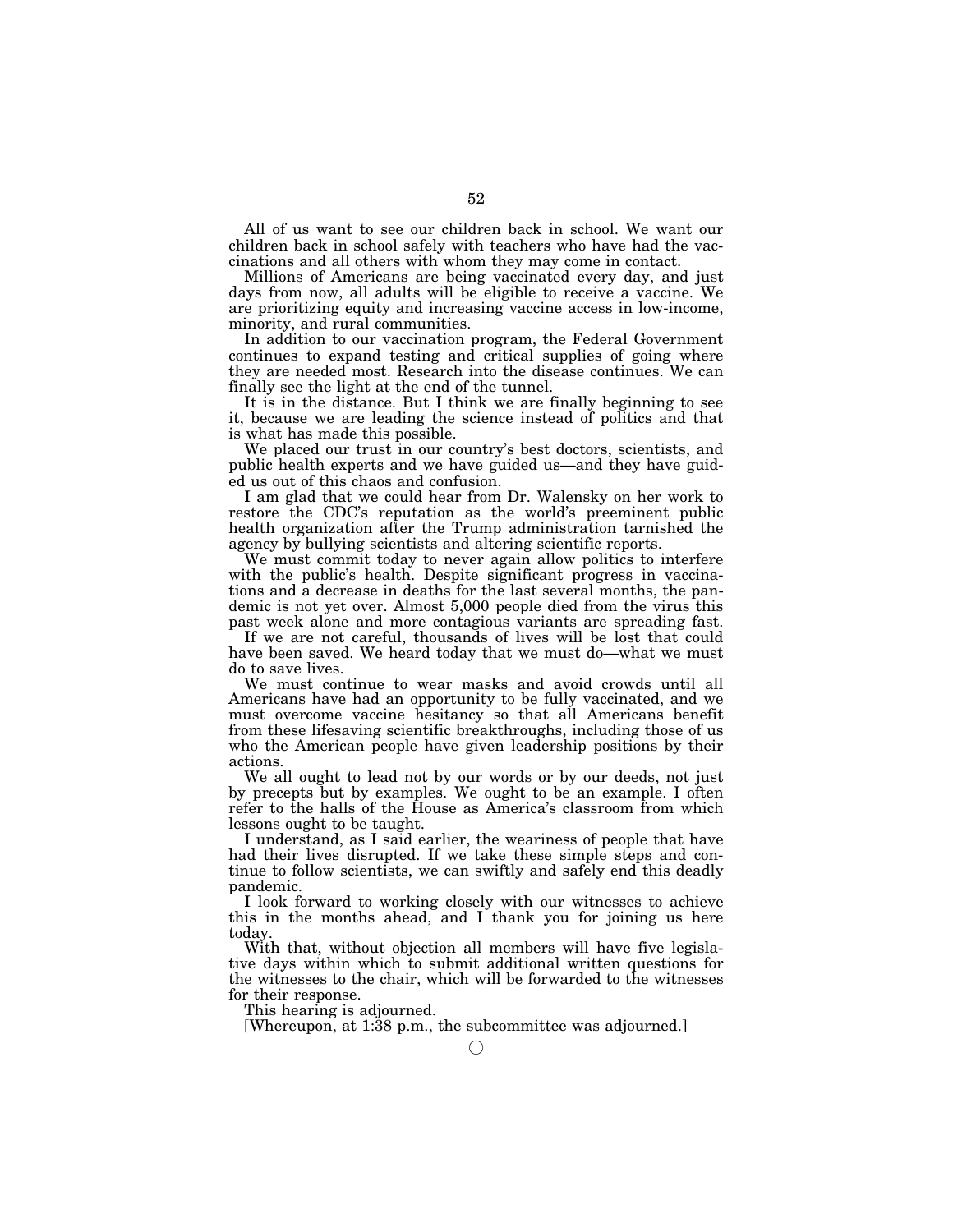All of us want to see our children back in school. We want our children back in school safely with teachers who have had the vaccinations and all others with whom they may come in contact.

Millions of Americans are being vaccinated every day, and just days from now, all adults will be eligible to receive a vaccine. We are prioritizing equity and increasing vaccine access in low-income, minority, and rural communities.

In addition to our vaccination program, the Federal Government continues to expand testing and critical supplies of going where they are needed most. Research into the disease continues. We can finally see the light at the end of the tunnel.

It is in the distance. But I think we are finally beginning to see it, because we are leading the science instead of politics and that is what has made this possible.

We placed our trust in our country's best doctors, scientists, and public health experts and we have guided us—and they have guided us out of this chaos and confusion.

I am glad that we could hear from Dr. Walensky on her work to restore the CDC's reputation as the world's preeminent public health organization after the Trump administration tarnished the agency by bullying scientists and altering scientific reports.

We must commit today to never again allow politics to interfere with the public's health. Despite significant progress in vaccinations and a decrease in deaths for the last several months, the pandemic is not yet over. Almost 5,000 people died from the virus this past week alone and more contagious variants are spreading fast.

If we are not careful, thousands of lives will be lost that could have been saved. We heard today that we must do—what we must do to save lives.

We must continue to wear masks and avoid crowds until all Americans have had an opportunity to be fully vaccinated, and we must overcome vaccine hesitancy so that all Americans benefit from these lifesaving scientific breakthroughs, including those of us who the American people have given leadership positions by their actions.

We all ought to lead not by our words or by our deeds, not just by precepts but by examples. We ought to be an example. I often refer to the halls of the House as America's classroom from which lessons ought to be taught.

I understand, as I said earlier, the weariness of people that have had their lives disrupted. If we take these simple steps and continue to follow scientists, we can swiftly and safely end this deadly pandemic.

I look forward to working closely with our witnesses to achieve this in the months ahead, and I thank you for joining us here today.

With that, without objection all members will have five legislative days within which to submit additional written questions for the witnesses to the chair, which will be forwarded to the witnesses for their response.

This hearing is adjourned.

[Whereupon, at 1:38 p.m., the subcommittee was adjourned.]

○